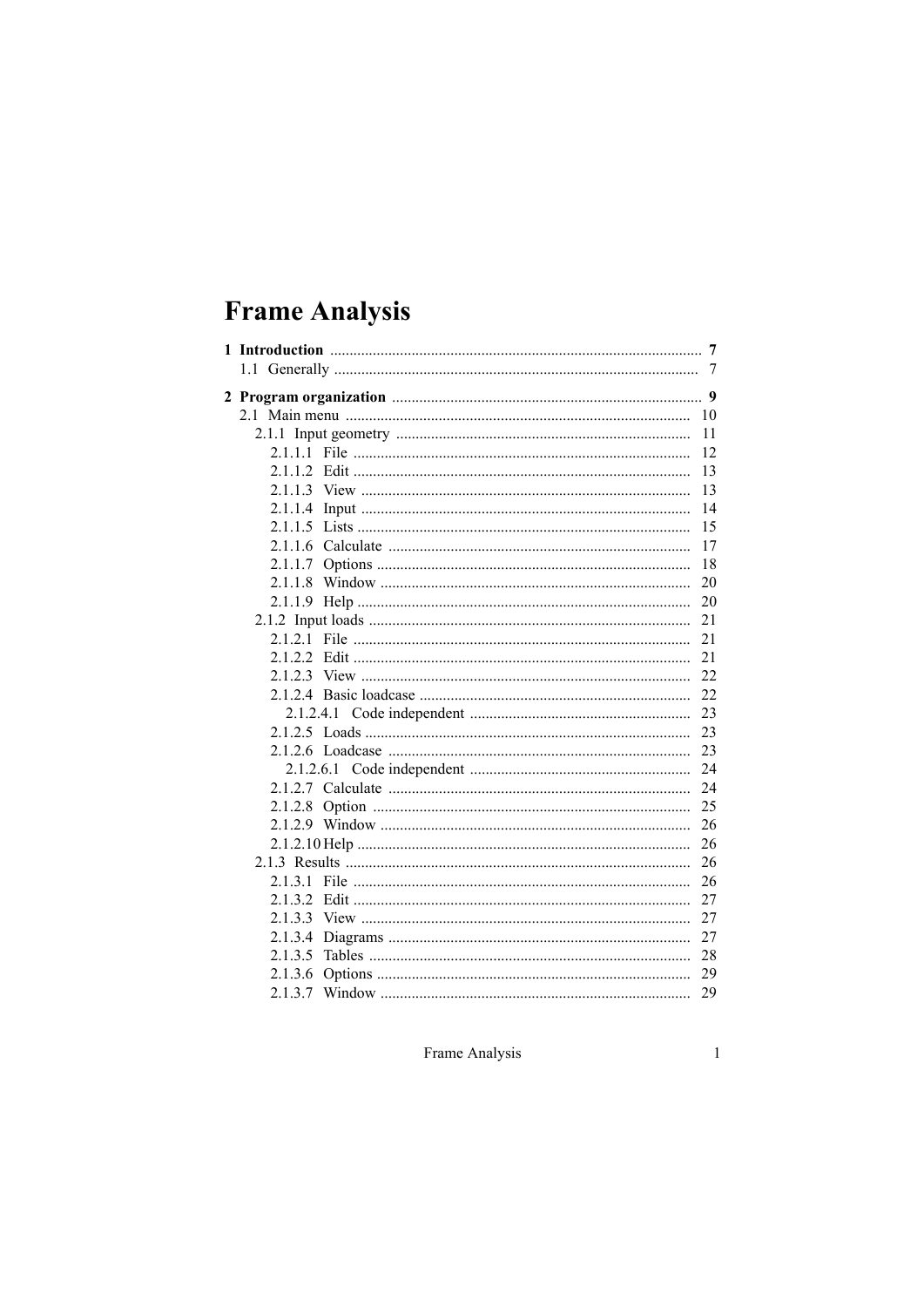# Frame Analysis

**1 Introduction** ........................................................................................ **7**
- 1.1 Generally ........................................................................................ 7

**2 Program organization** ........................................................................ **9**
- 2.1 Main menu ........................................................................................ 10
  - 2.1.1 Input geometry ........................................................................ 11
    - 2.1.1.1 File ........................................................................................ 12
    - 2.1.1.2 Edit ........................................................................................ 13
    - 2.1.1.3 View ........................................................................................ 13
    - 2.1.1.4 Input ........................................................................................ 14
    - 2.1.1.5 Lists ........................................................................................ 15
    - 2.1.1.6 Calculate ........................................................................................ 17
    - 2.1.1.7 Options ........................................................................................ 18
    - 2.1.1.8 Window ........................................................................................ 20
    - 2.1.1.9 Help ........................................................................................ 20
  - 2.1.2 Input loads ........................................................................ 21
    - 2.1.2.1 File ........................................................................................ 21
    - 2.1.2.2 Edit ........................................................................................ 21
    - 2.1.2.3 View ........................................................................................ 22
    - 2.1.2.4 Basic loadcase ........................................................................ 22
      - 2.1.2.4.1 Code independent ........................................................ 23
    - 2.1.2.5 Loads ........................................................................................ 23
    - 2.1.2.6 Loadcase ........................................................................................ 23
      - 2.1.2.6.1 Code independent ........................................................ 24
    - 2.1.2.7 Calculate ........................................................................................ 24
    - 2.1.2.8 Option ........................................................................................ 25
    - 2.1.2.9 Window ........................................................................................ 26
    - 2.1.2.10 Help ........................................................................................ 26
  - 2.1.3 Results ........................................................................................ 26
    - 2.1.3.1 File ........................................................................................ 26
    - 2.1.3.2 Edit ........................................................................................ 27
    - 2.1.3.3 View ........................................................................................ 27
    - 2.1.3.4 Diagrams ........................................................................................ 27
    - 2.1.3.5 Tables ........................................................................................ 28
    - 2.1.3.6 Options ........................................................................................ 29
    - 2.1.3.7 Window ........................................................................................ 29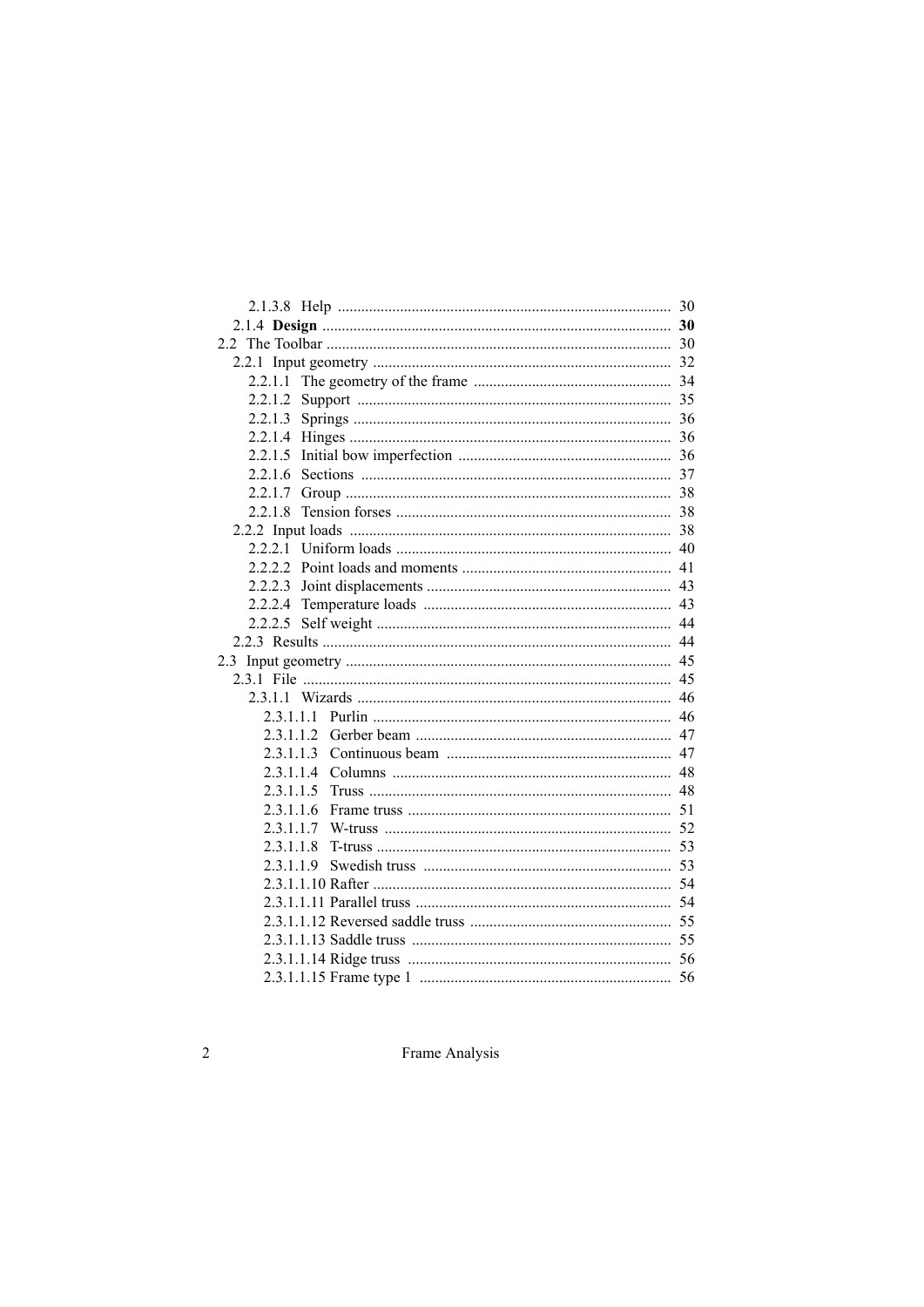2.1.3.8 Help ..................................................................................... 30
2.1.4 **Design** .......................................................................................... **30**
2.2 The Toolbar ......................................................................................... 30
2.2.1 Input geometry ............................................................................. 32
2.2.1.1 The geometry of the frame ................................................... 34
2.2.1.2 Support ................................................................................. 35
2.2.1.3 Springs .................................................................................. 36
2.2.1.4 Hinges ................................................................................... 36
2.2.1.5 Initial bow imperfection ....................................................... 36
2.2.1.6 Sections ................................................................................ 37
2.2.1.7 Group .................................................................................... 38
2.2.1.8 Tension forses ....................................................................... 38
2.2.2 Input loads ................................................................................... 38
2.2.2.1 Uniform loads ....................................................................... 40
2.2.2.2 Point loads and moments ...................................................... 41
2.2.2.3 Joint displacements ............................................................... 43
2.2.2.4 Temperature loads ................................................................ 43
2.2.2.5 Self weight ............................................................................ 44
2.2.3 Results .......................................................................................... 44
2.3 Input geometry .................................................................................... 45
2.3.1 File ............................................................................................... 45
2.3.1.1 Wizards ................................................................................. 46
2.3.1.1.1 Purlin ............................................................................. 46
2.3.1.1.2 Gerber beam .................................................................. 47
2.3.1.1.3 Continuous beam .......................................................... 47
2.3.1.1.4 Columns ........................................................................ 48
2.3.1.1.5 Truss .............................................................................. 48
2.3.1.1.6 Frame truss .................................................................... 51
2.3.1.1.7 W-truss .......................................................................... 52
2.3.1.1.8 T-truss ............................................................................ 53
2.3.1.1.9 Swedish truss ................................................................ 53
2.3.1.1.10 Rafter ............................................................................ 54
2.3.1.1.11 Parallel truss ................................................................. 54
2.3.1.1.12 Reversed saddle truss .................................................... 55
2.3.1.1.13 Saddle truss .................................................................. 55
2.3.1.1.14 Ridge truss .................................................................... 56
2.3.1.1.15 Frame type 1 ................................................................ 56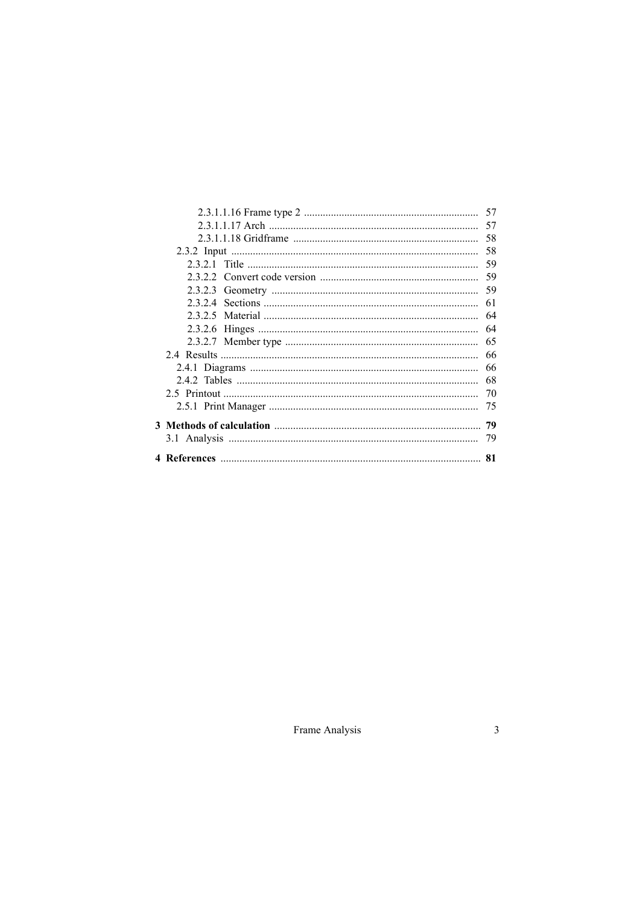2.3.1.1.16 Frame type 2 ................................................................ 57
2.3.1.1.17 Arch ............................................................................ 57
2.3.1.1.18 Gridframe .................................................................... 58
2.3.2 Input ........................................................................................... 58
2.3.2.1 Title ........................................................................................ 59
2.3.2.2 Convert code version ............................................................ 59
2.3.2.3 Geometry .............................................................................. 59
2.3.2.4 Sections ................................................................................. 61
2.3.2.5 Material ................................................................................. 64
2.3.2.6 Hinges ................................................................................... 64
2.3.2.7 Member type ......................................................................... 65
2.4 Results ................................................................................................ 66
2.4.1 Diagrams ..................................................................................... 66
2.4.2 Tables .......................................................................................... 68
2.5 Printout ............................................................................................... 70
2.5.1 Print Manager .............................................................................. 75

**3 Methods of calculation** ............................................................................ **79**
3.1 Analysis ............................................................................................. 79

**4 References** ................................................................................................ **81**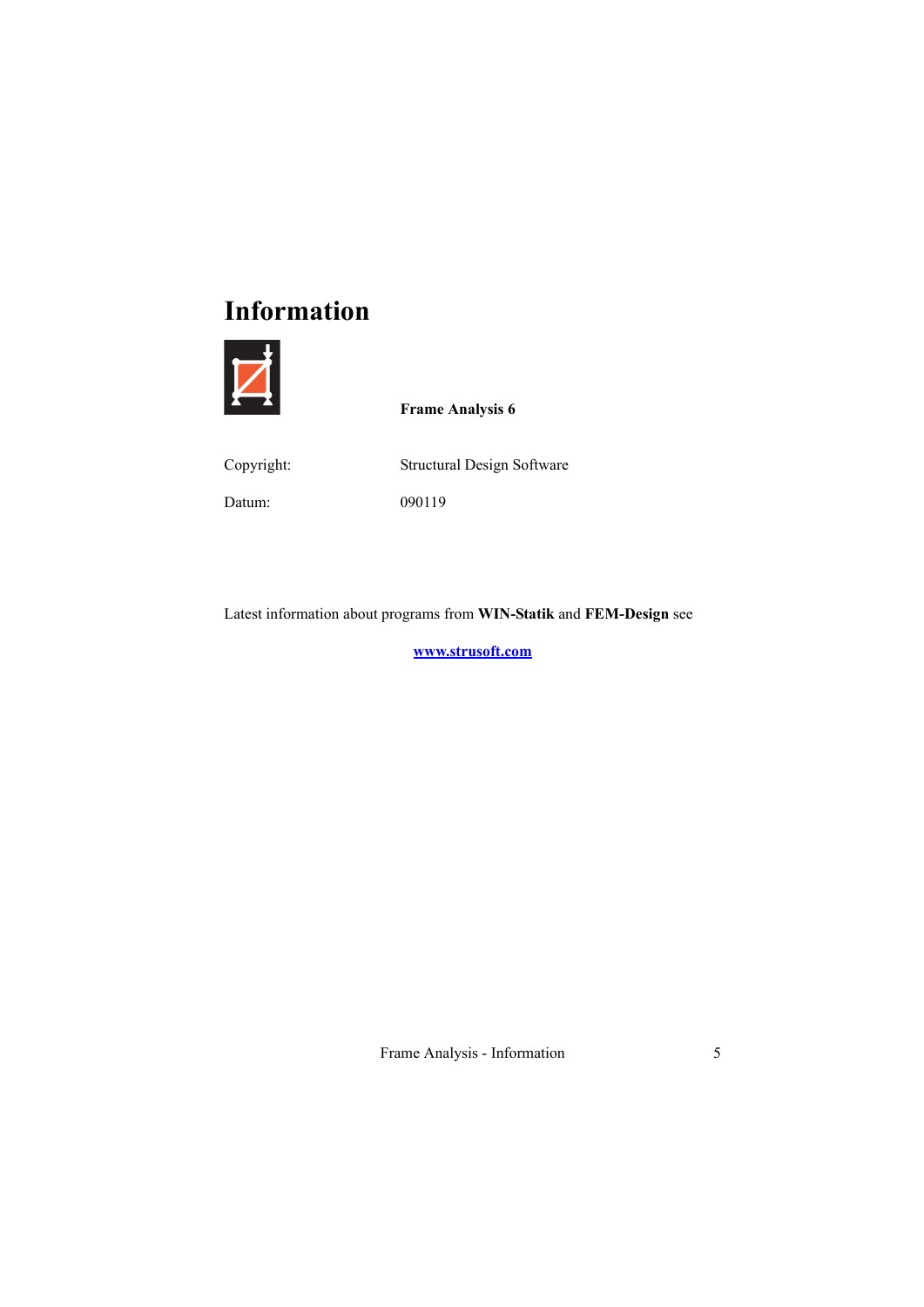# Information

**Frame Analysis 6**

Copyright: Structural Design Software

Datum: 090119

Latest information about programs from **WIN-Statik** and **FEM-Design** see

**www.strusoft.com**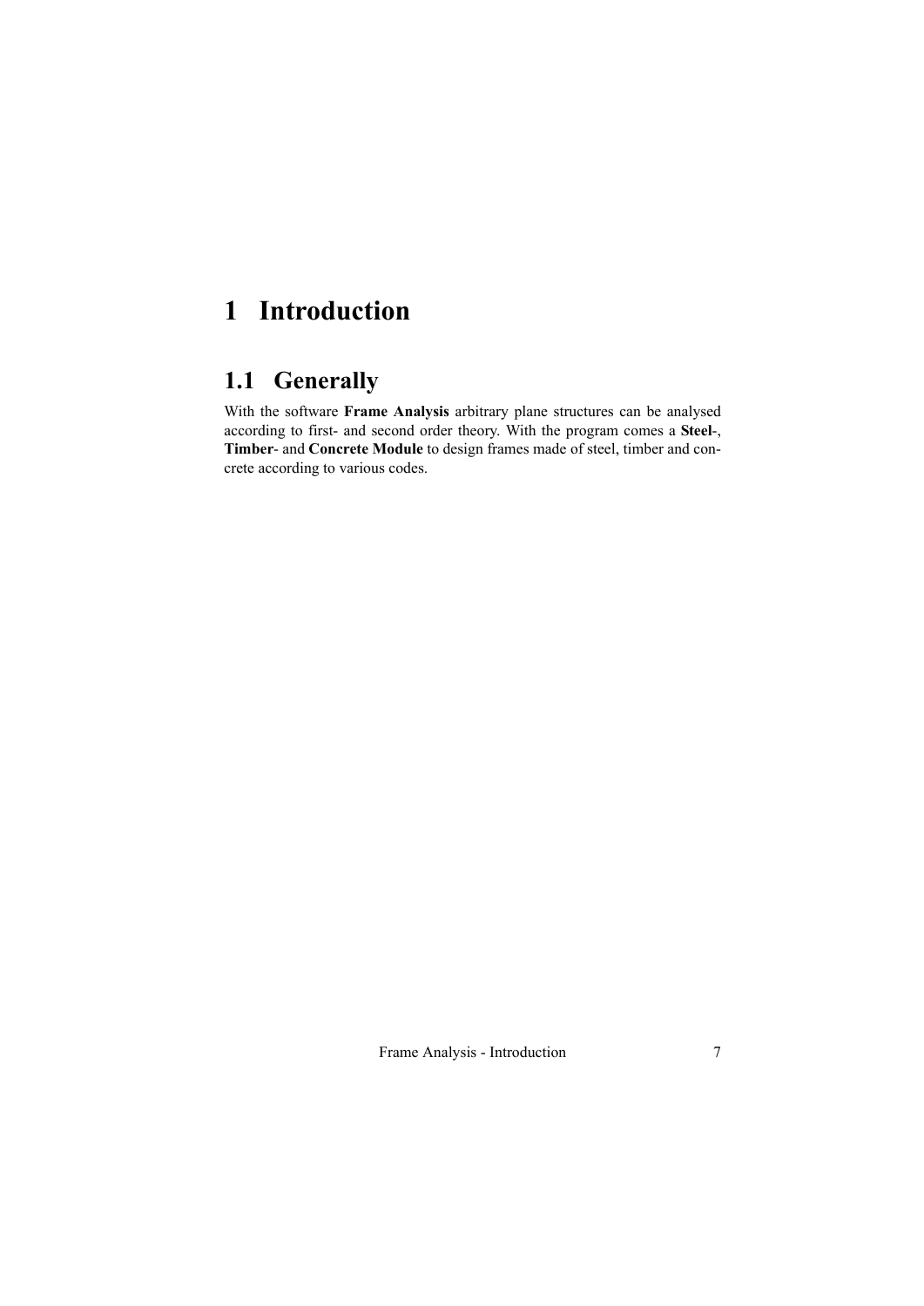# 1 Introduction

## 1.1 Generally

With the software **Frame Analysis** arbitrary plane structures can be analysed according to first- and second order theory. With the program comes a **Steel**-, **Timber**- and **Concrete Module** to design frames made of steel, timber and concrete according to various codes.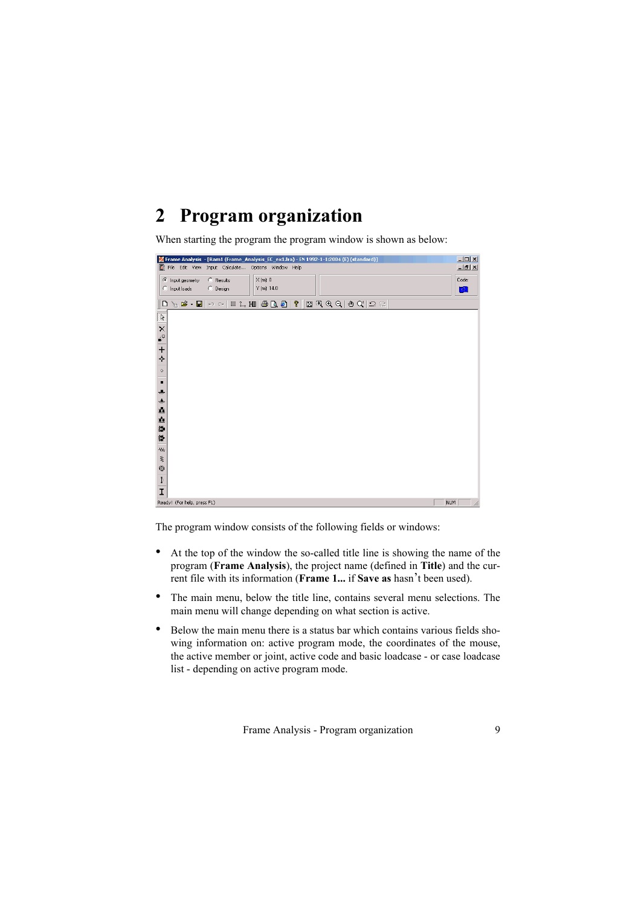# 2 Program organization

When starting the program the program window is shown as below:

The program window consists of the following fields or windows:

- At the top of the window the so-called title line is showing the name of the program (**Frame Analysis**), the project name (defined in **Title**) and the current file with its information (**Frame 1...** if **Save as** hasn't been used).
- The main menu, below the title line, contains several menu selections. The main menu will change depending on what section is active.
- Below the main menu there is a status bar which contains various fields showing information on: active program mode, the coordinates of the mouse, the active member or joint, active code and basic loadcase - or case loadcase list - depending on active program mode.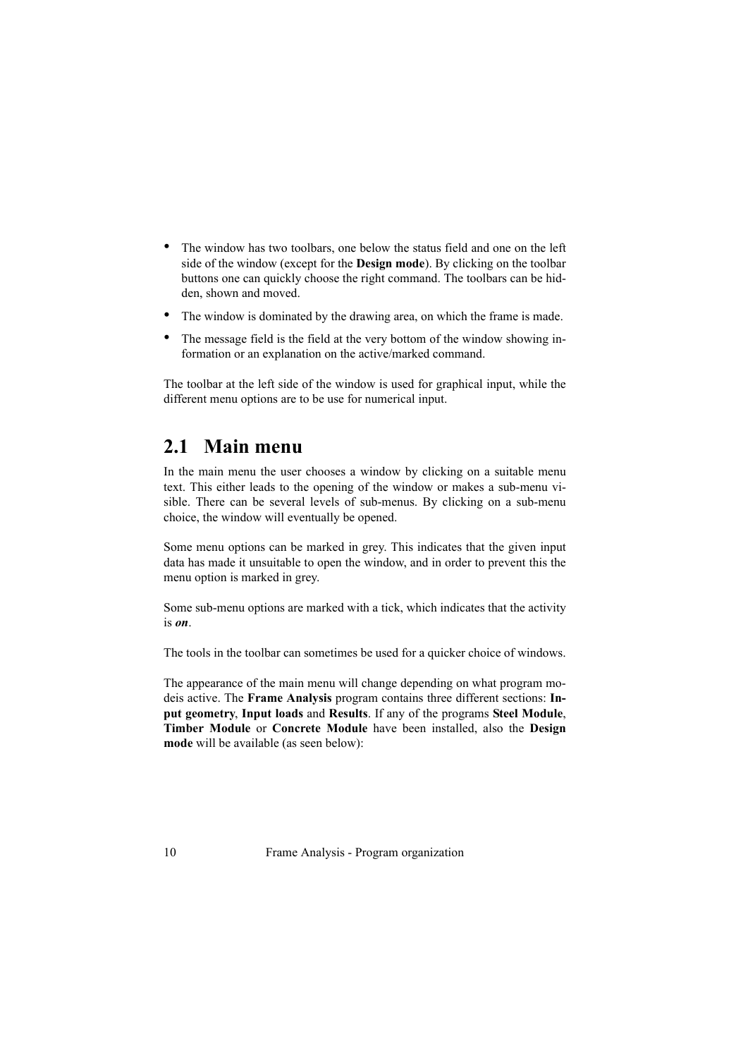- The window has two toolbars, one below the status field and one on the left side of the window (except for the **Design mode**). By clicking on the toolbar buttons one can quickly choose the right command. The toolbars can be hidden, shown and moved.
- The window is dominated by the drawing area, on which the frame is made.
- The message field is the field at the very bottom of the window showing information or an explanation on the active/marked command.

The toolbar at the left side of the window is used for graphical input, while the different menu options are to be use for numerical input.

## 2.1 Main menu

In the main menu the user chooses a window by clicking on a suitable menu text. This either leads to the opening of the window or makes a sub-menu visible. There can be several levels of sub-menus. By clicking on a sub-menu choice, the window will eventually be opened.

Some menu options can be marked in grey. This indicates that the given input data has made it unsuitable to open the window, and in order to prevent this the menu option is marked in grey.

Some sub-menu options are marked with a tick, which indicates that the activity is ***on***.

The tools in the toolbar can sometimes be used for a quicker choice of windows.

The appearance of the main menu will change depending on what program modeis active. The **Frame Analysis** program contains three different sections: **Input geometry**, **Input loads** and **Results**. If any of the programs **Steel Module**, **Timber Module** or **Concrete Module** have been installed, also the **Design mode** will be available (as seen below):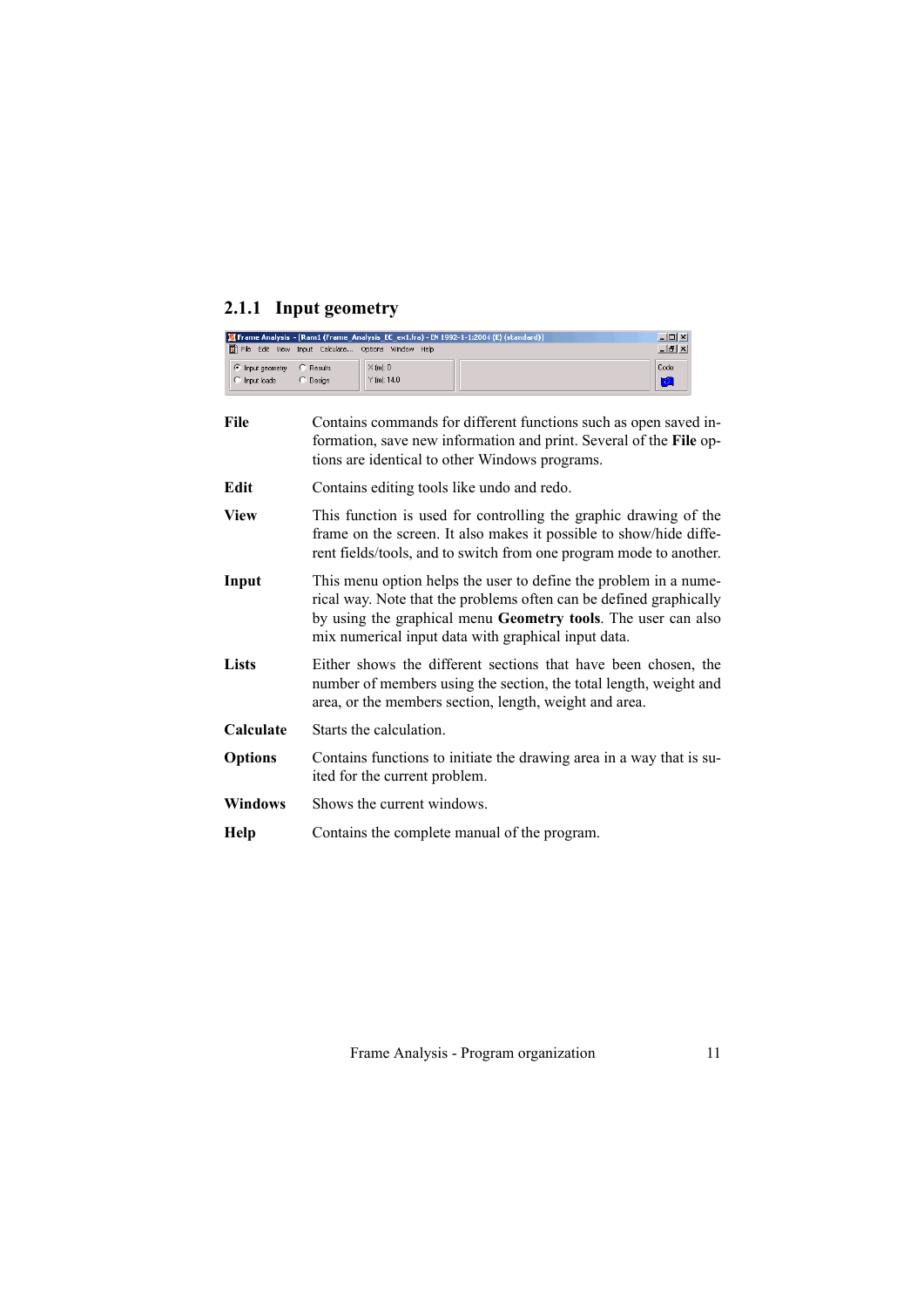### 2.1.1 Input geometry

**File** Contains commands for different functions such as open saved information, save new information and print. Several of the **File** options are identical to other Windows programs.

**Edit** Contains editing tools like undo and redo.

**View** This function is used for controlling the graphic drawing of the frame on the screen. It also makes it possible to show/hide different fields/tools, and to switch from one program mode to another.

**Input** This menu option helps the user to define the problem in a numerical way. Note that the problems often can be defined graphically by using the graphical menu **Geometry tools**. The user can also mix numerical input data with graphical input data.

**Lists** Either shows the different sections that have been chosen, the number of members using the section, the total length, weight and area, or the members section, length, weight and area.

**Calculate** Starts the calculation.

**Options** Contains functions to initiate the drawing area in a way that is suited for the current problem.

**Windows** Shows the current windows.

**Help** Contains the complete manual of the program.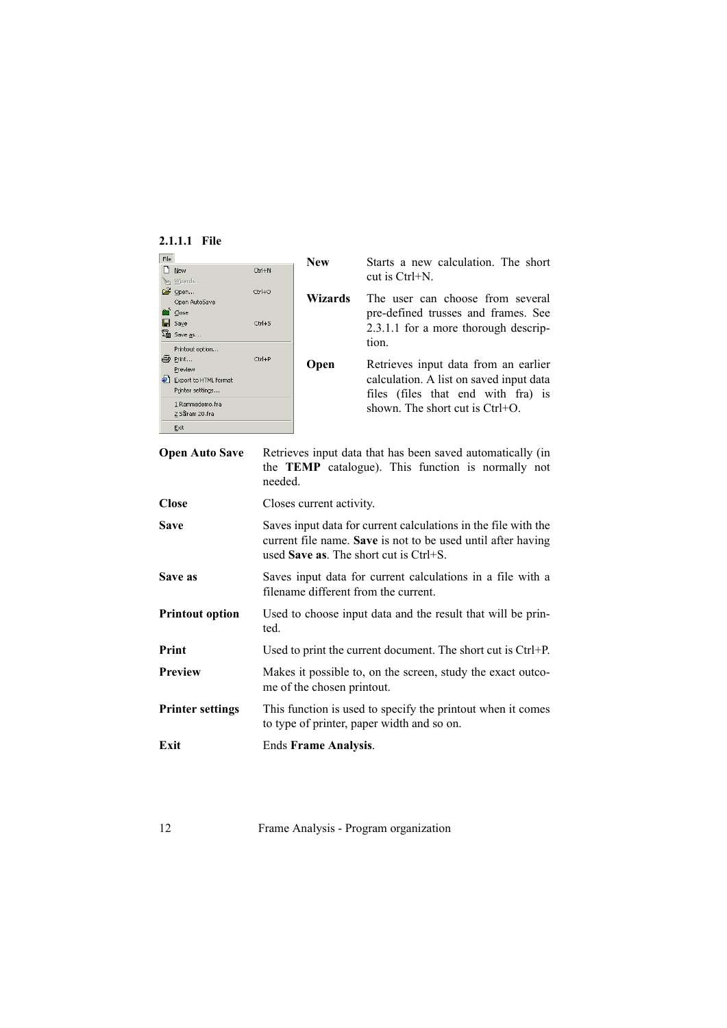#### 2.1.1.1 File

**New** Starts a new calculation. The short cut is Ctrl+N.

**Wizards** The user can choose from several pre-defined trusses and frames. See 2.3.1.1 for a more thorough description.

**Open** Retrieves input data from an earlier calculation. A list on saved input data files (files that end with fra) is shown. The short cut is Ctrl+O.

**Open Auto Save** Retrieves input data that has been saved automatically (in the **TEMP** catalogue). This function is normally not needed.

**Close** Closes current activity.

**Save** Saves input data for current calculations in the file with the current file name. **Save** is not to be used until after having used **Save as**. The short cut is Ctrl+S.

**Save as** Saves input data for current calculations in a file with a filename different from the current.

**Printout option** Used to choose input data and the result that will be printed.

**Print** Used to print the current document. The short cut is Ctrl+P.

**Preview** Makes it possible to, on the screen, study the exact outcome of the chosen printout.

**Printer settings** This function is used to specify the printout when it comes to type of printer, paper width and so on.

**Exit** Ends **Frame Analysis**.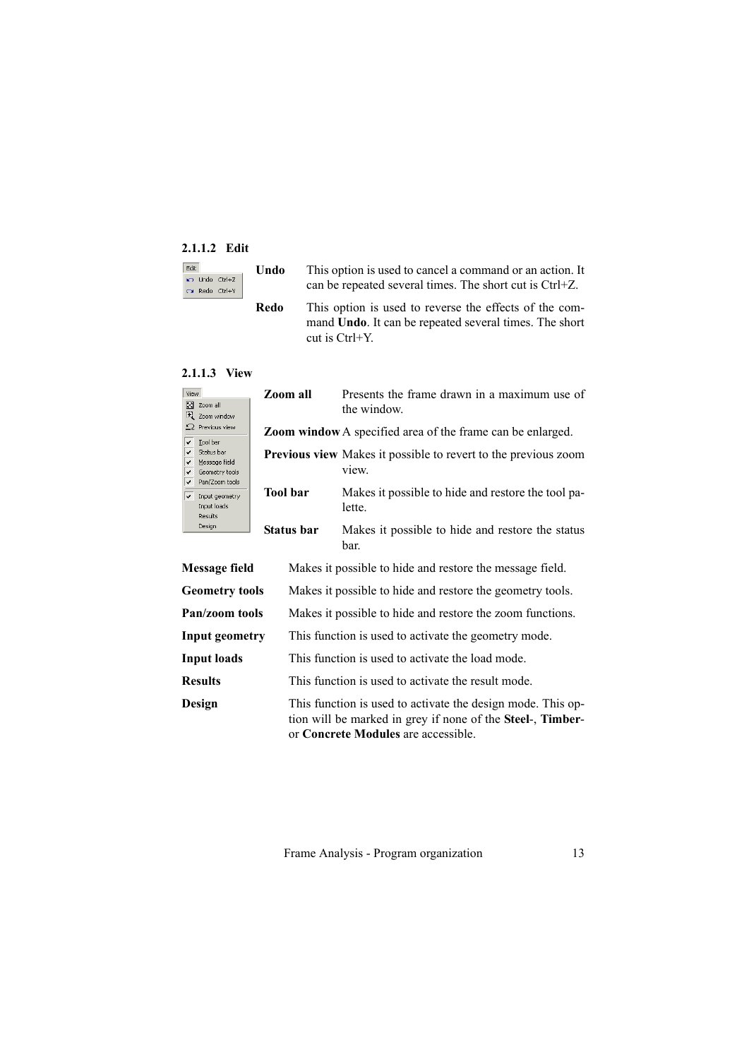#### 2.1.1.2 Edit

**Undo** This option is used to cancel a command or an action. It can be repeated several times. The short cut is Ctrl+Z.

**Redo** This option is used to reverse the effects of the command **Undo**. It can be repeated several times. The short cut is Ctrl+Y.

#### 2.1.1.3 View

**Zoom all** Presents the frame drawn in a maximum use of the window.

**Zoom window** A specified area of the frame can be enlarged.

**Previous view** Makes it possible to revert to the previous zoom view.

**Tool bar** Makes it possible to hide and restore the tool palette.

**Status bar** Makes it possible to hide and restore the status bar.

**Message field** Makes it possible to hide and restore the message field.

**Geometry tools** Makes it possible to hide and restore the geometry tools.

**Pan/zoom tools** Makes it possible to hide and restore the zoom functions.

**Input geometry** This function is used to activate the geometry mode.

**Input loads** This function is used to activate the load mode.

**Results** This function is used to activate the result mode.

**Design** This function is used to activate the design mode. This option will be marked in grey if none of the **Steel**-, **Timber**- or **Concrete Modules** are accessible.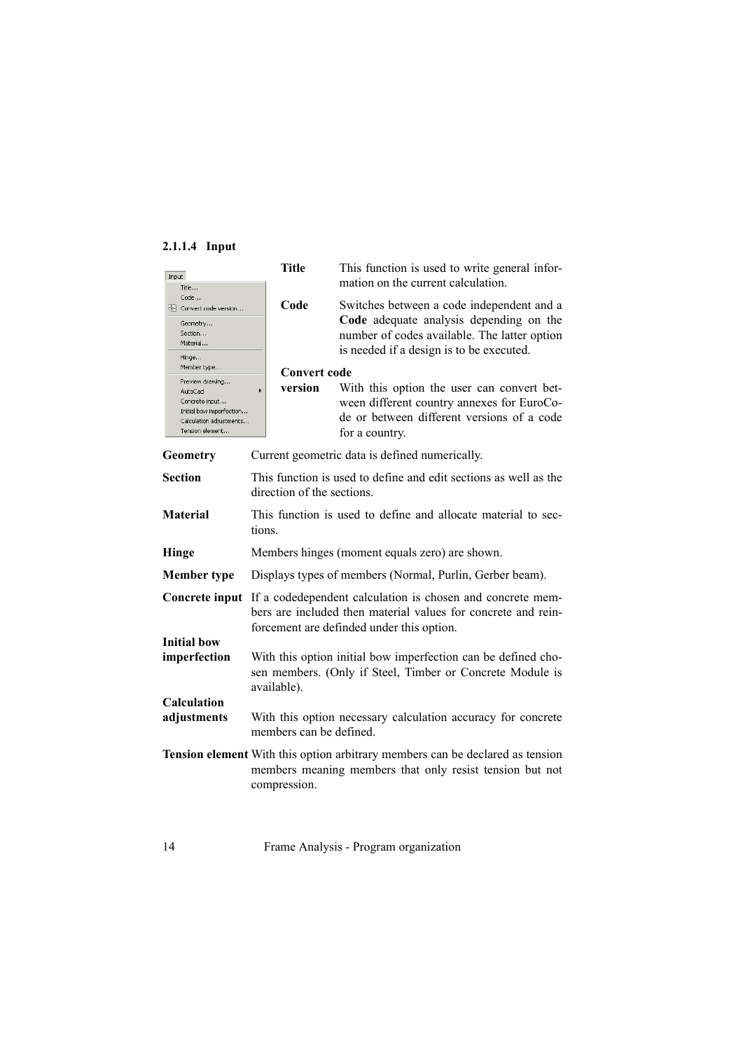#### 2.1.1.4 Input

**Title** This function is used to write general information on the current calculation.

**Code** Switches between a code independent and a **Code** adequate analysis depending on the number of codes available. The latter option is needed if a design is to be executed.

**Convert code version** With this option the user can convert between different country annexes for EuroCode or between different versions of a code for a country.

**Geometry** Current geometric data is defined numerically.

**Section** This function is used to define and edit sections as well as the direction of the sections.

**Material** This function is used to define and allocate material to sections.

**Hinge** Members hinges (moment equals zero) are shown.

**Member type** Displays types of members (Normal, Purlin, Gerber beam).

**Concrete input** If a codedependent calculation is chosen and concrete members are included then material values for concrete and reinforcement are definded under this option.

**Initial bow imperfection** With this option initial bow imperfection can be defined chosen members. (Only if Steel, Timber or Concrete Module is available).

**Calculation adjustments** With this option necessary calculation accuracy for concrete members can be defined.

**Tension element** With this option arbitrary members can be declared as tension members meaning members that only resist tension but not compression.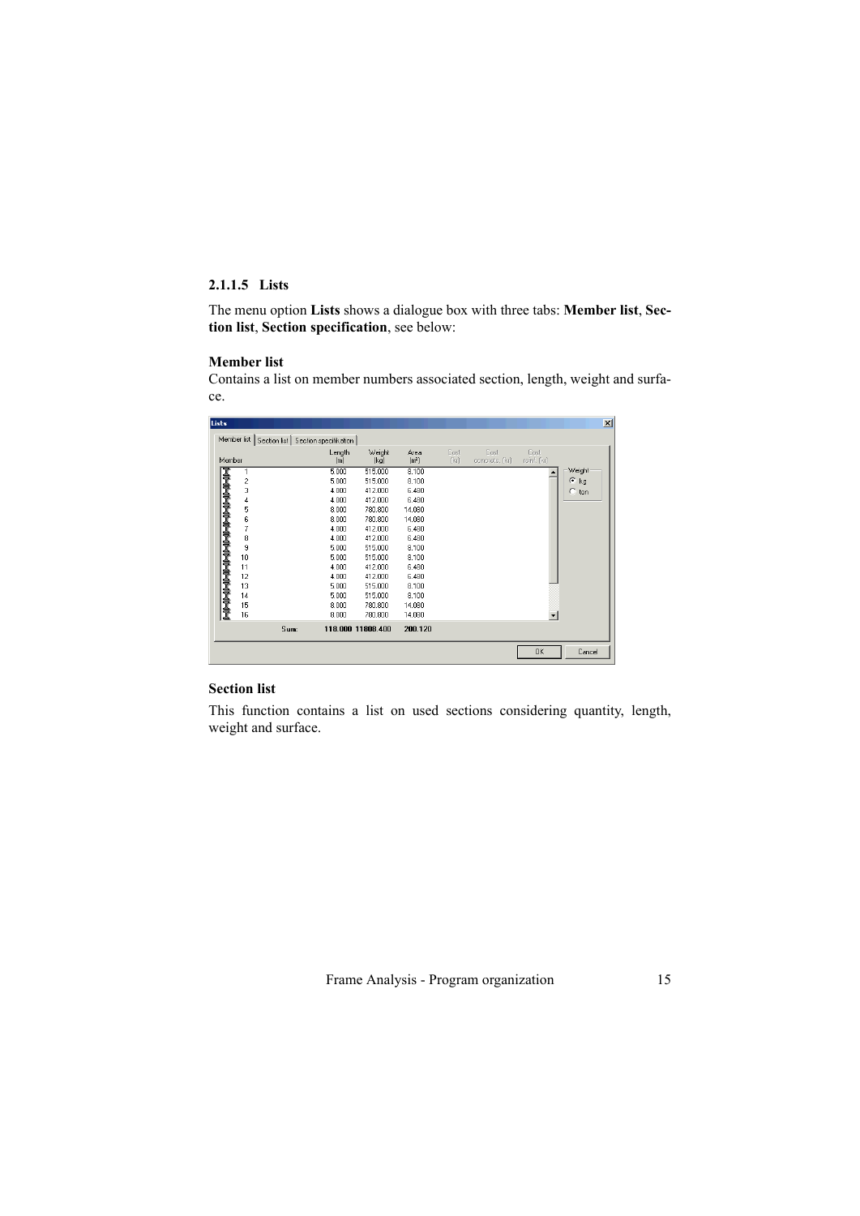### 2.1.1.5 Lists

The menu option **Lists** shows a dialogue box with three tabs: **Member list**, **Section list**, **Section specification**, see below:

**Member list**

Contains a list on member numbers associated section, length, weight and surface.

Lists

Member list | Section list | Section specification

| Member | Length [m] | Weight [kg] | Area [m²] | Cost [kr] | Cost concrete [kr] | Cost reinf. [kr] |
|---|---|---|---|---|---|---|
| 1 | 5.000 | 515.000 | 8.100 | | | |
| 2 | 5.000 | 515.000 | 8.100 | | | |
| 3 | 4.000 | 412.000 | 6.480 | | | |
| 4 | 4.000 | 412.000 | 6.480 | | | |
| 5 | 8.000 | 780.800 | 14.080 | | | |
| 6 | 8.000 | 780.800 | 14.080 | | | |
| 7 | 4.000 | 412.000 | 6.480 | | | |
| 8 | 4.000 | 412.000 | 6.480 | | | |
| 9 | 5.000 | 515.000 | 8.100 | | | |
| 10 | 5.000 | 515.000 | 8.100 | | | |
| 11 | 4.000 | 412.000 | 6.480 | | | |
| 12 | 4.000 | 412.000 | 6.480 | | | |
| 13 | 5.000 | 515.000 | 8.100 | | | |
| 14 | 5.000 | 515.000 | 8.100 | | | |
| 15 | 8.000 | 780.800 | 14.080 | | | |
| 16 | 8.000 | 780.800 | 14.080 | | | |
| Sum: | 118.000 | 11808.400 | 200.120 | | | |

Weight: kg / ton

OK | Cancel

**Section list**

This function contains a list on used sections considering quantity, length, weight and surface.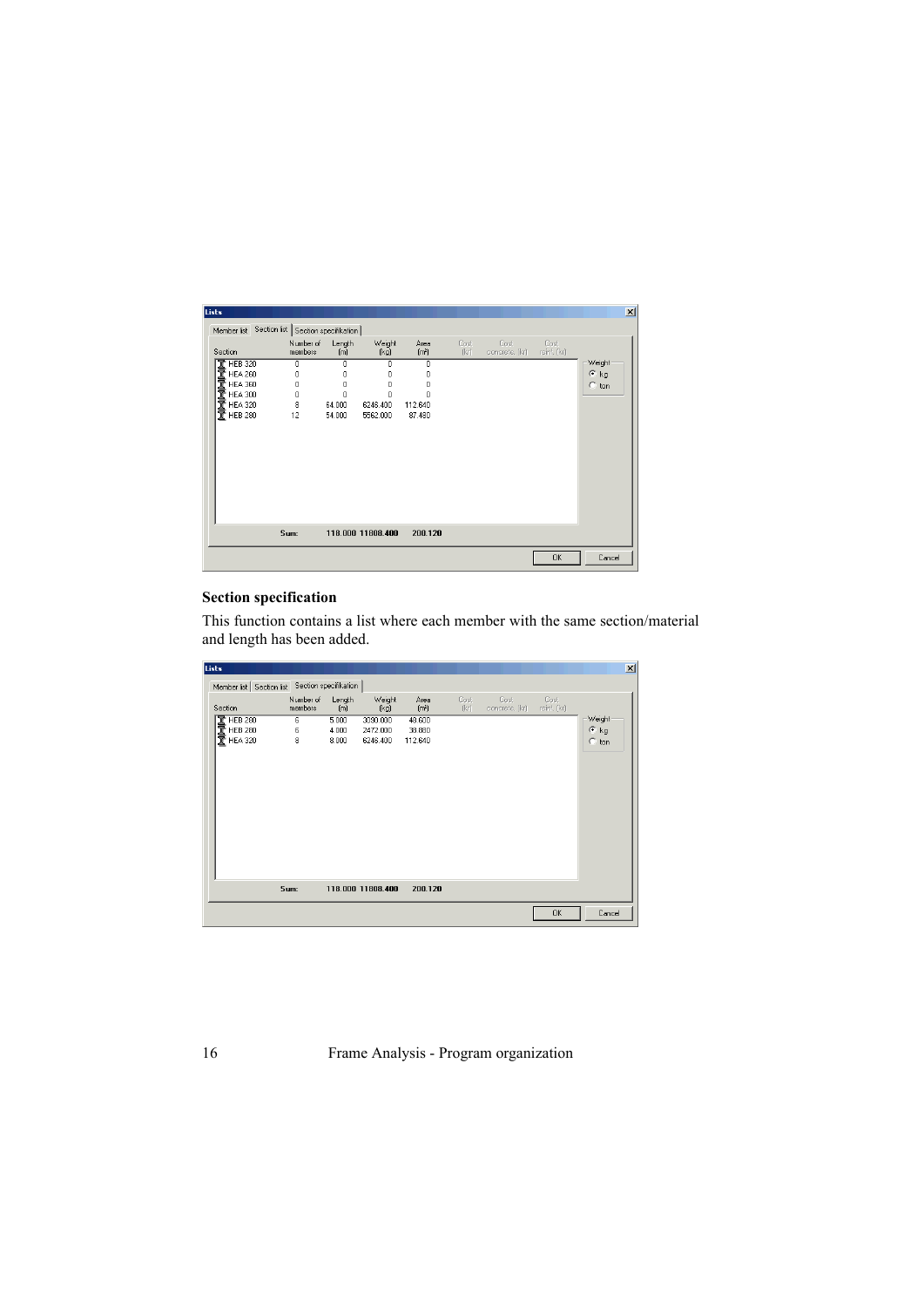| Section | Number of members | Length (m) | Weight (kg) | Area (m²) | Cost (kr) | Cost concrete (kr) | Cost reinf. (kr) |
|---|---|---|---|---|---|---|---|
| HEB 320 | 0 | 0 | 0 | 0 | | | |
| HEA 260 | 0 | 0 | 0 | 0 | | | |
| HEA 360 | 0 | 0 | 0 | 0 | | | |
| HEA 300 | 0 | 0 | 0 | 0 | | | |
| HEA 320 | 8 | 64.000 | 6246.400 | 112.640 | | | |
| HEB 280 | 12 | 54.000 | 5562.000 | 87.480 | | | |
| Sum: | | 118.000 | 11808.400 | 200.120 | | | |

## Section specification

This function contains a list where each member with the same section/material and length has been added.

| Section | Number of members | Length (m) | Weight (kg) | Area (m²) | Cost (kr) | Cost concrete (kr) | Cost reinf. (kr) |
|---|---|---|---|---|---|---|---|
| HEB 280 | 6 | 5.000 | 3090.000 | 48.600 | | | |
| HEB 280 | 6 | 4.000 | 2472.000 | 38.880 | | | |
| HEA 320 | 8 | 8.000 | 6246.400 | 112.640 | | | |
| Sum: | | 118.000 | 11808.400 | 200.120 | | | |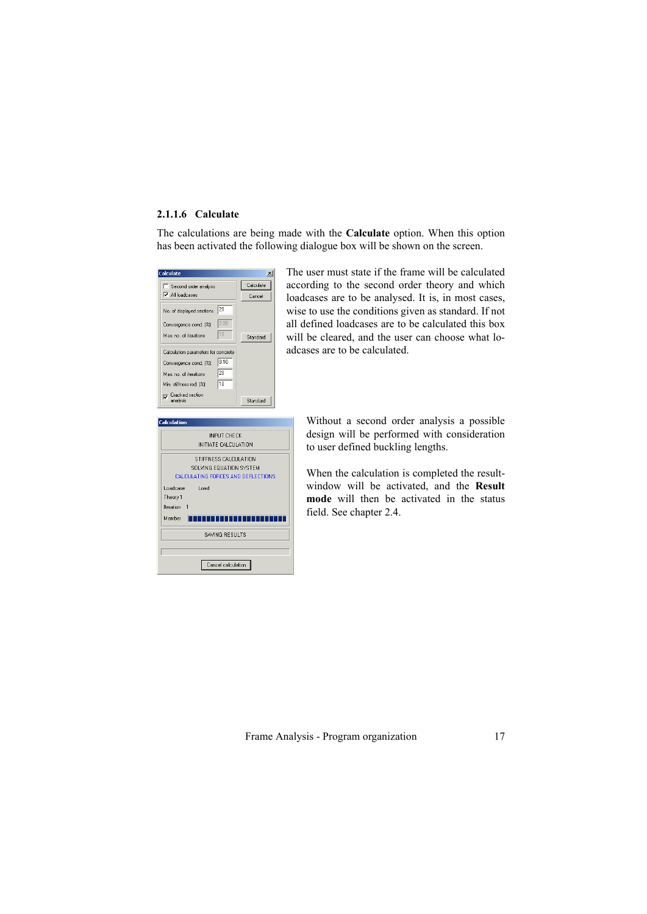#### 2.1.1.6 Calculate

The calculations are being made with the **Calculate** option. When this option has been activated the following dialogue box will be shown on the screen.

The user must state if the frame will be calculated according to the second order theory and which loadcases are to be analysed. It is, in most cases, wise to use the conditions given as standard. If not all defined loadcases are to be calculated this box will be cleared, and the user can choose what loadcases are to be calculated.

Without a second order analysis a possible design will be performed with consideration to user defined buckling lengths.

When the calculation is completed the result-window will be activated, and the **Result mode** will then be activated in the status field. See chapter 2.4.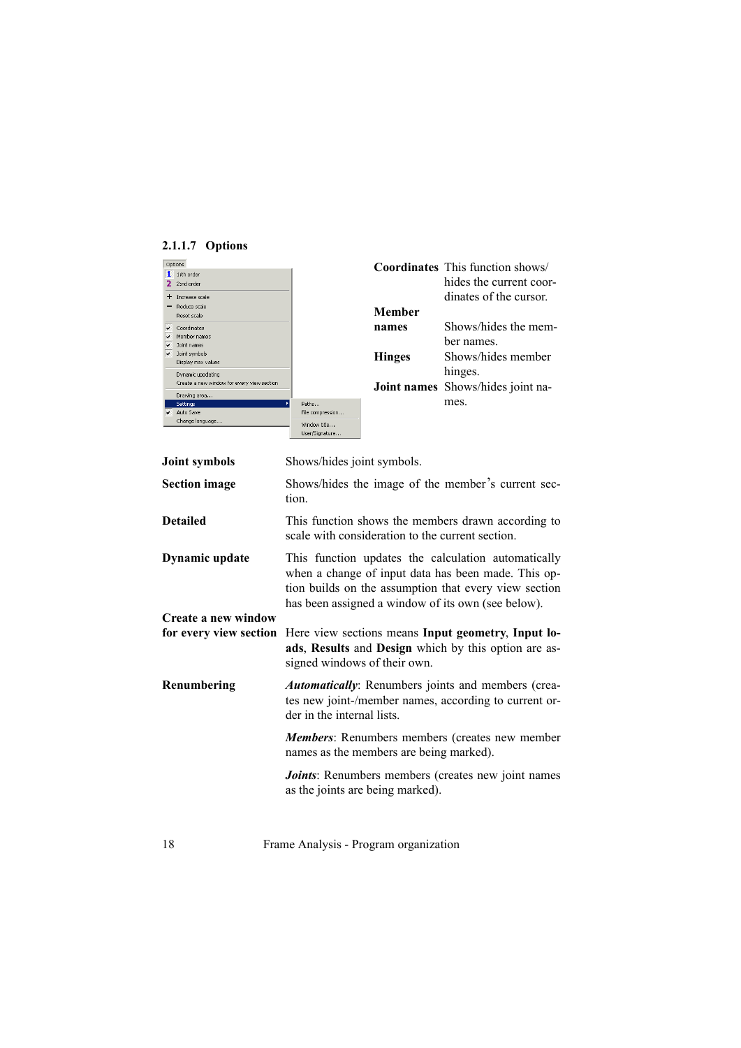### 2.1.1.7 Options

**Coordinates** This function shows/hides the current coordinates of the cursor.

**Member names** Shows/hides the member names.

**Hinges** Shows/hides member hinges.

**Joint names** Shows/hides joint names.

**Joint symbols** Shows/hides joint symbols.

**Section image** Shows/hides the image of the member's current section.

**Detailed** This function shows the members drawn according to scale with consideration to the current section.

**Dynamic update** This function updates the calculation automatically when a change of input data has been made. This option builds on the assumption that every view section has been assigned a window of its own (see below).

**Create a new window for every view section** Here view sections means **Input geometry**, **Input loads**, **Results** and **Design** which by this option are assigned windows of their own.

**Renumbering** ***Automatically***: Renumbers joints and members (creates new joint-/member names, according to current order in the internal lists.

***Members***: Renumbers members (creates new member names as the members are being marked).

***Joints***: Renumbers members (creates new joint names as the joints are being marked).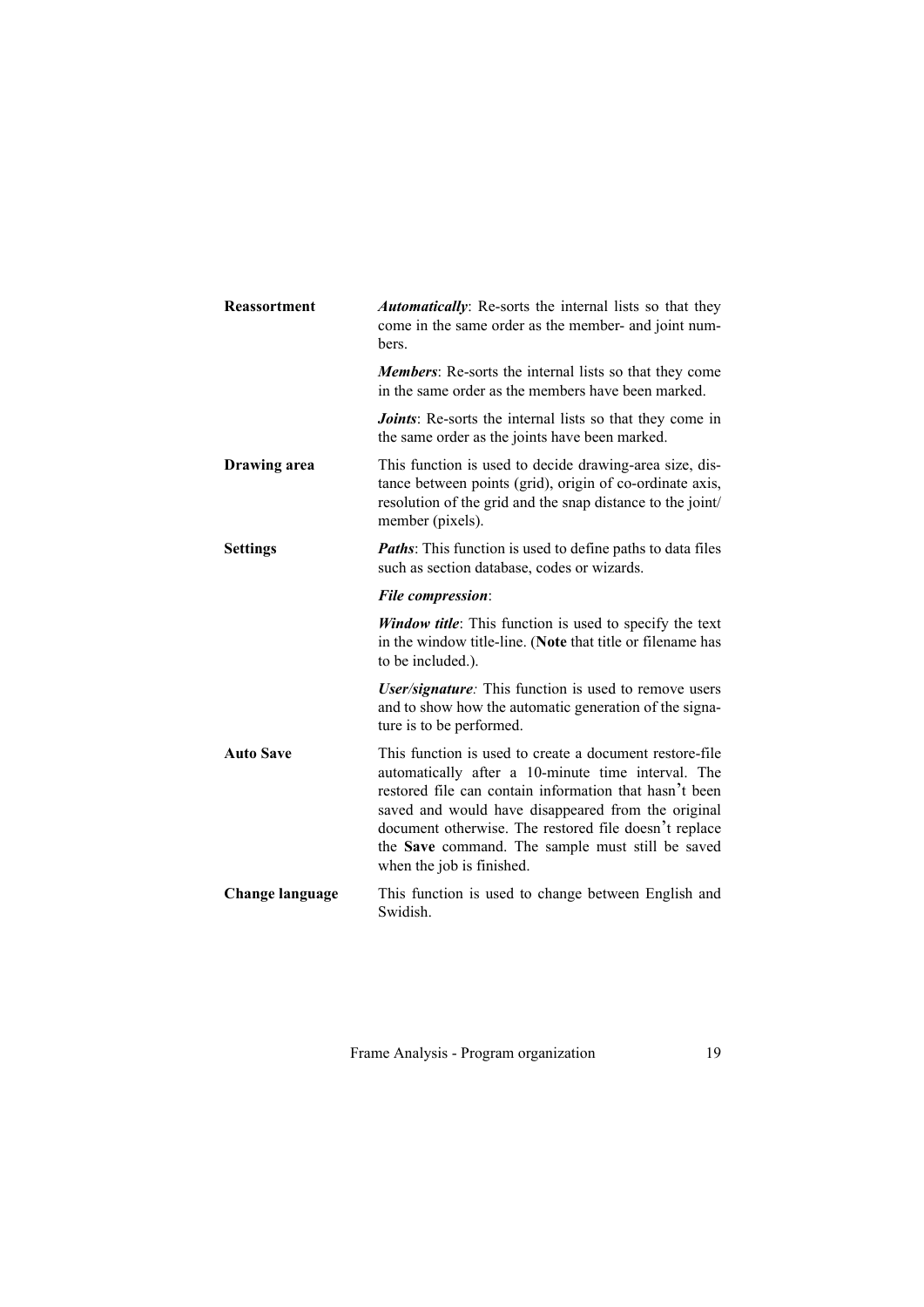**Reassortment**

*Automatically*: Re-sorts the internal lists so that they come in the same order as the member- and joint numbers.

*Members*: Re-sorts the internal lists so that they come in the same order as the members have been marked.

*Joints*: Re-sorts the internal lists so that they come in the same order as the joints have been marked.

**Drawing area**

This function is used to decide drawing-area size, distance between points (grid), origin of co-ordinate axis, resolution of the grid and the snap distance to the joint/member (pixels).

**Settings**

*Paths*: This function is used to define paths to data files such as section database, codes or wizards.

*File compression*:

*Window title*: This function is used to specify the text in the window title-line. (**Note** that title or filename has to be included.).

*User/signature:* This function is used to remove users and to show how the automatic generation of the signature is to be performed.

**Auto Save**

This function is used to create a document restore-file automatically after a 10-minute time interval. The restored file can contain information that hasn't been saved and would have disappeared from the original document otherwise. The restored file doesn't replace the **Save** command. The sample must still be saved when the job is finished.

**Change language**

This function is used to change between English and Swidish.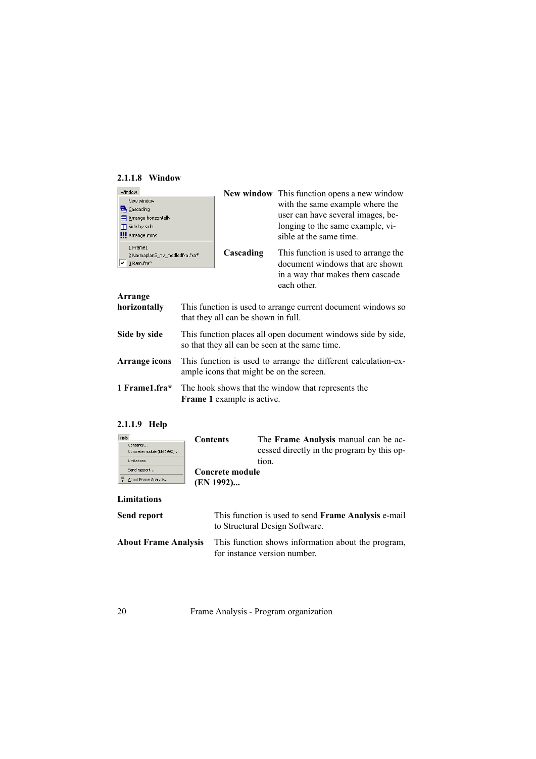#### 2.1.1.8 Window

**New window** This function opens a new window with the same example where the user can have several images, belonging to the same example, visible at the same time.

**Cascading** This function is used to arrange the document windows that are shown in a way that makes them cascade each other.

**Arrange horizontally** This function is used to arrange current document windows so that they all can be shown in full.

**Side by side** This function places all open document windows side by side, so that they all can be seen at the same time.

**Arrange icons** This function is used to arrange the different calculation-example icons that might be on the screen.

**1 Frame1.fra*** The hook shows that the window that represents the **Frame 1** example is active.

#### 2.1.1.9 Help

**Contents** The **Frame Analysis** manual can be accessed directly in the program by this option.

**Concrete module (EN 1992)...**

**Limitations**

**Send report** This function is used to send **Frame Analysis** e-mail to Structural Design Software.

**About Frame Analysis** This function shows information about the program, for instance version number.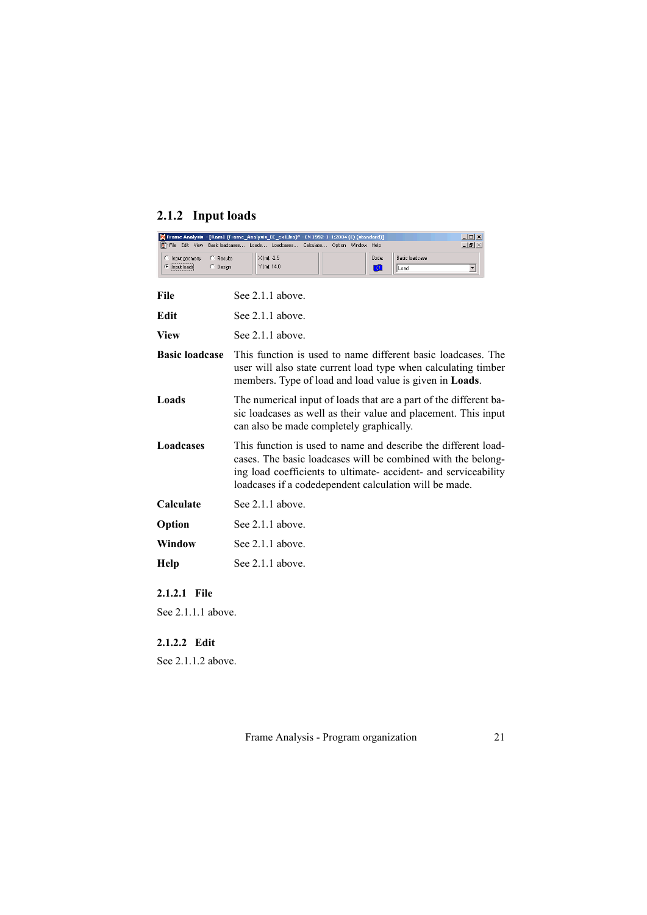### 2.1.2 Input loads

| | |
|---|---|
| **File** | See 2.1.1 above. |
| **Edit** | See 2.1.1 above. |
| **View** | See 2.1.1 above. |
| **Basic loadcase** | This function is used to name different basic loadcases. The user will also state current load type when calculating timber members. Type of load and load value is given in **Loads**. |
| **Loads** | The numerical input of loads that are a part of the different basic loadcases as well as their value and placement. This input can also be made completely graphically. |
| **Loadcases** | This function is used to name and describe the different loadcases. The basic loadcases will be combined with the belonging load coefficients to ultimate- accident- and serviceability loadcases if a codedependent calculation will be made. |
| **Calculate** | See 2.1.1 above. |
| **Option** | See 2.1.1 above. |
| **Window** | See 2.1.1 above. |
| **Help** | See 2.1.1 above. |

#### 2.1.2.1 File

See 2.1.1.1 above.

#### 2.1.2.2 Edit

See 2.1.1.2 above.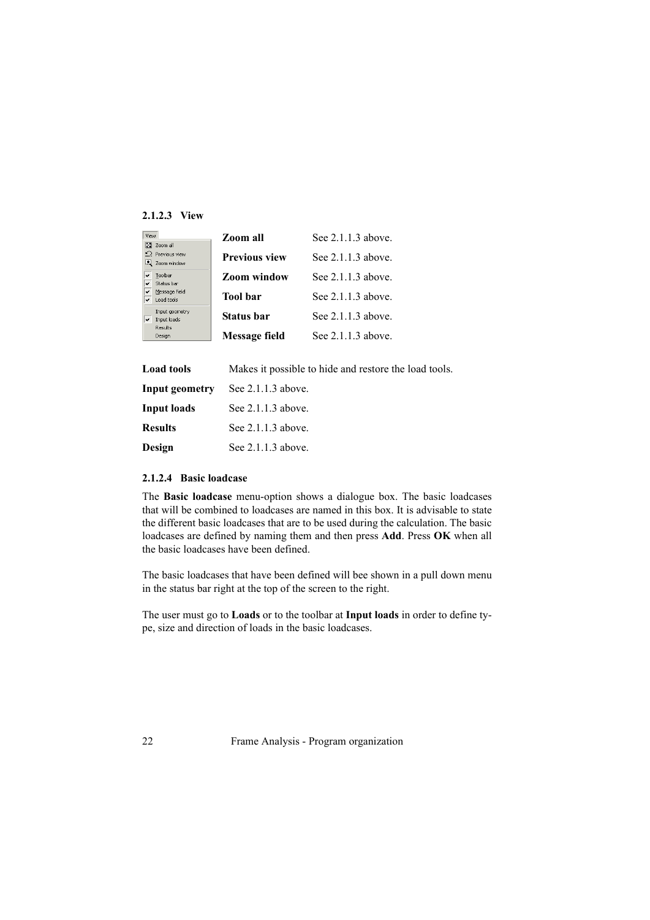#### 2.1.2.3 View

| | |
|---|---|
| **Zoom all** | See 2.1.1.3 above. |
| **Previous view** | See 2.1.1.3 above. |
| **Zoom window** | See 2.1.1.3 above. |
| **Tool bar** | See 2.1.1.3 above. |
| **Status bar** | See 2.1.1.3 above. |
| **Message field** | See 2.1.1.3 above. |
| **Load tools** | Makes it possible to hide and restore the load tools. |
| **Input geometry** | See 2.1.1.3 above. |
| **Input loads** | See 2.1.1.3 above. |
| **Results** | See 2.1.1.3 above. |
| **Design** | See 2.1.1.3 above. |

#### 2.1.2.4 Basic loadcase

The **Basic loadcase** menu-option shows a dialogue box. The basic loadcases that will be combined to loadcases are named in this box. It is advisable to state the different basic loadcases that are to be used during the calculation. The basic loadcases are defined by naming them and then press **Add**. Press **OK** when all the basic loadcases have been defined.

The basic loadcases that have been defined will bee shown in a pull down menu in the status bar right at the top of the screen to the right.

The user must go to **Loads** or to the toolbar at **Input loads** in order to define type, size and direction of loads in the basic loadcases.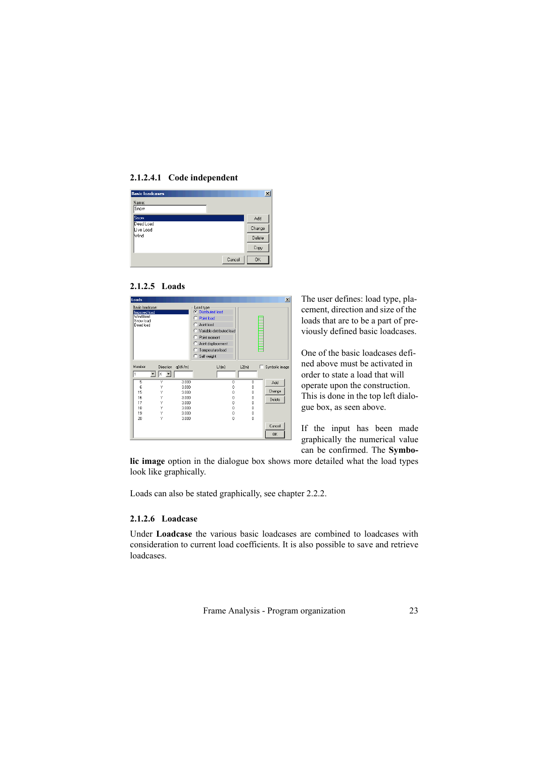#### 2.1.2.4.1 Code independent

### 2.1.2.5 Loads

The user defines: load type, placement, direction and size of the loads that are to be a part of previously defined basic loadcases.

One of the basic loadcases defined above must be activated in order to state a load that will operate upon the construction. This is done in the top left dialogue box, as seen above.

If the input has been made graphically the numerical value can be confirmed. The **Symbolic image** option in the dialogue box shows more detailed what the load types look like graphically.

Loads can also be stated graphically, see chapter 2.2.2.

### 2.1.2.6 Loadcase

Under **Loadcase** the various basic loadcases are combined to loadcases with consideration to current load coefficients. It is also possible to save and retrieve loadcases.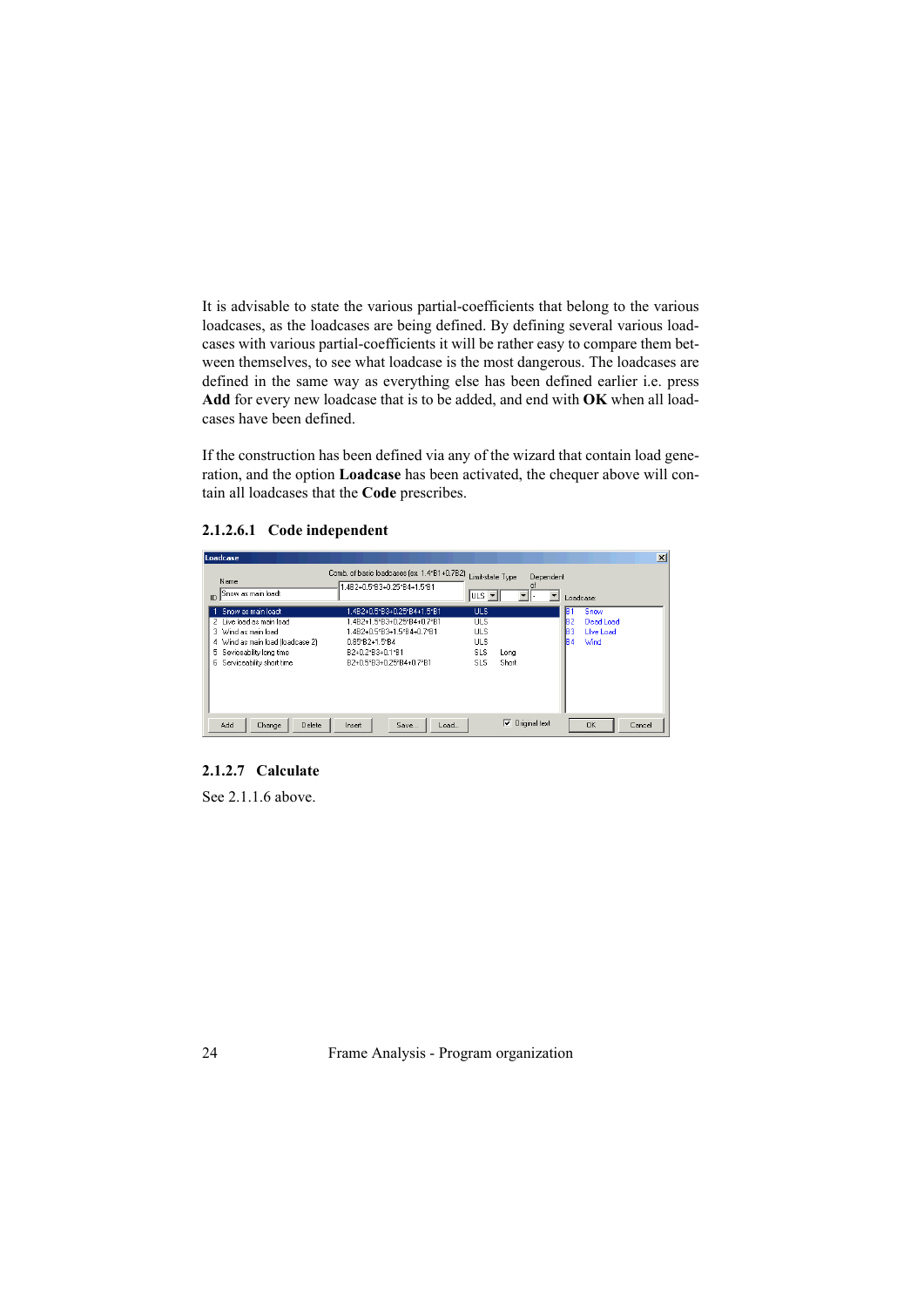It is advisable to state the various partial-coefficients that belong to the various loadcases, as the loadcases are being defined. By defining several various loadcases with various partial-coefficients it will be rather easy to compare them between themselves, to see what loadcase is the most dangerous. The loadcases are defined in the same way as everything else has been defined earlier i.e. press **Add** for every new loadcase that is to be added, and end with **OK** when all loadcases have been defined.

If the construction has been defined via any of the wizard that contain load generation, and the option **Loadcase** has been activated, the chequer above will contain all loadcases that the **Code** prescribes.

#### 2.1.2.6.1 Code independent

### 2.1.2.7 Calculate

See 2.1.1.6 above.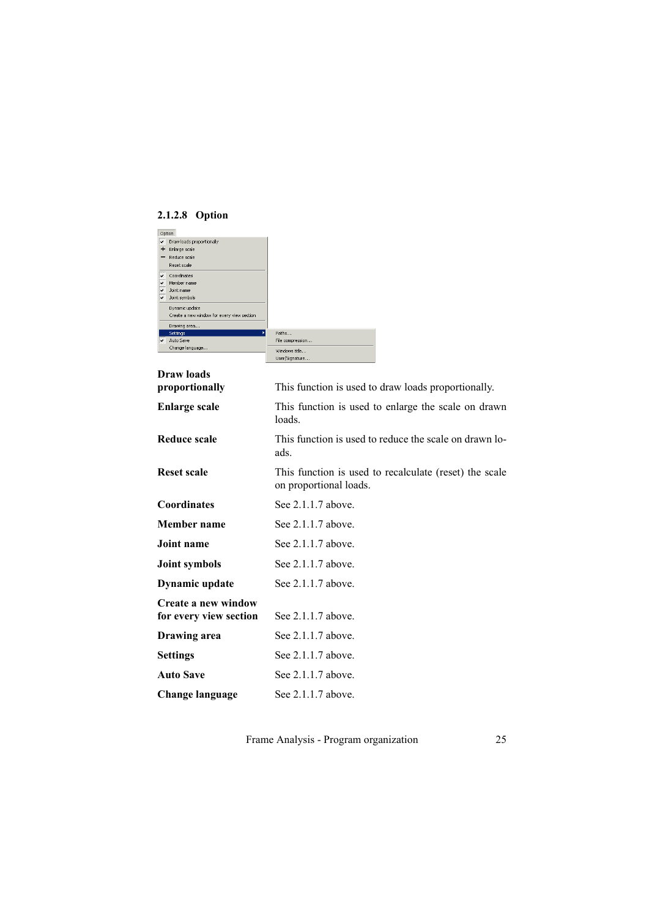#### 2.1.2.8 Option

| | |
|---|---|
| **Draw loads proportionally** | This function is used to draw loads proportionally. |
| **Enlarge scale** | This function is used to enlarge the scale on drawn loads. |
| **Reduce scale** | This function is used to reduce the scale on drawn loads. |
| **Reset scale** | This function is used to recalculate (reset) the scale on proportional loads. |
| **Coordinates** | See 2.1.1.7 above. |
| **Member name** | See 2.1.1.7 above. |
| **Joint name** | See 2.1.1.7 above. |
| **Joint symbols** | See 2.1.1.7 above. |
| **Dynamic update** | See 2.1.1.7 above. |
| **Create a new window for every view section** | See 2.1.1.7 above. |
| **Drawing area** | See 2.1.1.7 above. |
| **Settings** | See 2.1.1.7 above. |
| **Auto Save** | See 2.1.1.7 above. |
| **Change language** | See 2.1.1.7 above. |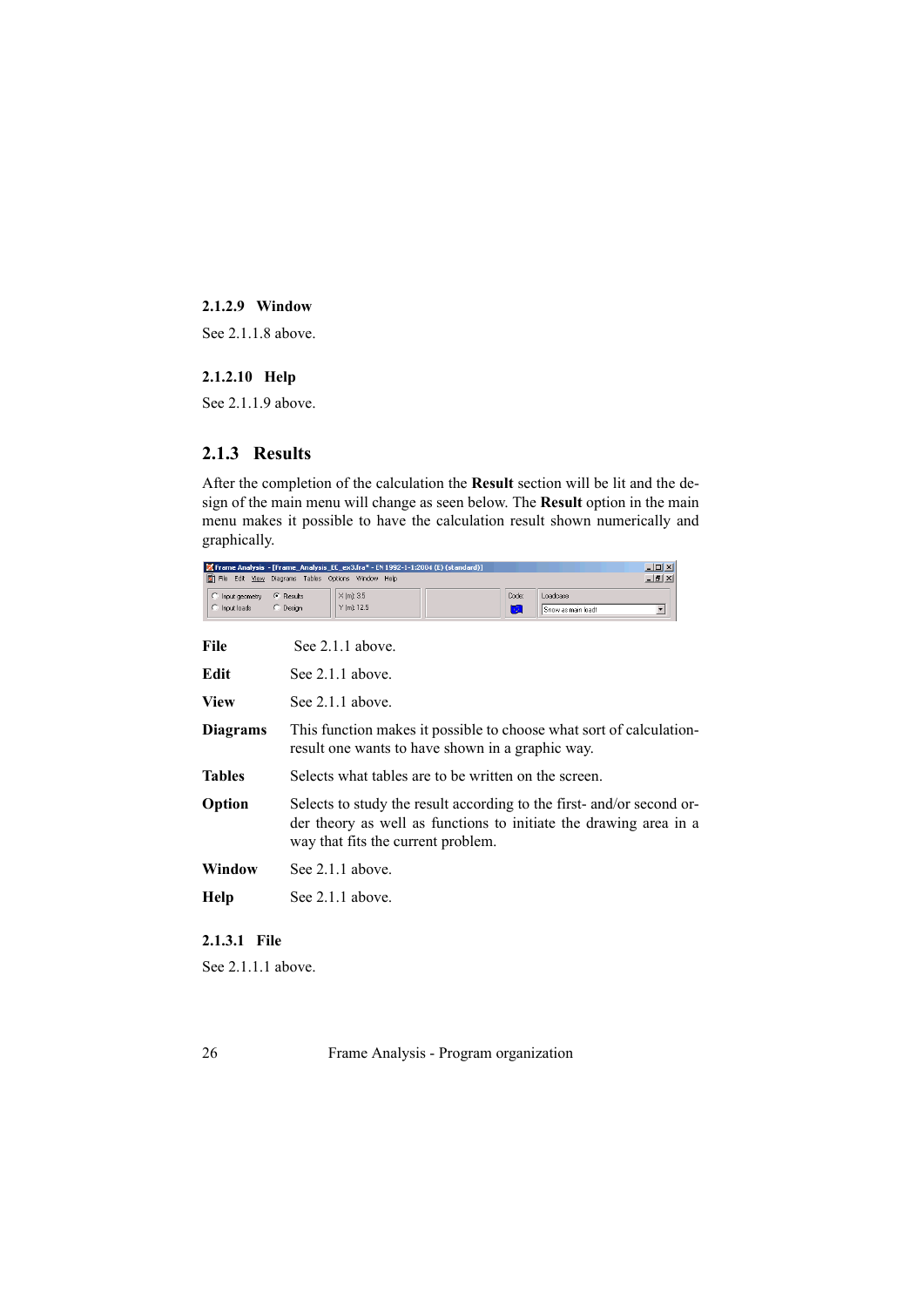#### 2.1.2.9 Window

See 2.1.1.8 above.

#### 2.1.2.10 Help

See 2.1.1.9 above.

### 2.1.3 Results

After the completion of the calculation the **Result** section will be lit and the design of the main menu will change as seen below. The **Result** option in the main menu makes it possible to have the calculation result shown numerically and graphically.

**File** See 2.1.1 above.

**Edit** See 2.1.1 above.

**View** See 2.1.1 above.

**Diagrams** This function makes it possible to choose what sort of calculation-result one wants to have shown in a graphic way.

**Tables** Selects what tables are to be written on the screen.

**Option** Selects to study the result according to the first- and/or second order theory as well as functions to initiate the drawing area in a way that fits the current problem.

**Window** See 2.1.1 above.

**Help** See 2.1.1 above.

#### 2.1.3.1 File

See 2.1.1.1 above.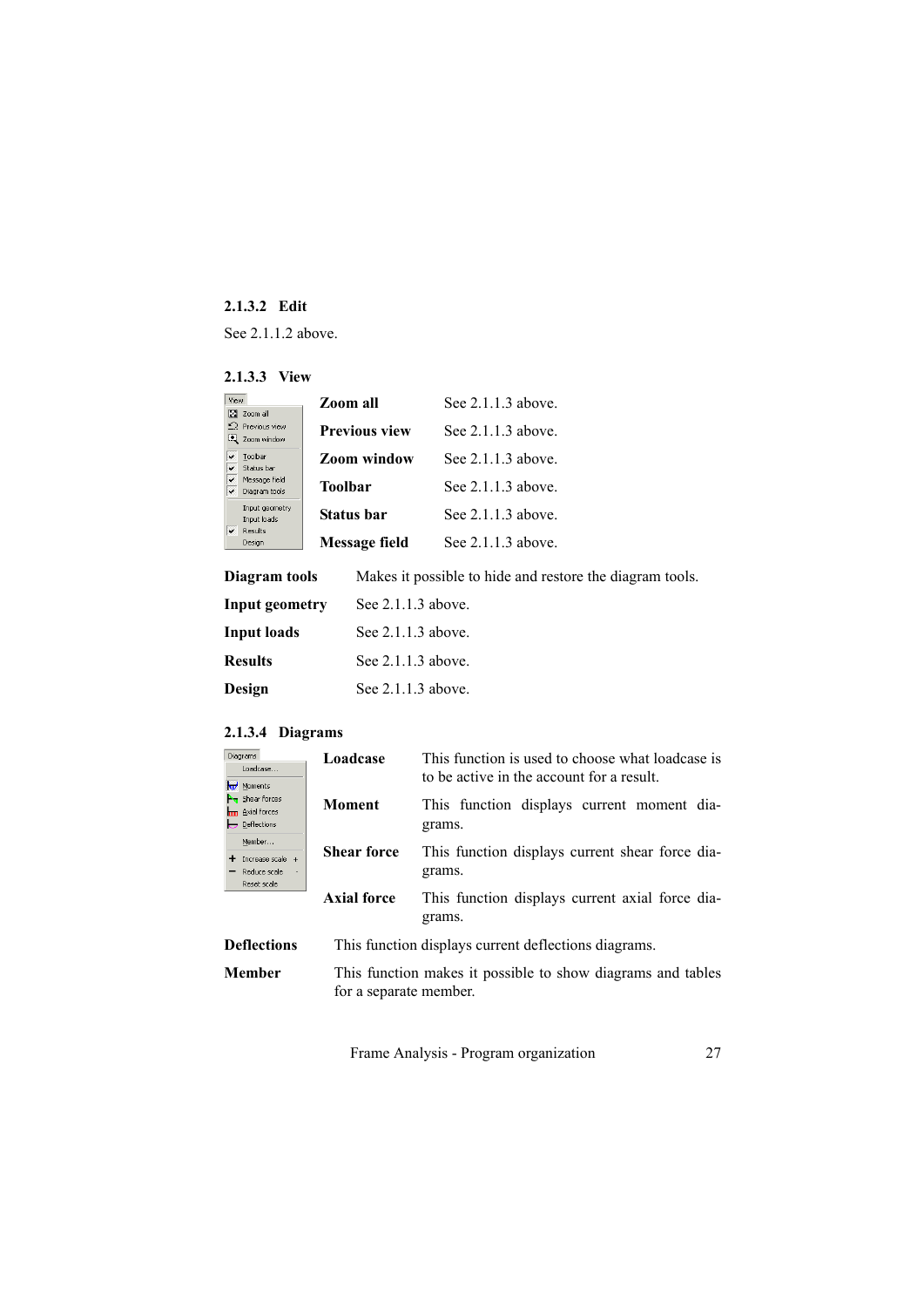#### 2.1.3.2 Edit

See 2.1.1.2 above.

#### 2.1.3.3 View

**Zoom all** See 2.1.1.3 above.

**Previous view** See 2.1.1.3 above.

**Zoom window** See 2.1.1.3 above.

**Toolbar** See 2.1.1.3 above.

**Status bar** See 2.1.1.3 above.

**Message field** See 2.1.1.3 above.

**Diagram tools** Makes it possible to hide and restore the diagram tools.

**Input geometry** See 2.1.1.3 above.

**Input loads** See 2.1.1.3 above.

**Results** See 2.1.1.3 above.

**Design** See 2.1.1.3 above.

#### 2.1.3.4 Diagrams

**Loadcase** This function is used to choose what loadcase is to be active in the account for a result.

**Moment** This function displays current moment diagrams.

**Shear force** This function displays current shear force diagrams.

**Axial force** This function displays current axial force diagrams.

**Deflections** This function displays current deflections diagrams.

**Member** This function makes it possible to show diagrams and tables for a separate member.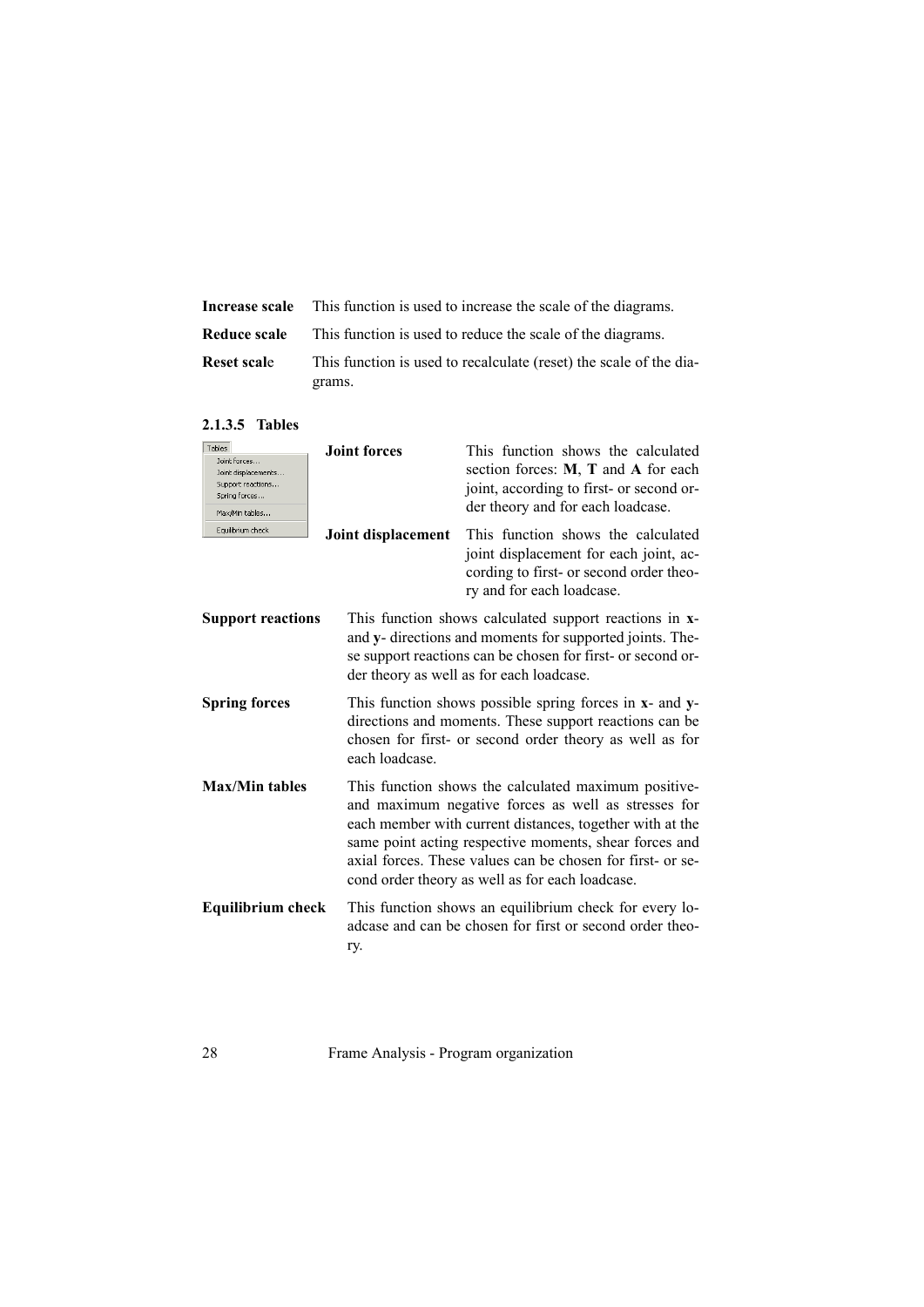**Increase scale** This function is used to increase the scale of the diagrams.

**Reduce scale** This function is used to reduce the scale of the diagrams.

**Reset scale** This function is used to recalculate (reset) the scale of the diagrams.

#### 2.1.3.5 Tables

**Joint forces** This function shows the calculated section forces: **M**, **T** and **A** for each joint, according to first- or second order theory and for each loadcase.

**Joint displacement** This function shows the calculated joint displacement for each joint, according to first- or second order theory and for each loadcase.

**Support reactions** This function shows calculated support reactions in **x**- and **y**- directions and moments for supported joints. These support reactions can be chosen for first- or second order theory as well as for each loadcase.

**Spring forces** This function shows possible spring forces in **x**- and **y**- directions and moments. These support reactions can be chosen for first- or second order theory as well as for each loadcase.

**Max/Min tables** This function shows the calculated maximum positive- and maximum negative forces as well as stresses for each member with current distances, together with at the same point acting respective moments, shear forces and axial forces. These values can be chosen for first- or second order theory as well as for each loadcase.

**Equilibrium check** This function shows an equilibrium check for every loadcase and can be chosen for first or second order theory.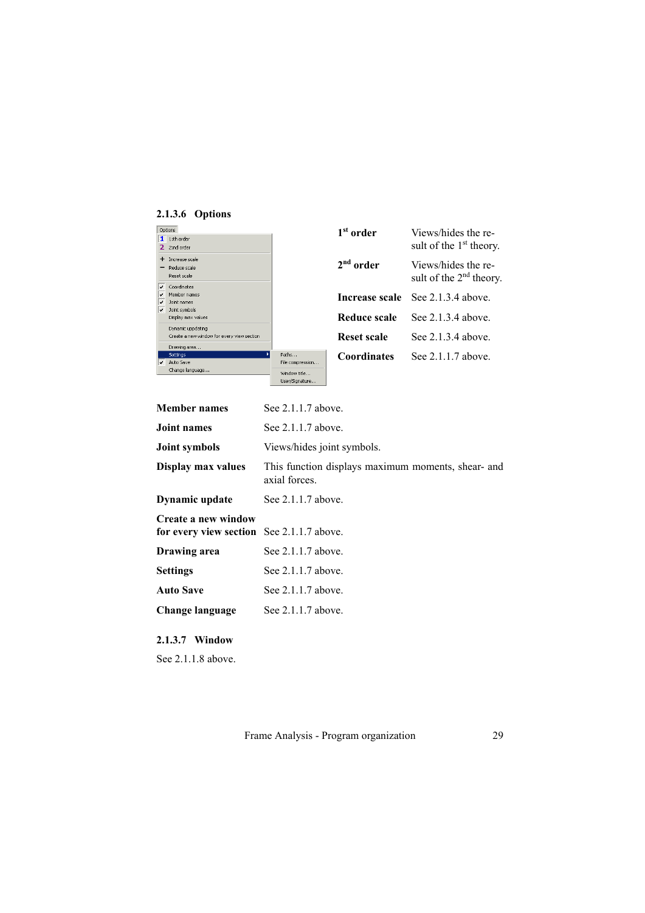### 2.1.3.6 Options

| | |
|---|---|
| **1st order** | Views/hides the result of the 1st theory. |
| **2nd order** | Views/hides the result of the 2nd theory. |
| **Increase scale** | See 2.1.3.4 above. |
| **Reduce scale** | See 2.1.3.4 above. |
| **Reset scale** | See 2.1.3.4 above. |
| **Coordinates** | See 2.1.1.7 above. |
| **Member names** | See 2.1.1.7 above. |
| **Joint names** | See 2.1.1.7 above. |
| **Joint symbols** | Views/hides joint symbols. |
| **Display max values** | This function displays maximum moments, shear- and axial forces. |
| **Dynamic update** | See 2.1.1.7 above. |
| **Create a new window for every view section** | See 2.1.1.7 above. |
| **Drawing area** | See 2.1.1.7 above. |
| **Settings** | See 2.1.1.7 above. |
| **Auto Save** | See 2.1.1.7 above. |
| **Change language** | See 2.1.1.7 above. |

### 2.1.3.7 Window

See 2.1.1.8 above.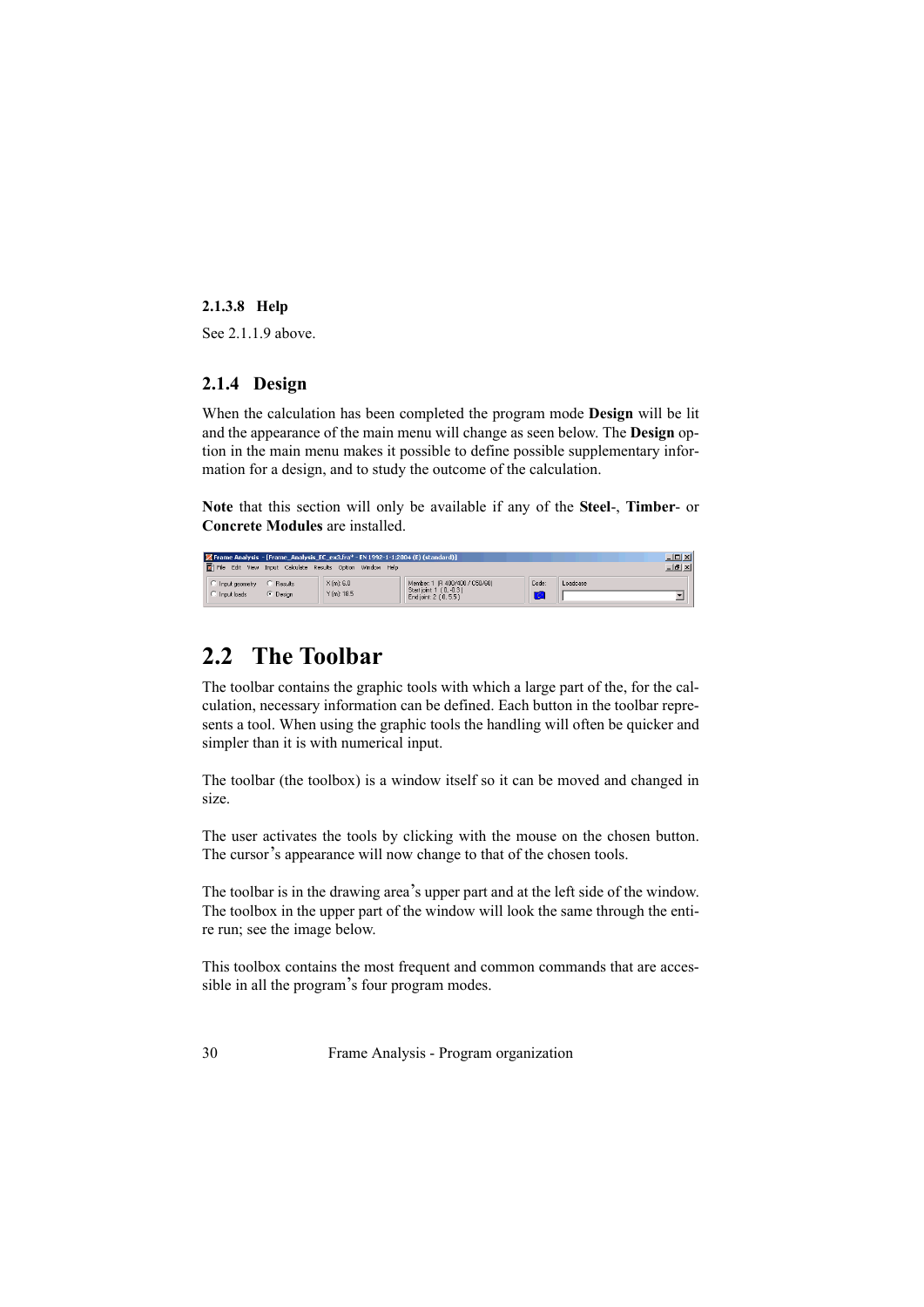#### 2.1.3.8 Help

See 2.1.1.9 above.

### 2.1.4 Design

When the calculation has been completed the program mode **Design** will be lit and the appearance of the main menu will change as seen below. The **Design** option in the main menu makes it possible to define possible supplementary information for a design, and to study the outcome of the calculation.

**Note** that this section will only be available if any of the **Steel**-, **Timber**- or **Concrete Modules** are installed.

## 2.2 The Toolbar

The toolbar contains the graphic tools with which a large part of the, for the calculation, necessary information can be defined. Each button in the toolbar represents a tool. When using the graphic tools the handling will often be quicker and simpler than it is with numerical input.

The toolbar (the toolbox) is a window itself so it can be moved and changed in size.

The user activates the tools by clicking with the mouse on the chosen button. The cursor's appearance will now change to that of the chosen tools.

The toolbar is in the drawing area's upper part and at the left side of the window. The toolbox in the upper part of the window will look the same through the entire run; see the image below.

This toolbox contains the most frequent and common commands that are accessible in all the program's four program modes.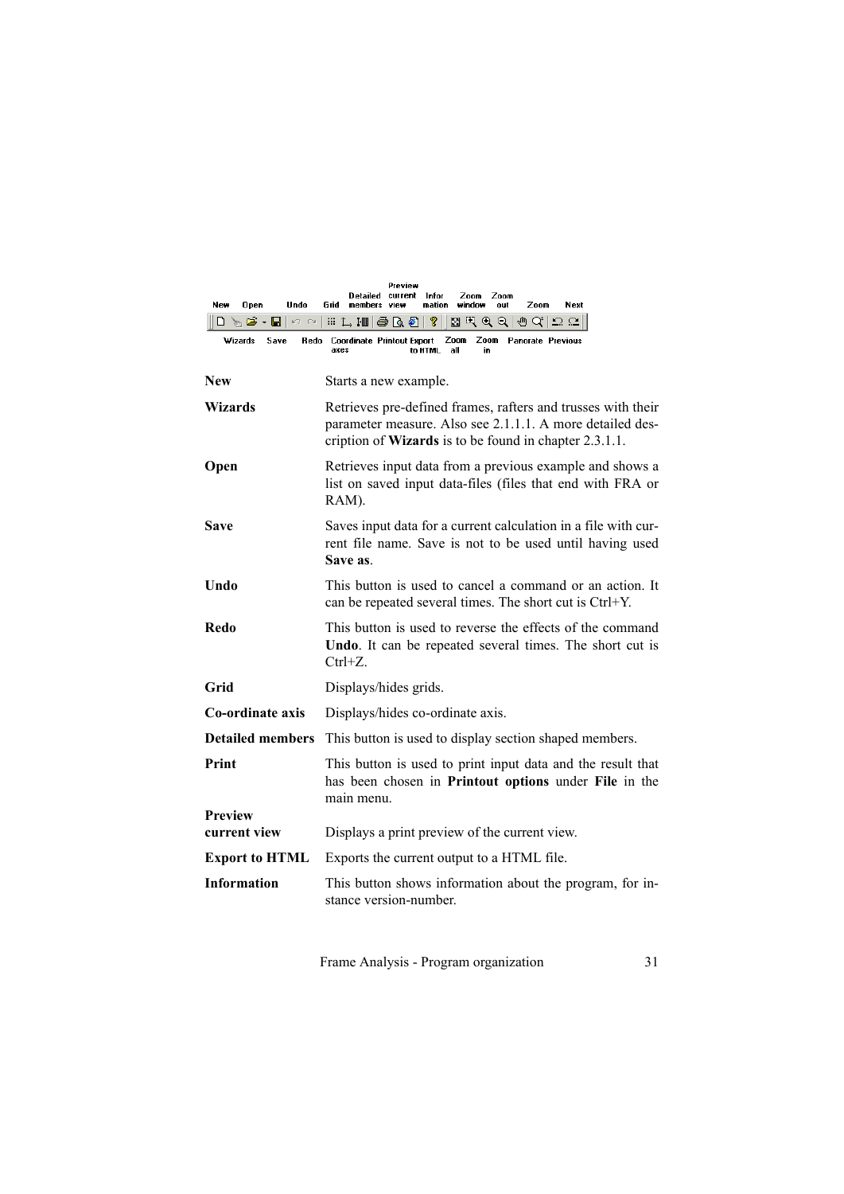| | |
|---|---|
| **New** | Starts a new example. |
| **Wizards** | Retrieves pre-defined frames, rafters and trusses with their parameter measure. Also see 2.1.1.1. A more detailed description of **Wizards** is to be found in chapter 2.3.1.1. |
| **Open** | Retrieves input data from a previous example and shows a list on saved input data-files (files that end with FRA or RAM). |
| **Save** | Saves input data for a current calculation in a file with current file name. Save is not to be used until having used **Save as**. |
| **Undo** | This button is used to cancel a command or an action. It can be repeated several times. The short cut is Ctrl+Y. |
| **Redo** | This button is used to reverse the effects of the command **Undo**. It can be repeated several times. The short cut is Ctrl+Z. |
| **Grid** | Displays/hides grids. |
| **Co-ordinate axis** | Displays/hides co-ordinate axis. |
| **Detailed members** | This button is used to display section shaped members. |
| **Print** | This button is used to print input data and the result that has been chosen in **Printout options** under **File** in the main menu. |
| **Preview current view** | Displays a print preview of the current view. |
| **Export to HTML** | Exports the current output to a HTML file. |
| **Information** | This button shows information about the program, for instance version-number. |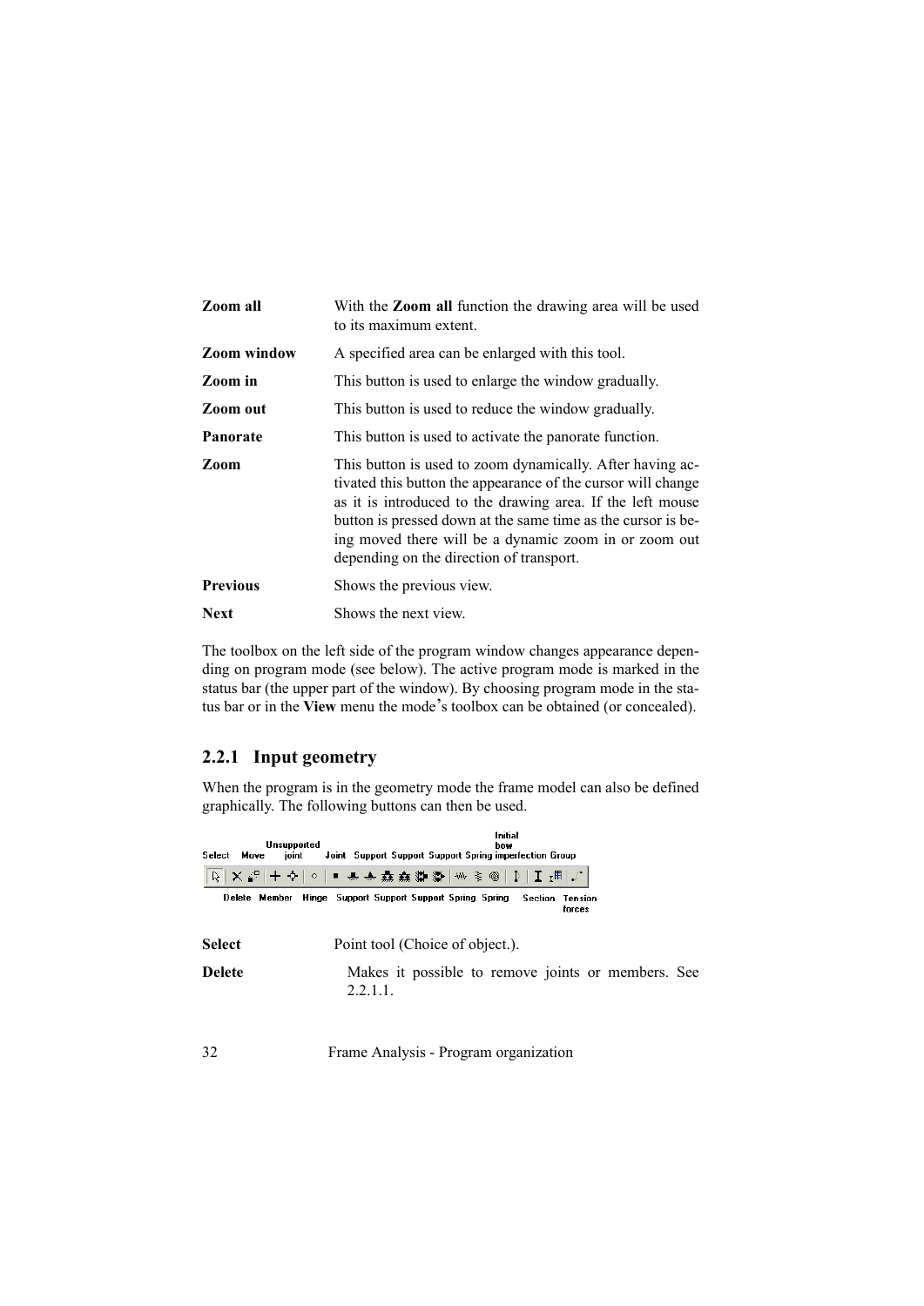| | |
|---|---|
| **Zoom all** | With the **Zoom all** function the drawing area will be used to its maximum extent. |
| **Zoom window** | A specified area can be enlarged with this tool. |
| **Zoom in** | This button is used to enlarge the window gradually. |
| **Zoom out** | This button is used to reduce the window gradually. |
| **Panorate** | This button is used to activate the panorate function. |
| **Zoom** | This button is used to zoom dynamically. After having activated this button the appearance of the cursor will change as it is introduced to the drawing area. If the left mouse button is pressed down at the same time as the cursor is being moved there will be a dynamic zoom in or zoom out depending on the direction of transport. |
| **Previous** | Shows the previous view. |
| **Next** | Shows the next view. |

The toolbox on the left side of the program window changes appearance depending on program mode (see below). The active program mode is marked in the status bar (the upper part of the window). By choosing program mode in the status bar or in the **View** menu the mode's toolbox can be obtained (or concealed).

### 2.2.1 Input geometry

When the program is in the geometry mode the frame model can also be defined graphically. The following buttons can then be used.

Select Move Unsupported joint Joint Support Support Support Spring Initial bow imperfection Group

Delete Member Hinge Support Support Support Spring Spring Section Tension forces

| | |
|---|---|
| **Select** | Point tool (Choice of object.). |
| **Delete** | Makes it possible to remove joints or members. See 2.2.1.1. |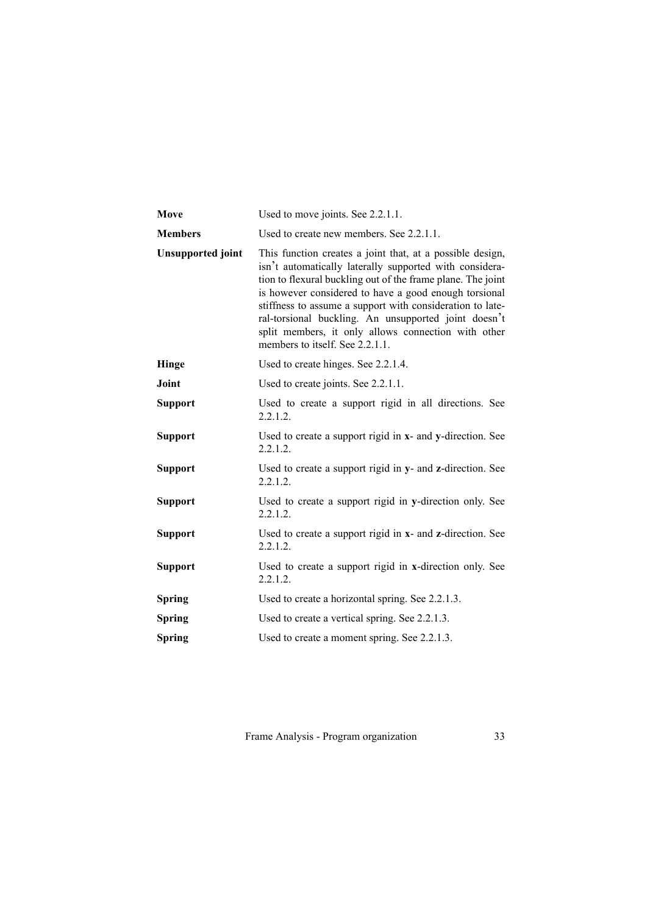| | |
|---|---|
| **Move** | Used to move joints. See 2.2.1.1. |
| **Members** | Used to create new members. See 2.2.1.1. |
| **Unsupported joint** | This function creates a joint that, at a possible design, isn't automatically laterally supported with consideration to flexural buckling out of the frame plane. The joint is however considered to have a good enough torsional stiffness to assume a support with consideration to lateral-torsional buckling. An unsupported joint doesn't split members, it only allows connection with other members to itself. See 2.2.1.1. |
| **Hinge** | Used to create hinges. See 2.2.1.4. |
| **Joint** | Used to create joints. See 2.2.1.1. |
| **Support** | Used to create a support rigid in all directions. See 2.2.1.2. |
| **Support** | Used to create a support rigid in **x**- and **y**-direction. See 2.2.1.2. |
| **Support** | Used to create a support rigid in **y**- and **z**-direction. See 2.2.1.2. |
| **Support** | Used to create a support rigid in **y**-direction only. See 2.2.1.2. |
| **Support** | Used to create a support rigid in **x**- and **z**-direction. See 2.2.1.2. |
| **Support** | Used to create a support rigid in **x**-direction only. See 2.2.1.2. |
| **Spring** | Used to create a horizontal spring. See 2.2.1.3. |
| **Spring** | Used to create a vertical spring. See 2.2.1.3. |
| **Spring** | Used to create a moment spring. See 2.2.1.3. |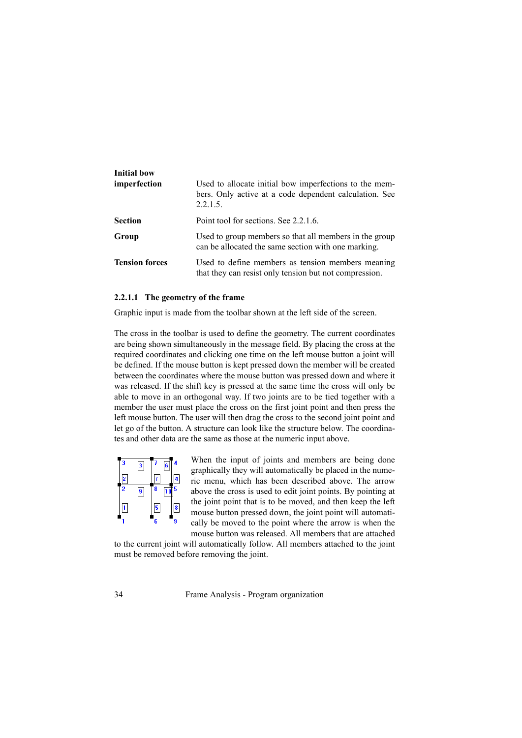| | |
|---|---|
| **Initial bow imperfection** | Used to allocate initial bow imperfections to the members. Only active at a code dependent calculation. See 2.2.1.5. |
| **Section** | Point tool for sections. See 2.2.1.6. |
| **Group** | Used to group members so that all members in the group can be allocated the same section with one marking. |
| **Tension forces** | Used to define members as tension members meaning that they can resist only tension but not compression. |

### 2.2.1.1 The geometry of the frame

Graphic input is made from the toolbar shown at the left side of the screen.

The cross in the toolbar is used to define the geometry. The current coordinates are being shown simultaneously in the message field. By placing the cross at the required coordinates and clicking one time on the left mouse button a joint will be defined. If the mouse button is kept pressed down the member will be created between the coordinates where the mouse button was pressed down and where it was released. If the shift key is pressed at the same time the cross will only be able to move in an orthogonal way. If two joints are to be tied together with a member the user must place the cross on the first joint point and then press the left mouse button. The user will then drag the cross to the second joint point and let go of the button. A structure can look like the structure below. The coordinates and other data are the same as those at the numeric input above.

When the input of joints and members are being done graphically they will automatically be placed in the numeric menu, which has been described above. The arrow above the cross is used to edit joint points. By pointing at the joint point that is to be moved, and then keep the left mouse button pressed down, the joint point will automatically be moved to the point where the arrow is when the mouse button was released. All members that are attached to the current joint will automatically follow. All members attached to the joint must be removed before removing the joint.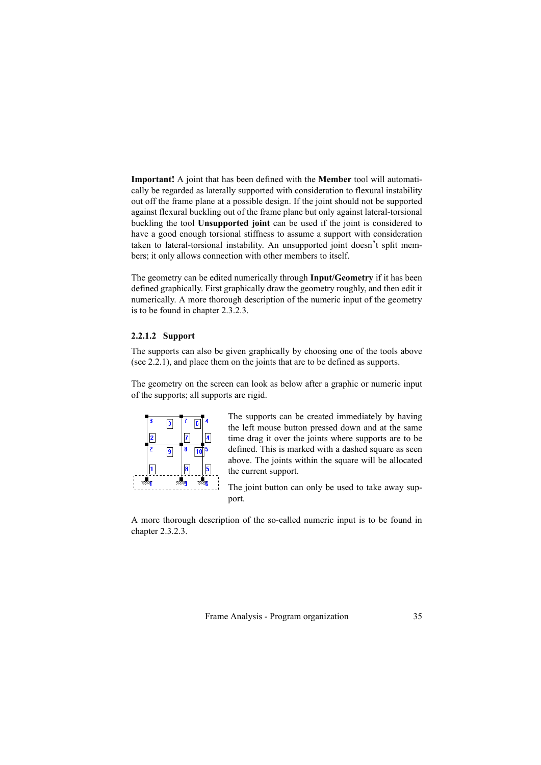**Important!** A joint that has been defined with the **Member** tool will automatically be regarded as laterally supported with consideration to flexural instability out off the frame plane at a possible design. If the joint should not be supported against flexural buckling out of the frame plane but only against lateral-torsional buckling the tool **Unsupported joint** can be used if the joint is considered to have a good enough torsional stiffness to assume a support with consideration taken to lateral-torsional instability. An unsupported joint doesn't split members; it only allows connection with other members to itself.

The geometry can be edited numerically through **Input/Geometry** if it has been defined graphically. First graphically draw the geometry roughly, and then edit it numerically. A more thorough description of the numeric input of the geometry is to be found in chapter 2.3.2.3.

### 2.2.1.2 Support

The supports can also be given graphically by choosing one of the tools above (see 2.2.1), and place them on the joints that are to be defined as supports.

The geometry on the screen can look as below after a graphic or numeric input of the supports; all supports are rigid.

The supports can be created immediately by having the left mouse button pressed down and at the same time drag it over the joints where supports are to be defined. This is marked with a dashed square as seen above. The joints within the square will be allocated the current support.

The joint button can only be used to take away support.

A more thorough description of the so-called numeric input is to be found in chapter 2.3.2.3.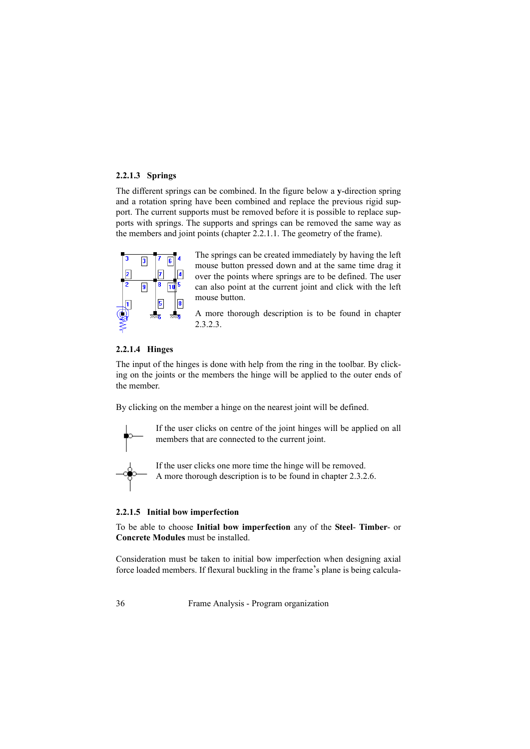#### 2.2.1.3 Springs

The different springs can be combined. In the figure below a **y**-direction spring and a rotation spring have been combined and replace the previous rigid support. The current supports must be removed before it is possible to replace supports with springs. The supports and springs can be removed the same way as the members and joint points (chapter 2.2.1.1. The geometry of the frame).

The springs can be created immediately by having the left mouse button pressed down and at the same time drag it over the points where springs are to be defined. The user can also point at the current joint and click with the left mouse button.

A more thorough description is to be found in chapter 2.3.2.3.

#### 2.2.1.4 Hinges

The input of the hinges is done with help from the ring in the toolbar. By clicking on the joints or the members the hinge will be applied to the outer ends of the member.

By clicking on the member a hinge on the nearest joint will be defined.

If the user clicks on centre of the joint hinges will be applied on all members that are connected to the current joint.

If the user clicks one more time the hinge will be removed.
A more thorough description is to be found in chapter 2.3.2.6.

#### 2.2.1.5 Initial bow imperfection

To be able to choose **Initial bow imperfection** any of the **Steel**- **Timber**- or **Concrete Modules** must be installed.

Consideration must be taken to initial bow imperfection when designing axial force loaded members. If flexural buckling in the frame's plane is being calcula-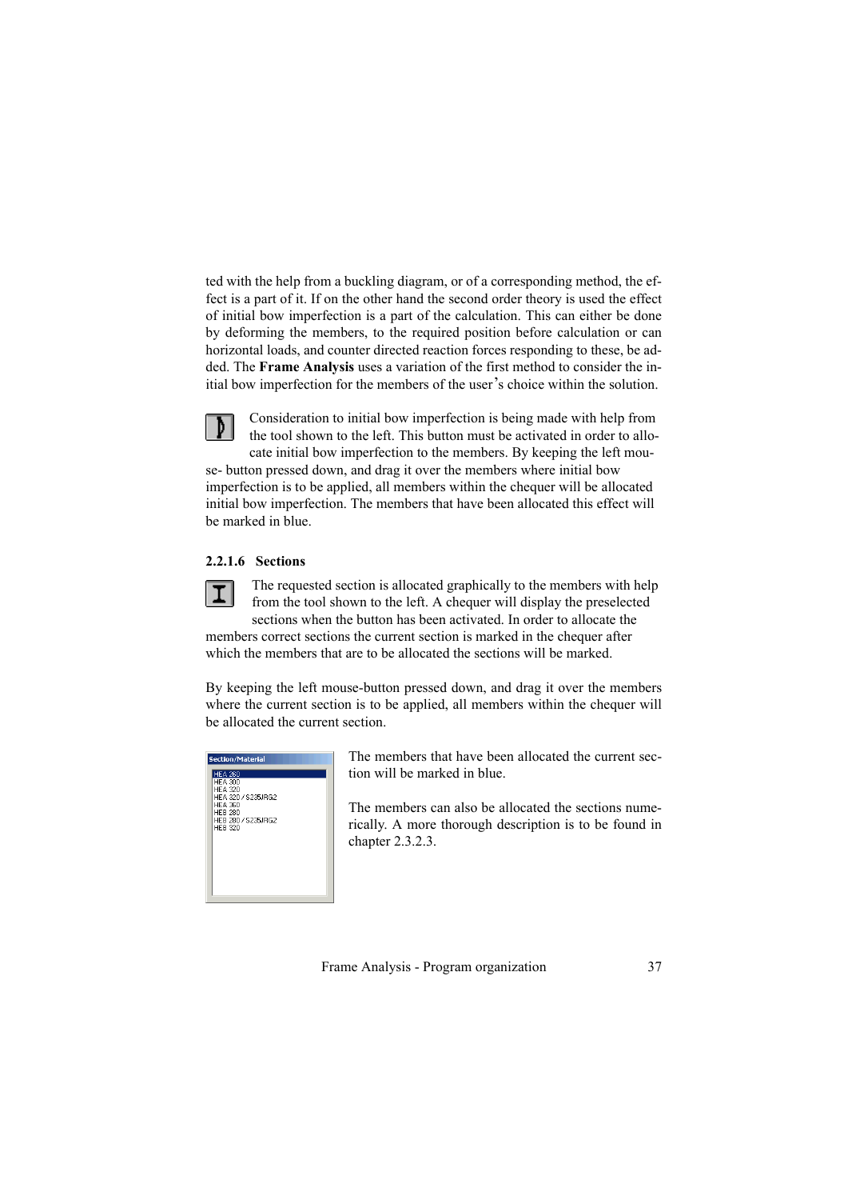ted with the help from a buckling diagram, or of a corresponding method, the effect is a part of it. If on the other hand the second order theory is used the effect of initial bow imperfection is a part of the calculation. This can either be done by deforming the members, to the required position before calculation or can horizontal loads, and counter directed reaction forces responding to these, be added. The **Frame Analysis** uses a variation of the first method to consider the initial bow imperfection for the members of the user's choice within the solution.

Consideration to initial bow imperfection is being made with help from the tool shown to the left. This button must be activated in order to allocate initial bow imperfection to the members. By keeping the left mouse- button pressed down, and drag it over the members where initial bow imperfection is to be applied, all members within the chequer will be allocated initial bow imperfection. The members that have been allocated this effect will be marked in blue.

#### 2.2.1.6 Sections

The requested section is allocated graphically to the members with help from the tool shown to the left. A chequer will display the preselected sections when the button has been activated. In order to allocate the members correct sections the current section is marked in the chequer after which the members that are to be allocated the sections will be marked.

By keeping the left mouse-button pressed down, and drag it over the members where the current section is to be applied, all members within the chequer will be allocated the current section.

Section/Material

HEA 280
HEA 300
HEA 320
HEA 320 / S235JRG2
HEA 360
HEB 280
HEB 280 / S235JRG2
HEB 320

The members that have been allocated the current section will be marked in blue.

The members can also be allocated the sections numerically. A more thorough description is to be found in chapter 2.3.2.3.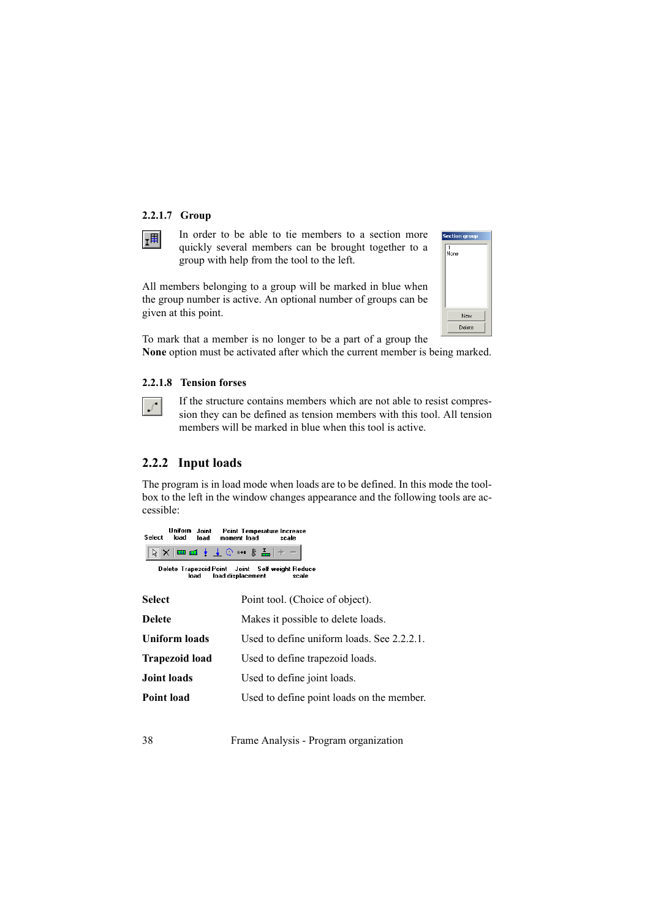#### 2.2.1.7 Group

In order to be able to tie members to a section more quickly several members can be brought together to a group with help from the tool to the left.

All members belonging to a group will be marked in blue when the group number is active. An optional number of groups can be given at this point.

To mark that a member is no longer to be a part of a group the **None** option must be activated after which the current member is being marked.

#### 2.2.1.8 Tension forses

If the structure contains members which are not able to resist compression they can be defined as tension members with this tool. All tension members will be marked in blue when this tool is active.

### 2.2.2 Input loads

The program is in load mode when loads are to be defined. In this mode the toolbox to the left in the window changes appearance and the following tools are accessible:

| | |
|---|---|
| **Select** | Point tool. (Choice of object). |
| **Delete** | Makes it possible to delete loads. |
| **Uniform loads** | Used to define uniform loads. See 2.2.2.1. |
| **Trapezoid load** | Used to define trapezoid loads. |
| **Joint loads** | Used to define joint loads. |
| **Point load** | Used to define point loads on the member. |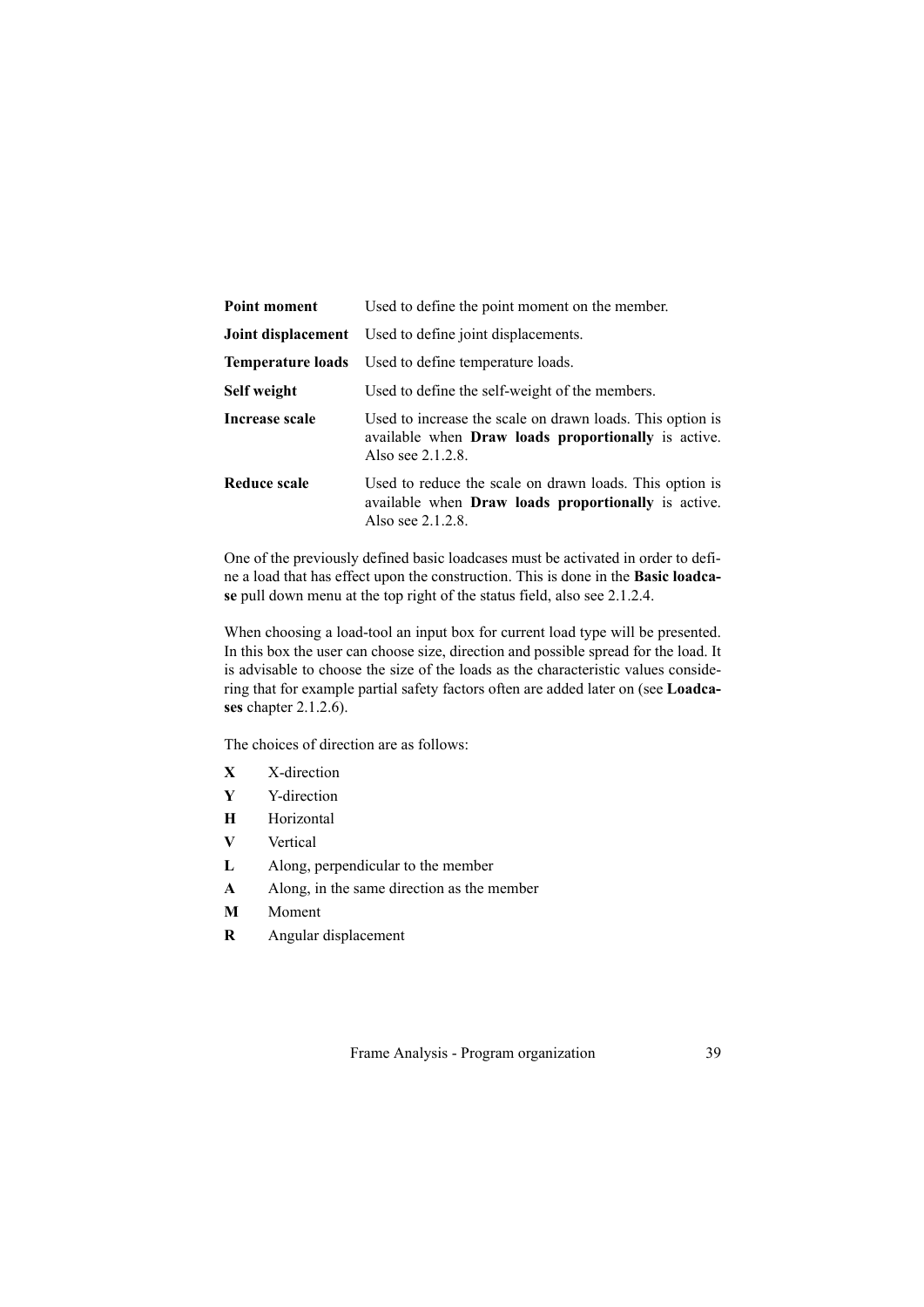| | |
|---|---|
| **Point moment** | Used to define the point moment on the member. |
| **Joint displacement** | Used to define joint displacements. |
| **Temperature loads** | Used to define temperature loads. |
| **Self weight** | Used to define the self-weight of the members. |
| **Increase scale** | Used to increase the scale on drawn loads. This option is available when **Draw loads proportionally** is active. Also see 2.1.2.8. |
| **Reduce scale** | Used to reduce the scale on drawn loads. This option is available when **Draw loads proportionally** is active. Also see 2.1.2.8. |

One of the previously defined basic loadcases must be activated in order to define a load that has effect upon the construction. This is done in the **Basic loadcase** pull down menu at the top right of the status field, also see 2.1.2.4.

When choosing a load-tool an input box for current load type will be presented. In this box the user can choose size, direction and possible spread for the load. It is advisable to choose the size of the loads as the characteristic values considering that for example partial safety factors often are added later on (see **Loadcases** chapter 2.1.2.6).

The choices of direction are as follows:

- **X** X-direction
- **Y** Y-direction
- **H** Horizontal
- **V** Vertical
- **L** Along, perpendicular to the member
- **A** Along, in the same direction as the member
- **M** Moment
- **R** Angular displacement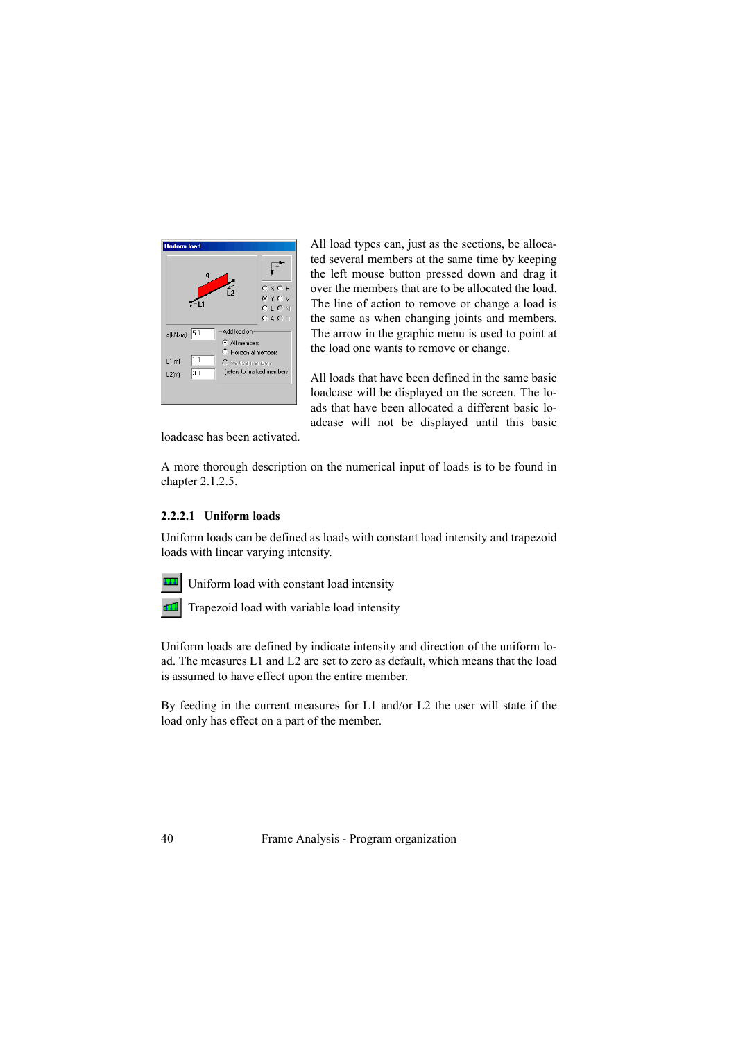All load types can, just as the sections, be allocated several members at the same time by keeping the left mouse button pressed down and drag it over the members that are to be allocated the load. The line of action to remove or change a load is the same as when changing joints and members. The arrow in the graphic menu is used to point at the load one wants to remove or change.

All loads that have been defined in the same basic loadcase will be displayed on the screen. The loads that have been allocated a different basic loadcase will not be displayed until this basic loadcase has been activated.

A more thorough description on the numerical input of loads is to be found in chapter 2.1.2.5.

### 2.2.2.1 Uniform loads

Uniform loads can be defined as loads with constant load intensity and trapezoid loads with linear varying intensity.

Uniform load with constant load intensity

Trapezoid load with variable load intensity

Uniform loads are defined by indicate intensity and direction of the uniform load. The measures L1 and L2 are set to zero as default, which means that the load is assumed to have effect upon the entire member.

By feeding in the current measures for L1 and/or L2 the user will state if the load only has effect on a part of the member.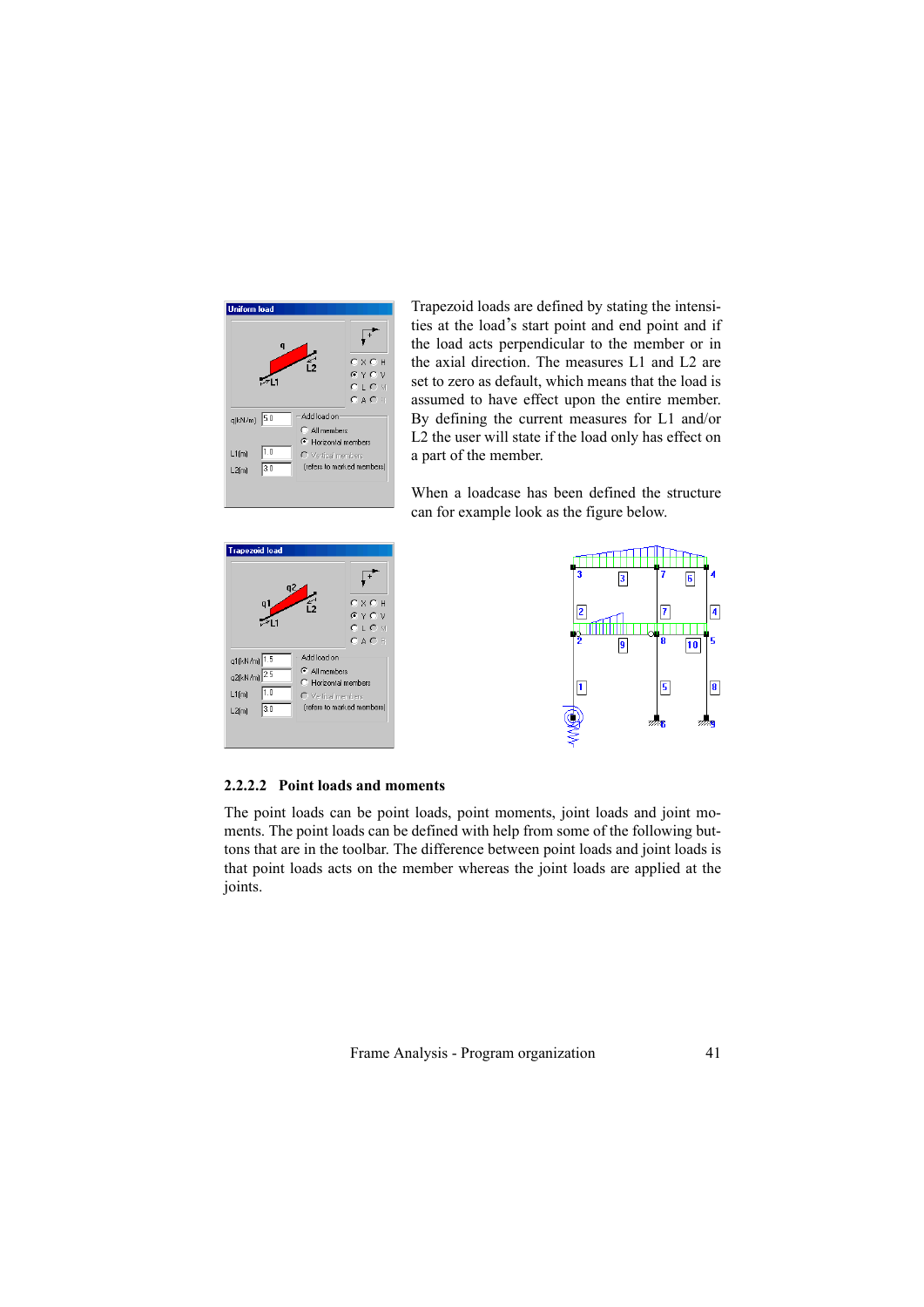Trapezoid loads are defined by stating the intensities at the load's start point and end point and if the load acts perpendicular to the member or in the axial direction. The measures L1 and L2 are set to zero as default, which means that the load is assumed to have effect upon the entire member. By defining the current measures for L1 and/or L2 the user will state if the load only has effect on a part of the member.

When a loadcase has been defined the structure can for example look as the figure below.

#### 2.2.2.2 Point loads and moments

The point loads can be point loads, point moments, joint loads and joint moments. The point loads can be defined with help from some of the following buttons that are in the toolbar. The difference between point loads and joint loads is that point loads acts on the member whereas the joint loads are applied at the joints.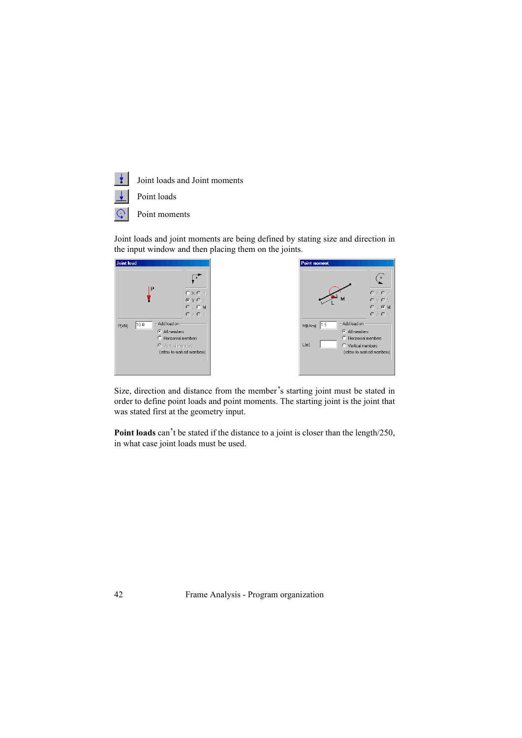Joint loads and Joint moments

Point loads

Point moments

Joint loads and joint moments are being defined by stating size and direction in the input window and then placing them on the joints.

Size, direction and distance from the member's starting joint must be stated in order to define point loads and point moments. The starting joint is the joint that was stated first at the geometry input.

**Point loads** can't be stated if the distance to a joint is closer than the length/250, in what case joint loads must be used.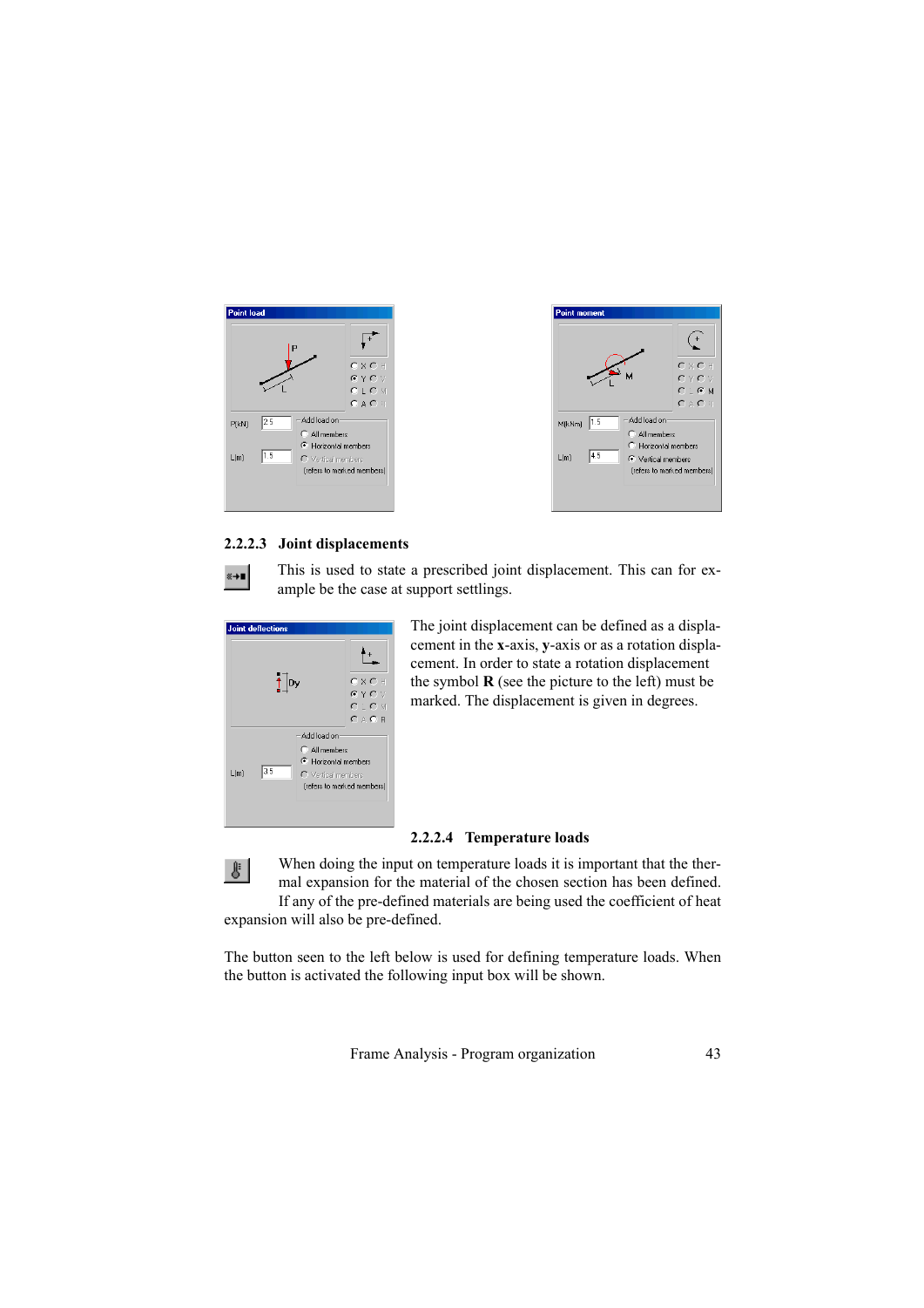### 2.2.2.3 Joint displacements

This is used to state a prescribed joint displacement. This can for example be the case at support settlings.

The joint displacement can be defined as a displacement in the **x**-axis, **y**-axis or as a rotation displacement. In order to state a rotation displacement the symbol **R** (see the picture to the left) must be marked. The displacement is given in degrees.

### 2.2.2.4 Temperature loads

When doing the input on temperature loads it is important that the thermal expansion for the material of the chosen section has been defined. If any of the pre-defined materials are being used the coefficient of heat expansion will also be pre-defined.

The button seen to the left below is used for defining temperature loads. When the button is activated the following input box will be shown.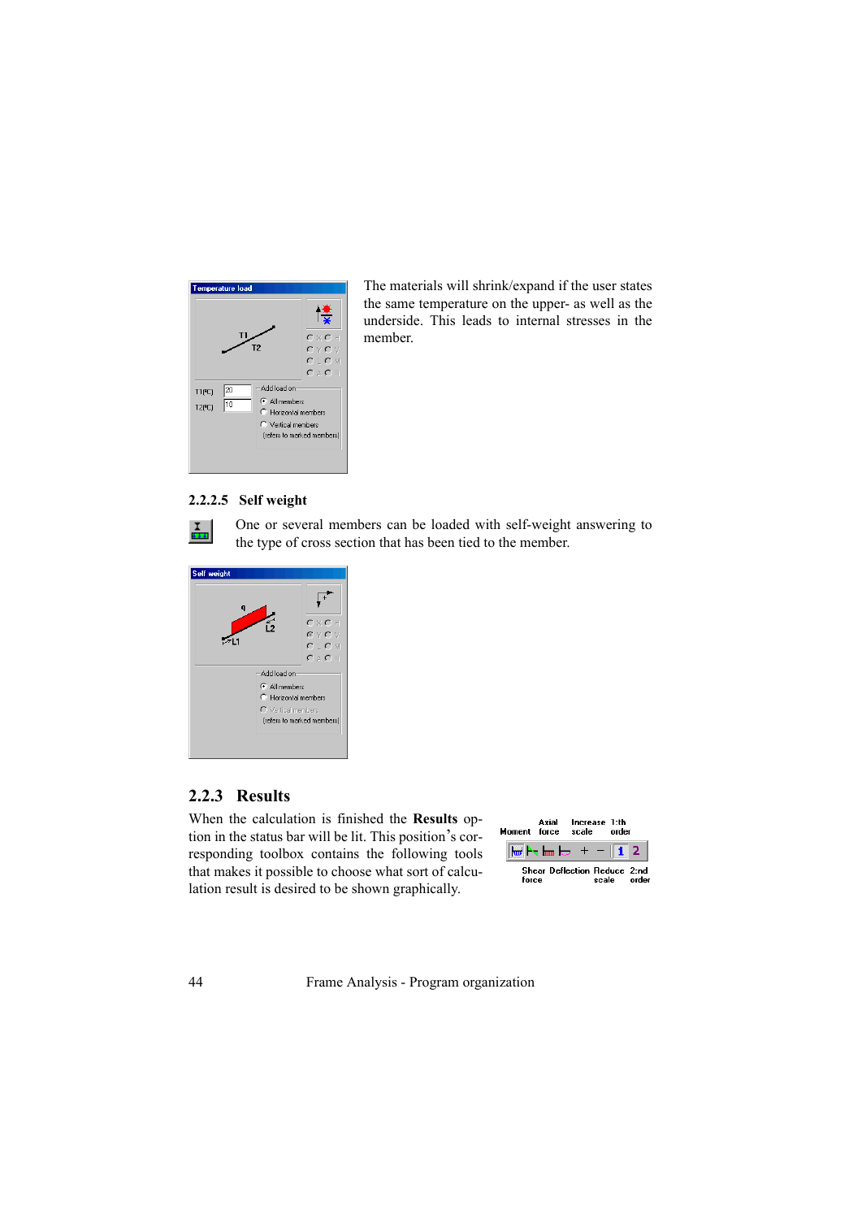The materials will shrink/expand if the user states the same temperature on the upper- as well as the underside. This leads to internal stresses in the member.

#### 2.2.2.5 Self weight

One or several members can be loaded with self-weight answering to the type of cross section that has been tied to the member.

### 2.2.3 Results

When the calculation is finished the **Results** option in the status bar will be lit. This position's corresponding toolbox contains the following tools that makes it possible to choose what sort of calculation result is desired to be shown graphically.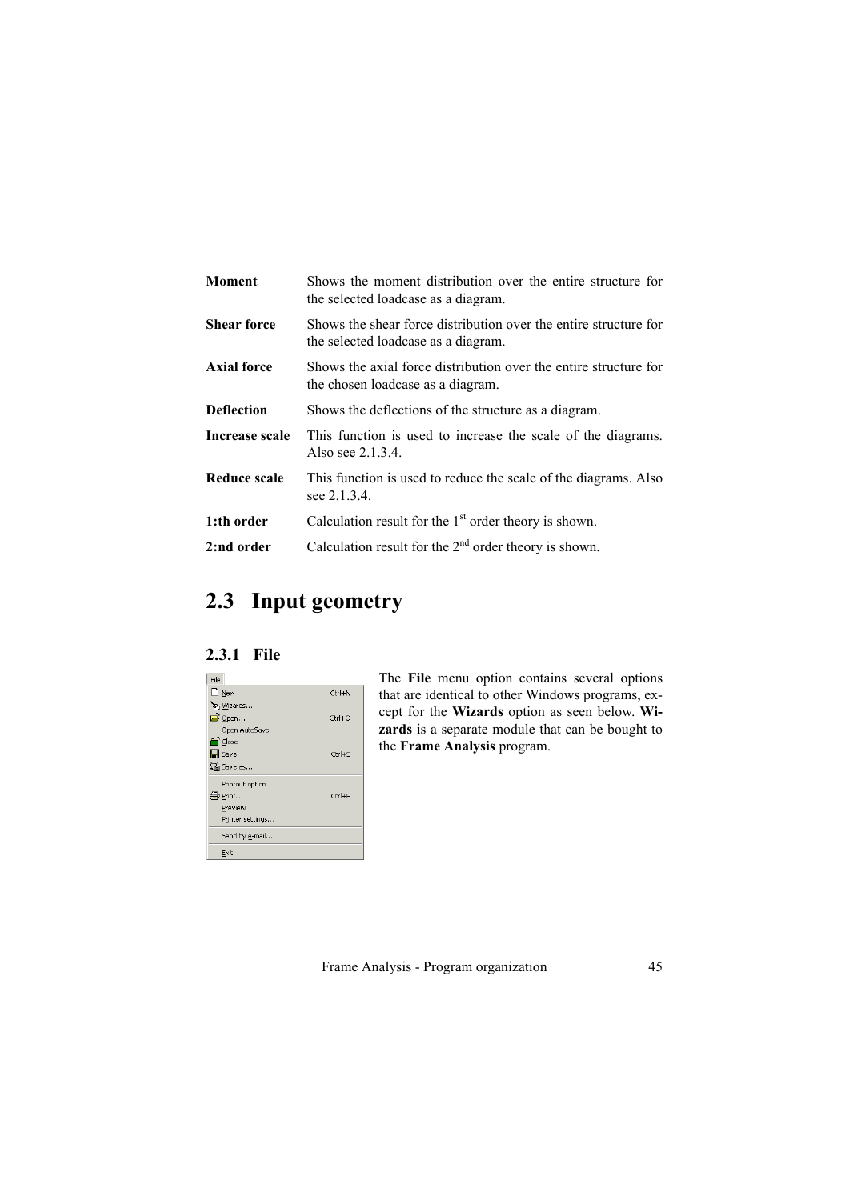| | |
|---|---|
| **Moment** | Shows the moment distribution over the entire structure for the selected loadcase as a diagram. |
| **Shear force** | Shows the shear force distribution over the entire structure for the selected loadcase as a diagram. |
| **Axial force** | Shows the axial force distribution over the entire structure for the chosen loadcase as a diagram. |
| **Deflection** | Shows the deflections of the structure as a diagram. |
| **Increase scale** | This function is used to increase the scale of the diagrams. Also see 2.1.3.4. |
| **Reduce scale** | This function is used to reduce the scale of the diagrams. Also see 2.1.3.4. |
| **1:th order** | Calculation result for the 1st order theory is shown. |
| **2:nd order** | Calculation result for the 2nd order theory is shown. |

## 2.3 Input geometry

### 2.3.1 File

The **File** menu option contains several options that are identical to other Windows programs, except for the **Wizards** option as seen below. **Wizards** is a separate module that can be bought to the **Frame Analysis** program.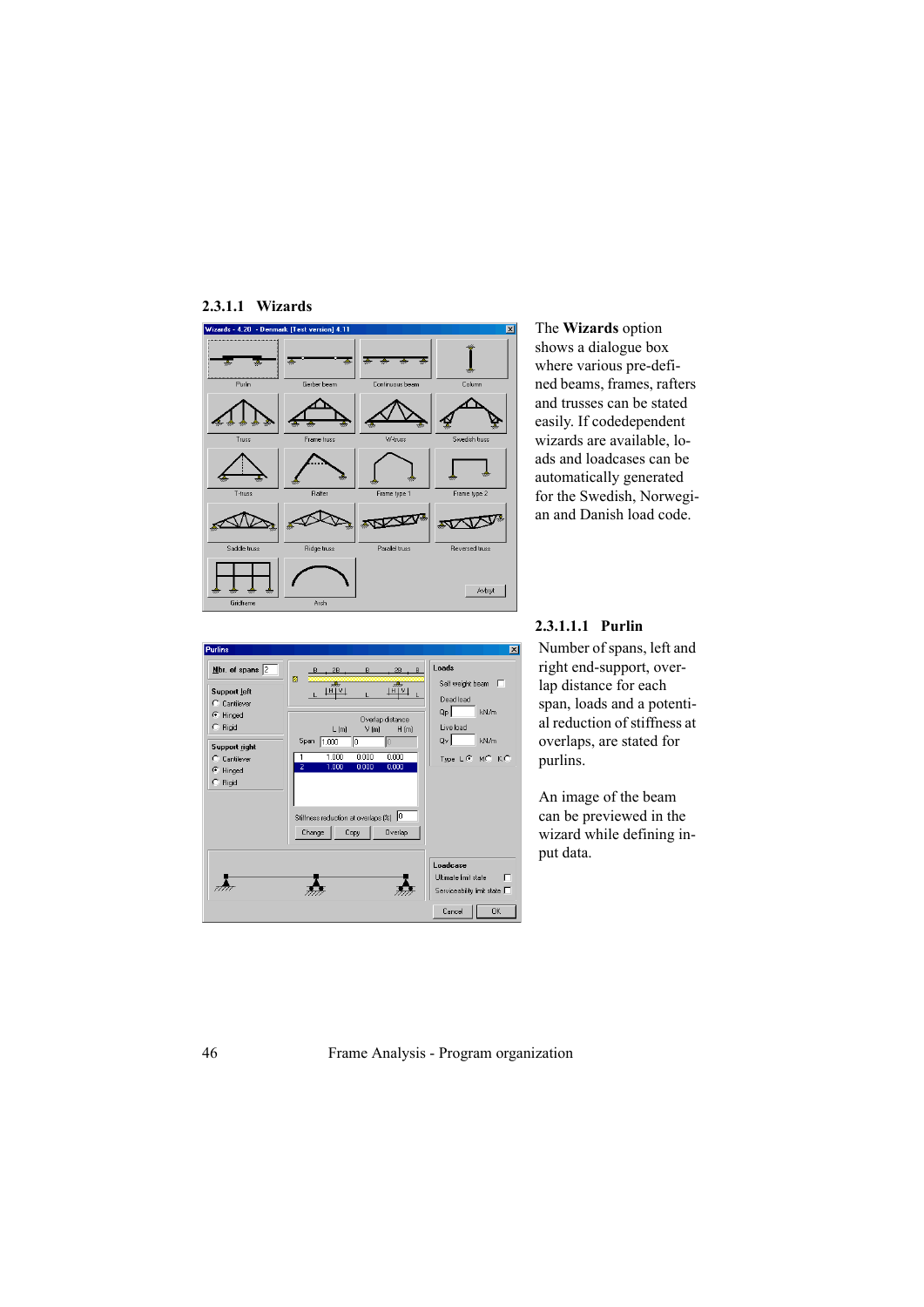#### 2.3.1.1 Wizards

The **Wizards** option shows a dialogue box where various pre-defined beams, frames, rafters and trusses can be stated easily. If codedependent wizards are available, loads and loadcases can be automatically generated for the Swedish, Norwegian and Danish load code.

##### 2.3.1.1.1 Purlin

Number of spans, left and right end-support, overlap distance for each span, loads and a potential reduction of stiffness at overlaps, are stated for purlins.

An image of the beam can be previewed in the wizard while defining input data.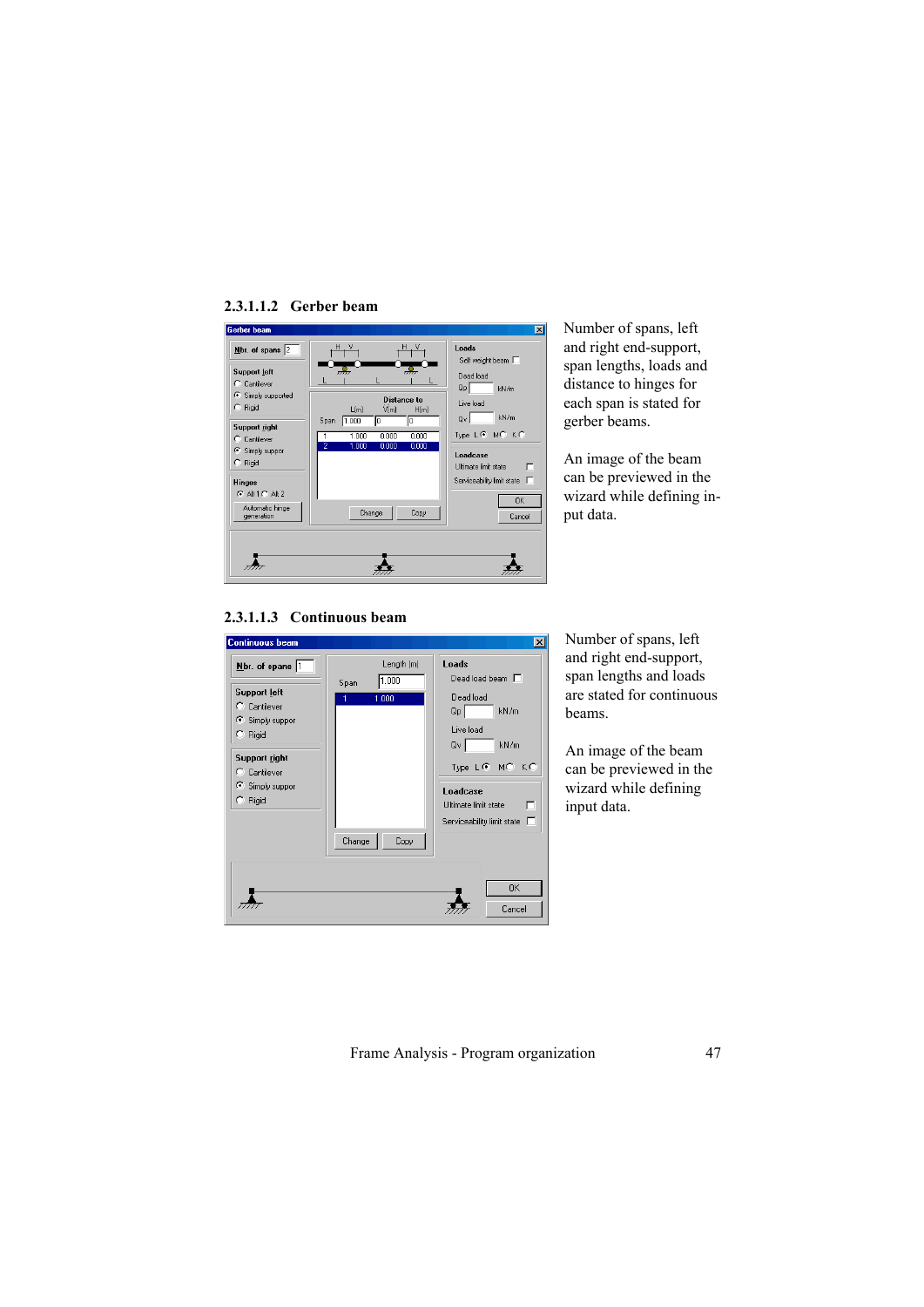### 2.3.1.1.2 Gerber beam

Number of spans, left and right end-support, span lengths, loads and distance to hinges for each span is stated for gerber beams.

An image of the beam can be previewed in the wizard while defining input data.

### 2.3.1.1.3 Continuous beam

Number of spans, left and right end-support, span lengths and loads are stated for continuous beams.

An image of the beam can be previewed in the wizard while defining input data.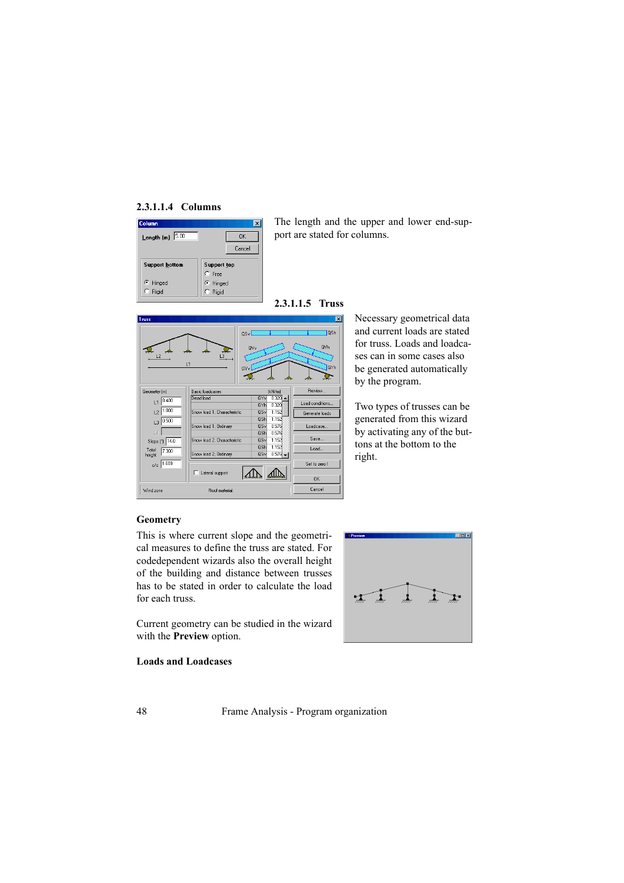#### 2.3.1.1.4 Columns

The length and the upper and lower end-support are stated for columns.

#### 2.3.1.1.5 Truss

Necessary geometrical data and current loads are stated for truss. Loads and loadcases can in some cases also be generated automatically by the program.

Two types of trusses can be generated from this wizard by activating any of the buttons at the bottom to the right.

**Geometry**

This is where current slope and the geometrical measures to define the truss are stated. For codedependent wizards also the overall height of the building and distance between trusses has to be stated in order to calculate the load for each truss.

Current geometry can be studied in the wizard with the **Preview** option.

**Loads and Loadcases**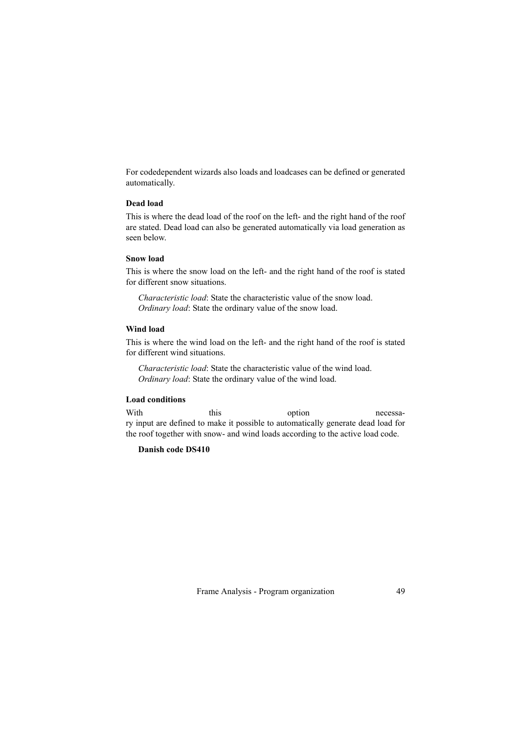For codedependent wizards also loads and loadcases can be defined or generated automatically.

#### Dead load

This is where the dead load of the roof on the left- and the right hand of the roof are stated. Dead load can also be generated automatically via load generation as seen below.

#### Snow load

This is where the snow load on the left- and the right hand of the roof is stated for different snow situations.

*Characteristic load*: State the characteristic value of the snow load.
*Ordinary load*: State the ordinary value of the snow load.

#### Wind load

This is where the wind load on the left- and the right hand of the roof is stated for different wind situations.

*Characteristic load*: State the characteristic value of the wind load.
*Ordinary load*: State the ordinary value of the wind load.

#### Load conditions

With this option necessary input are defined to make it possible to automatically generate dead load for the roof together with snow- and wind loads according to the active load code.

##### Danish code DS410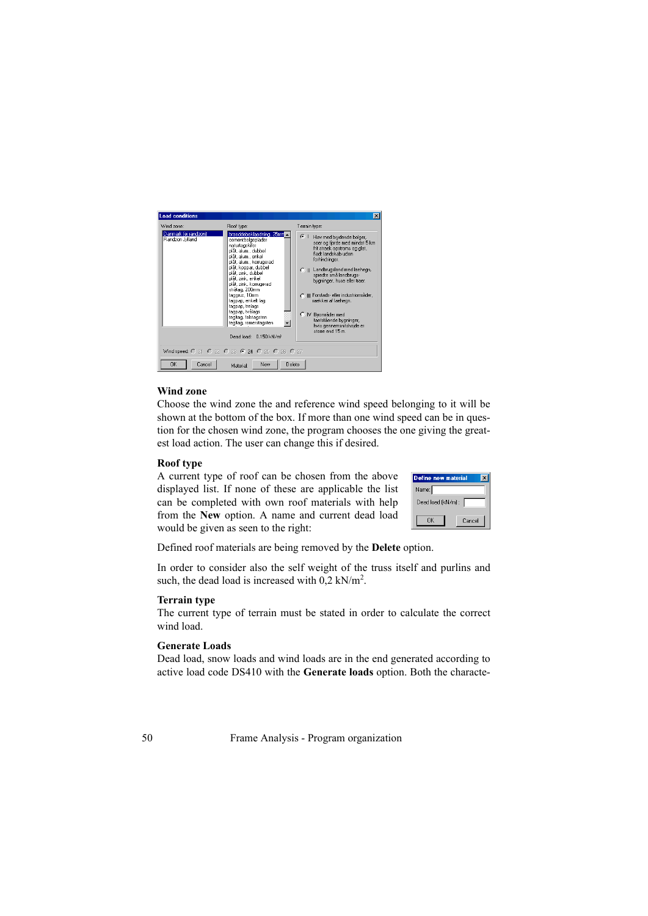## Wind zone

Choose the wind zone the and reference wind speed belonging to it will be shown at the bottom of the box. If more than one wind speed can be in question for the chosen wind zone, the program chooses the one giving the greatest load action. The user can change this if desired.

## Roof type

A current type of roof can be chosen from the above displayed list. If none of these are applicable the list can be completed with own roof materials with help from the **New** option. A name and current dead load would be given as seen to the right:

Defined roof materials are being removed by the **Delete** option.

In order to consider also the self weight of the truss itself and purlins and such, the dead load is increased with 0,2 kN/m$^2$.

## Terrain type

The current type of terrain must be stated in order to calculate the correct wind load.

## Generate Loads

Dead load, snow loads and wind loads are in the end generated according to active load code DS410 with the **Generate loads** option. Both the characte-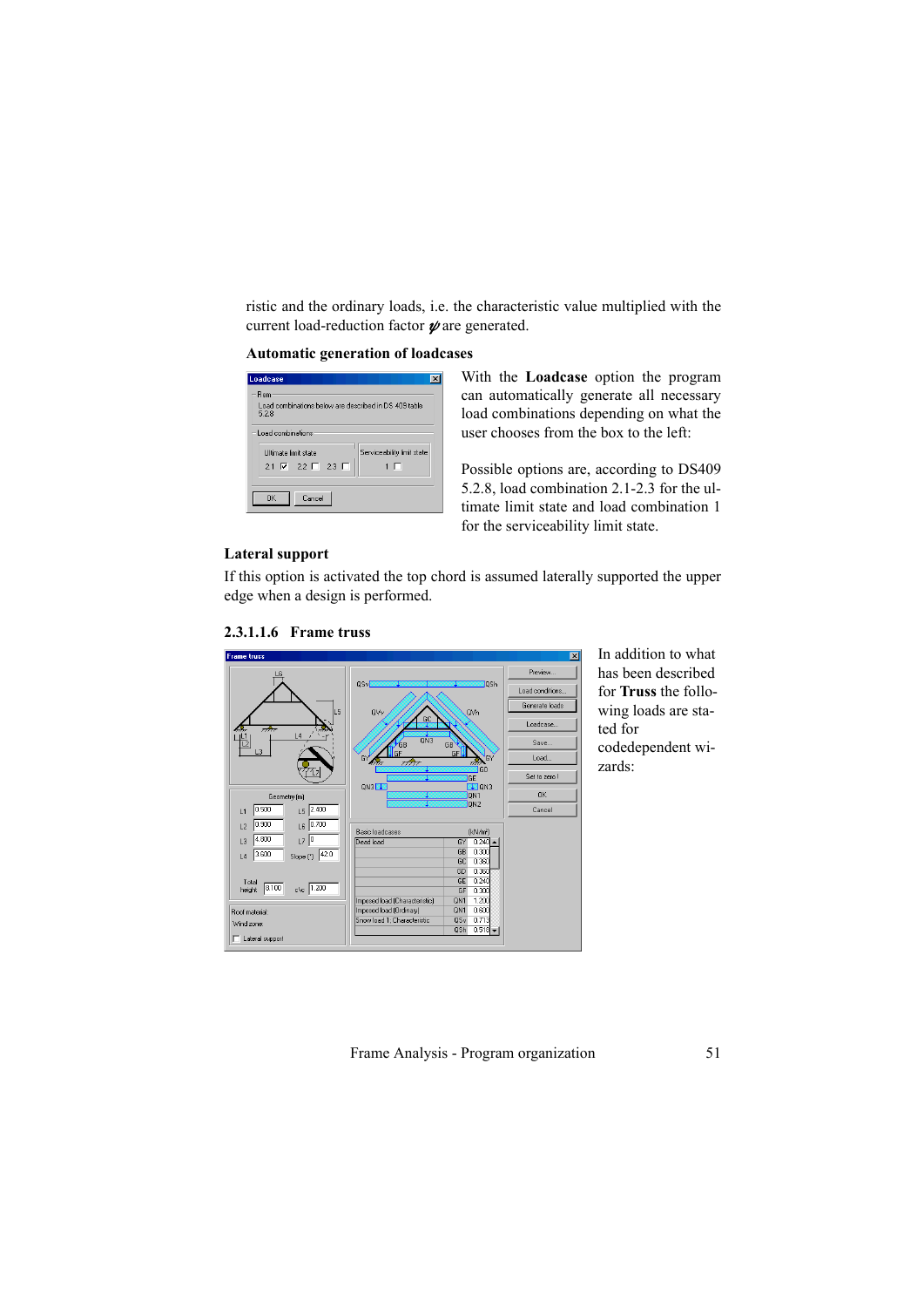ristic and the ordinary loads, i.e. the characteristic value multiplied with the current load-reduction factor $\psi$ are generated.

**Automatic generation of loadcases**

With the **Loadcase** option the program can automatically generate all necessary load combinations depending on what the user chooses from the box to the left:

Possible options are, according to DS409 5.2.8, load combination 2.1-2.3 for the ultimate limit state and load combination 1 for the serviceability limit state.

**Lateral support**

If this option is activated the top chord is assumed laterally supported the upper edge when a design is performed.

### 2.3.1.1.6 Frame truss

In addition to what has been described for **Truss** the following loads are stated for codedependent wizards: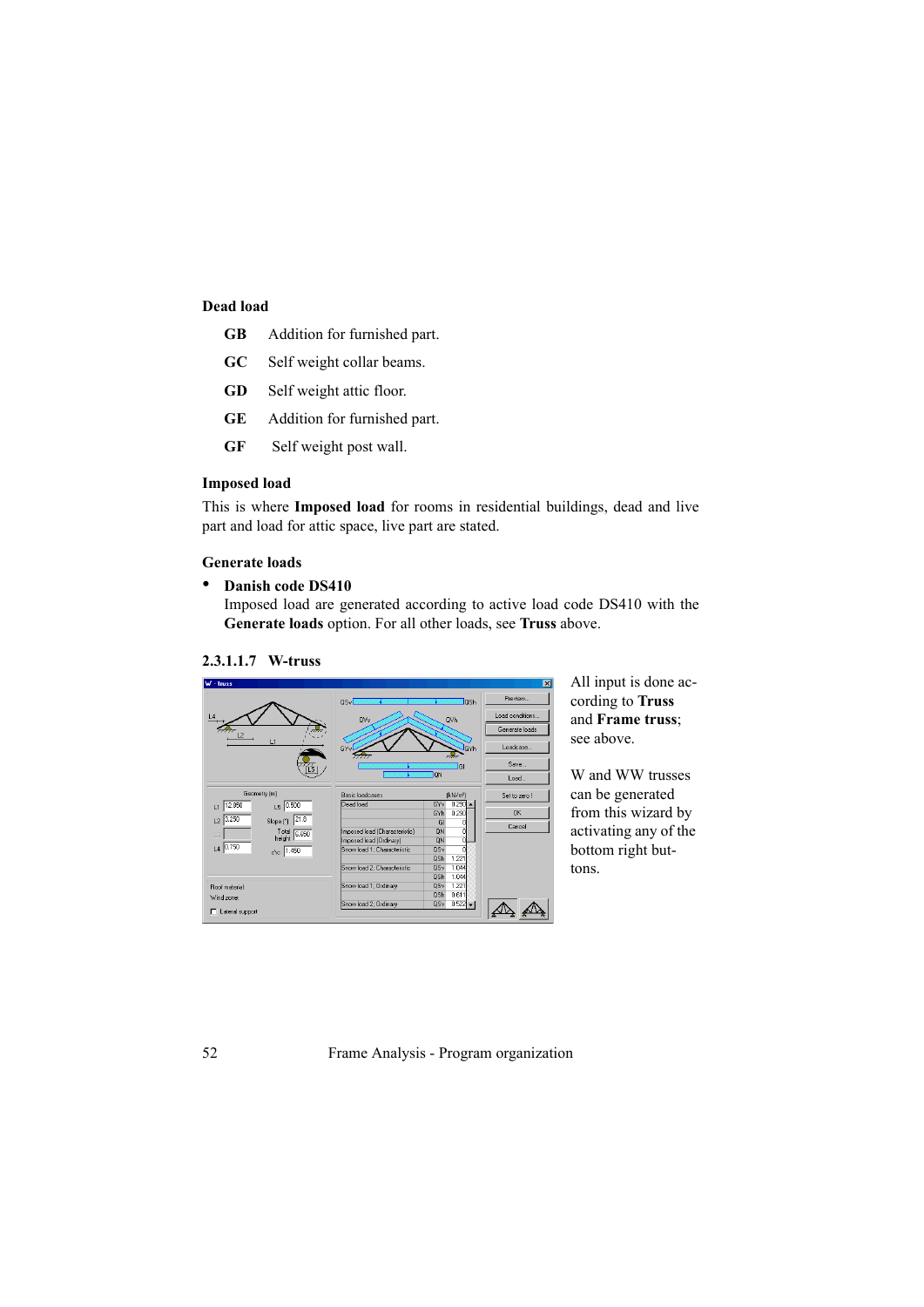**Dead load**

**GB** Addition for furnished part.

**GC** Self weight collar beams.

**GD** Self weight attic floor.

**GE** Addition for furnished part.

**GF** Self weight post wall.

**Imposed load**

This is where **Imposed load** for rooms in residential buildings, dead and live part and load for attic space, live part are stated.

**Generate loads**

- **Danish code DS410**
  Imposed load are generated according to active load code DS410 with the **Generate loads** option. For all other loads, see **Truss** above.

#### 2.3.1.1.7 W-truss

All input is done according to **Truss** and **Frame truss**; see above.

W and WW trusses can be generated from this wizard by activating any of the bottom right buttons.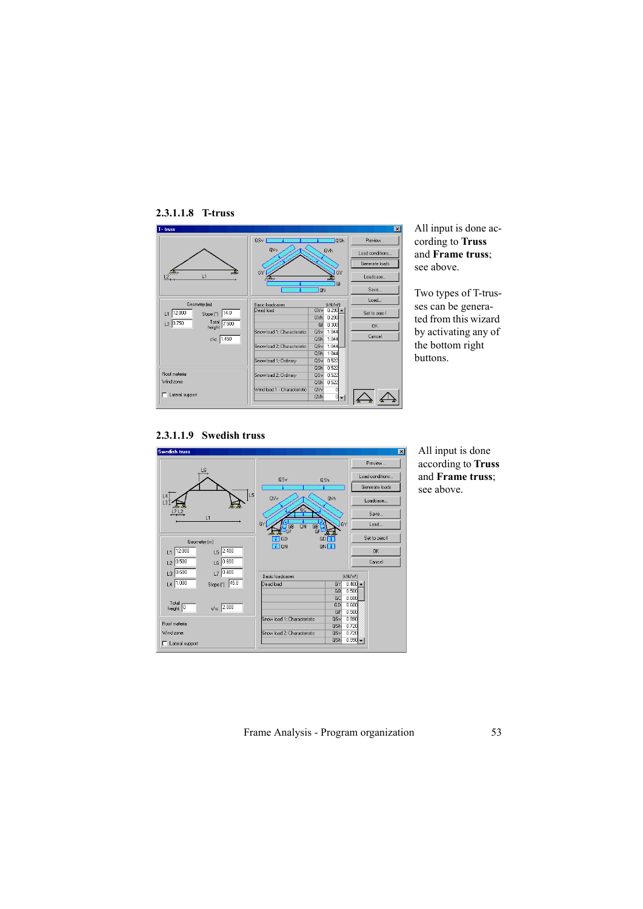#### 2.3.1.1.8 T-truss

All input is done according to **Truss** and **Frame truss**; see above.

Two types of T-trusses can be generated from this wizard by activating any of the bottom right buttons.

#### 2.3.1.1.9 Swedish truss

All input is done according to **Truss** and **Frame truss**; see above.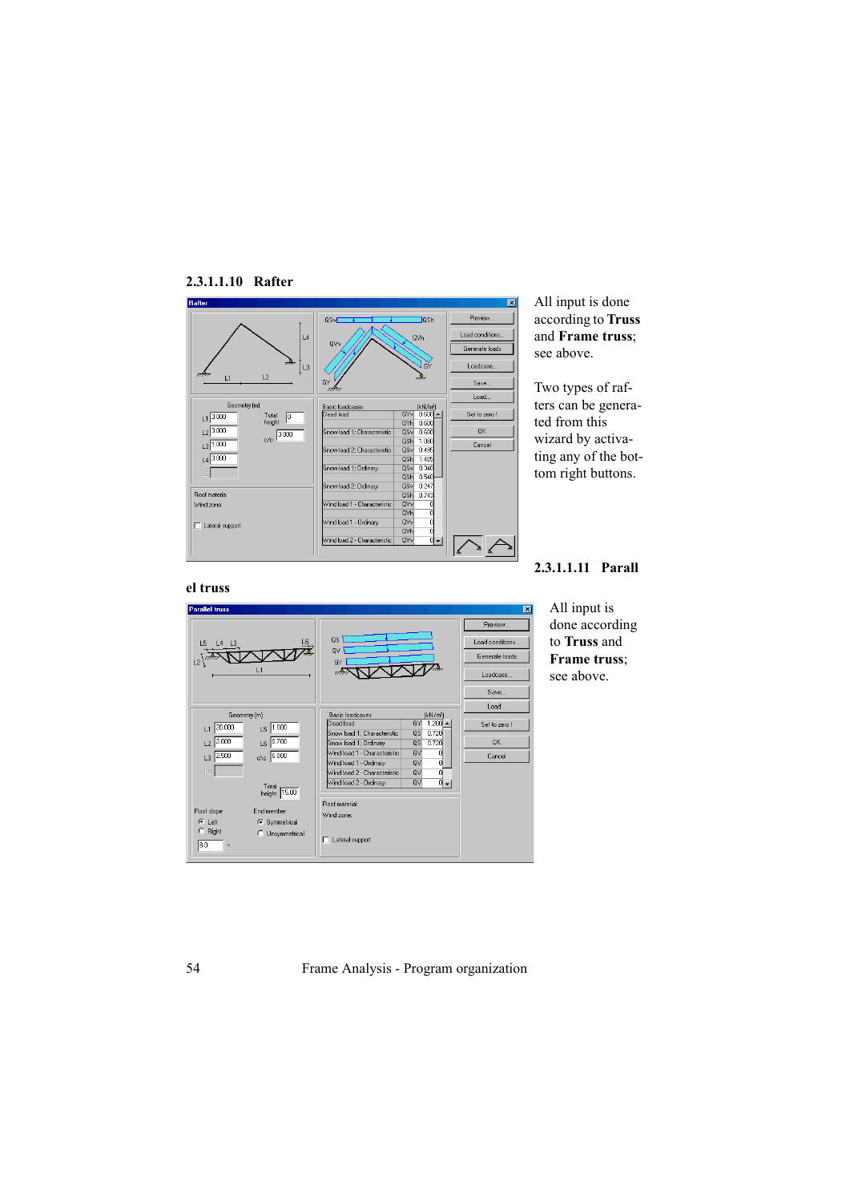#### 2.3.1.1.10 Rafter

All input is done according to **Truss** and **Frame truss**; see above.

Two types of rafters can be generated from this wizard by activating any of the bottom right buttons.

#### 2.3.1.1.11 Parallel truss

All input is done according to **Truss** and **Frame truss**; see above.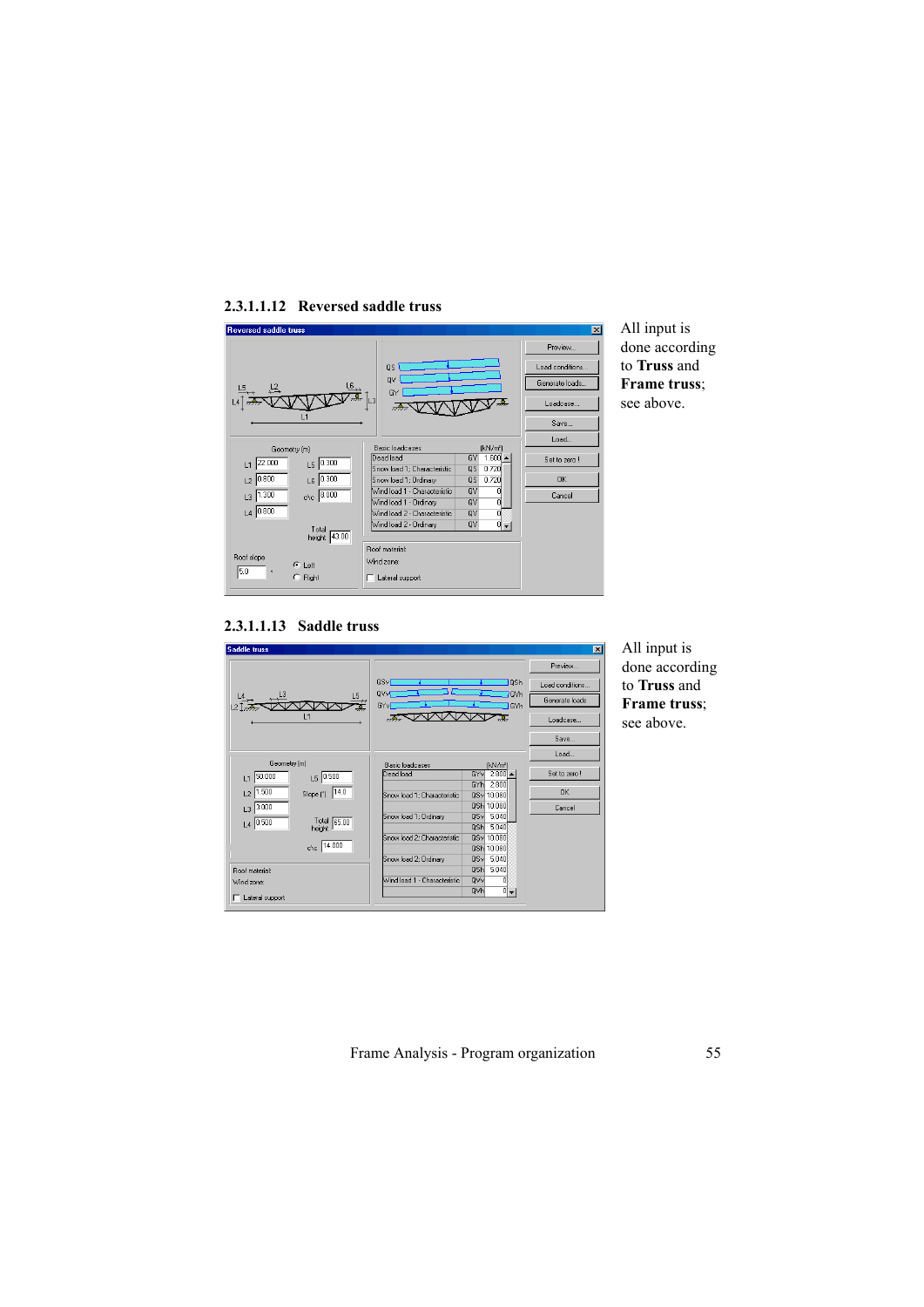### 2.3.1.1.12 Reversed saddle truss

All input is done according to **Truss** and **Frame truss**; see above.

### 2.3.1.1.13 Saddle truss

All input is done according to **Truss** and **Frame truss**; see above.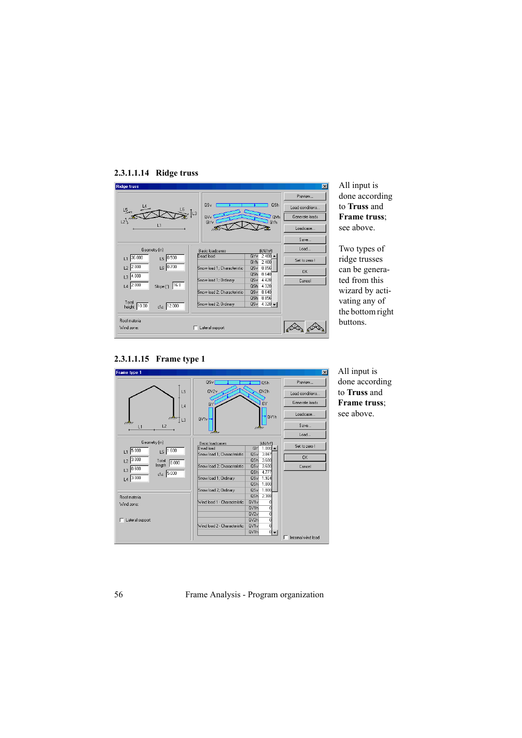### 2.3.1.1.14 Ridge truss

All input is done according to **Truss** and **Frame truss**; see above.

Two types of ridge trusses can be generated from this wizard by activating any of the bottom right buttons.

### 2.3.1.1.15 Frame type 1

All input is done according to **Truss** and **Frame truss**; see above.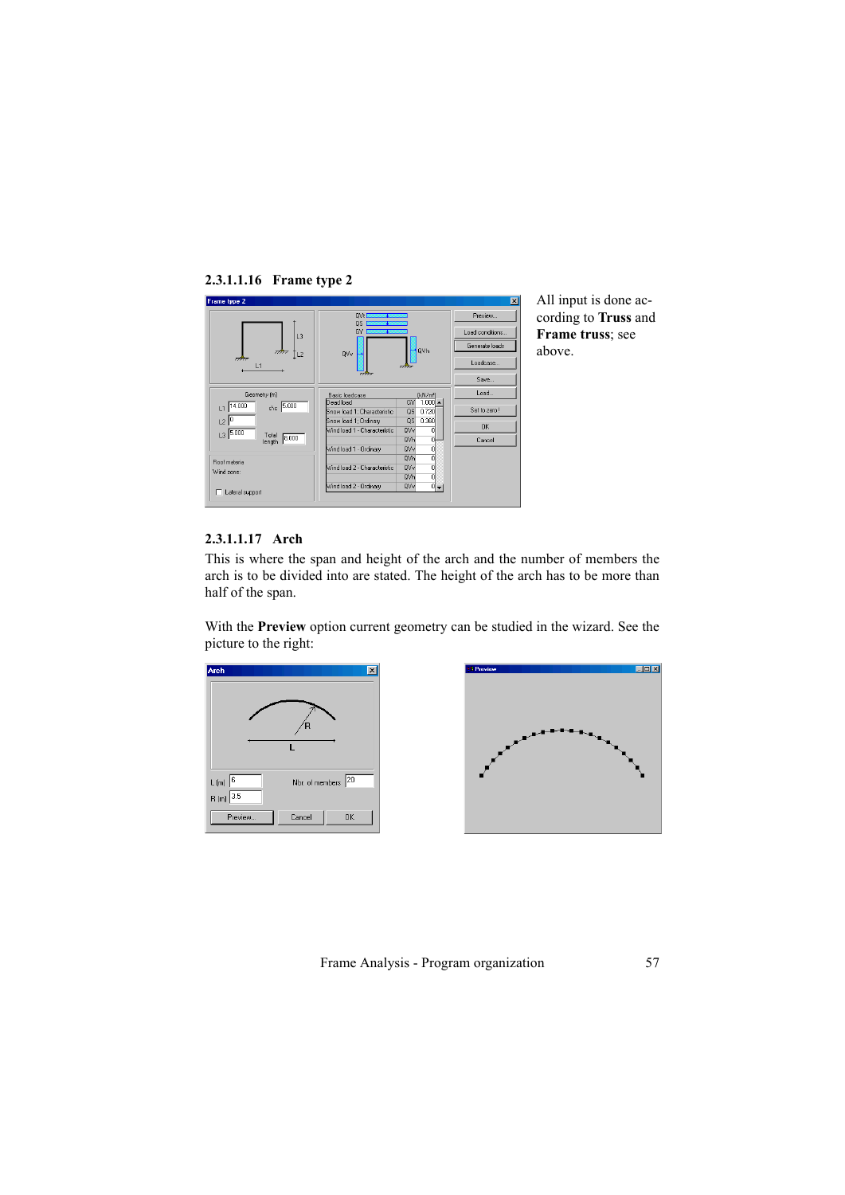#### 2.3.1.1.16 Frame type 2

All input is done according to **Truss** and **Frame truss**; see above.

#### 2.3.1.1.17 Arch

This is where the span and height of the arch and the number of members the arch is to be divided into are stated. The height of the arch has to be more than half of the span.

With the **Preview** option current geometry can be studied in the wizard. See the picture to the right: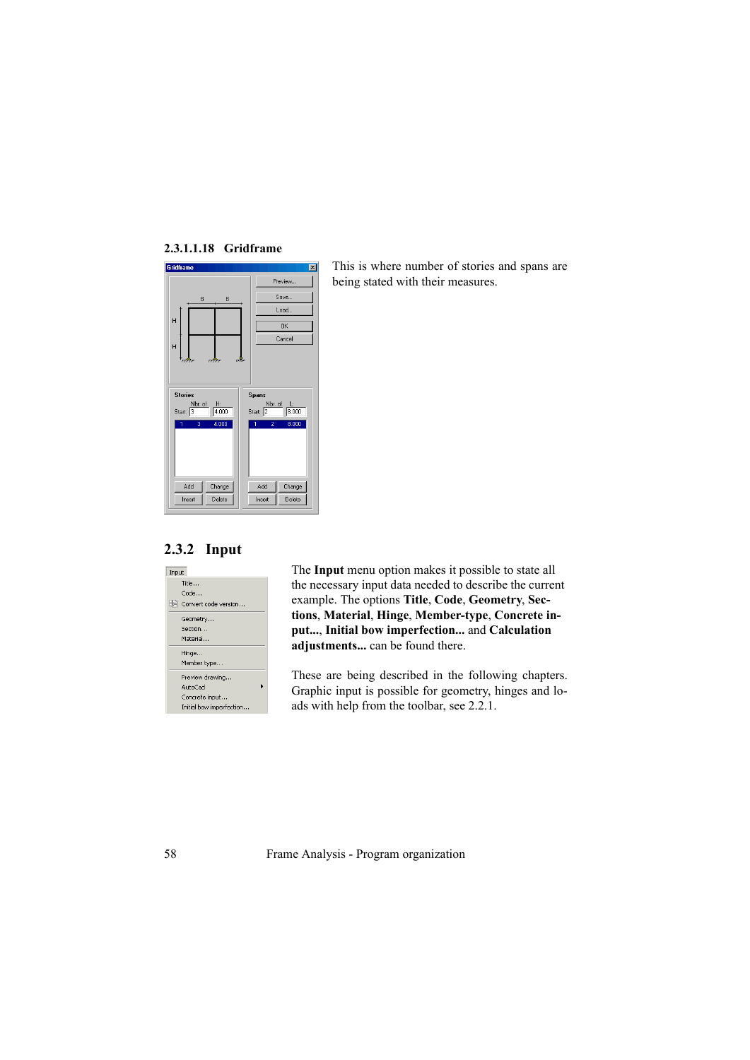#### 2.3.1.1.18 Gridframe

This is where number of stories and spans are being stated with their measures.

## 2.3.2 Input

The **Input** menu option makes it possible to state all the necessary input data needed to describe the current example. The options **Title**, **Code**, **Geometry**, **Sections**, **Material**, **Hinge**, **Member-type**, **Concrete input...**, **Initial bow imperfection...** and **Calculation adjustments...** can be found there.

These are being described in the following chapters. Graphic input is possible for geometry, hinges and loads with help from the toolbar, see 2.2.1.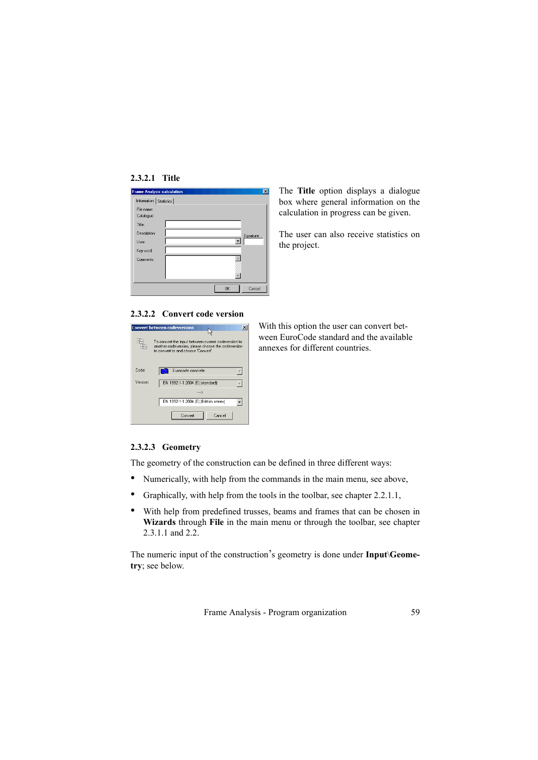#### 2.3.2.1 Title

The **Title** option displays a dialogue box where general information on the calculation in progress can be given.

The user can also receive statistics on the project.

#### 2.3.2.2 Convert code version

With this option the user can convert between EuroCode standard and the available annexes for different countries.

#### 2.3.2.3 Geometry

The geometry of the construction can be defined in three different ways:

- Numerically, with help from the commands in the main menu, see above,
- Graphically, with help from the tools in the toolbar, see chapter 2.2.1.1,
- With help from predefined trusses, beams and frames that can be chosen in **Wizards** through **File** in the main menu or through the toolbar, see chapter 2.3.1.1 and 2.2.

The numeric input of the construction's geometry is done under **Input\Geometry**; see below.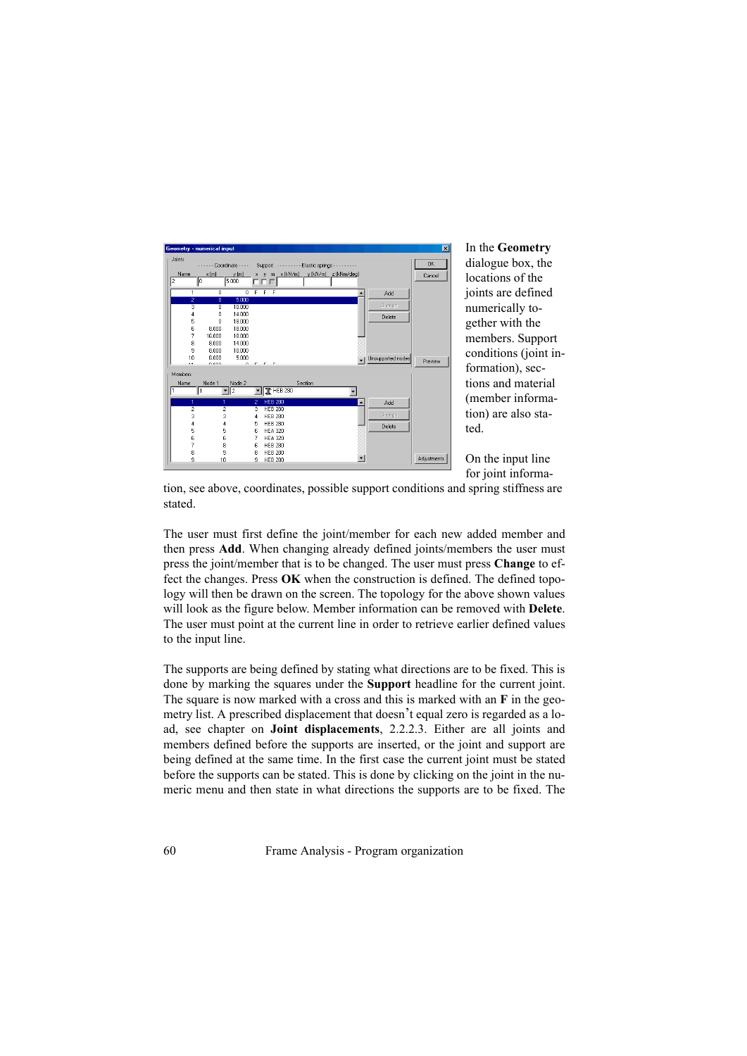In the **Geometry** dialogue box, the locations of the joints are defined numerically together with the members. Support conditions (joint information), sections and material (member information) are also stated.

On the input line for joint information, see above, coordinates, possible support conditions and spring stiffness are stated.

The user must first define the joint/member for each new added member and then press **Add**. When changing already defined joints/members the user must press the joint/member that is to be changed. The user must press **Change** to effect the changes. Press **OK** when the construction is defined. The defined topology will then be drawn on the screen. The topology for the above shown values will look as the figure below. Member information can be removed with **Delete**. The user must point at the current line in order to retrieve earlier defined values to the input line.

The supports are being defined by stating what directions are to be fixed. This is done by marking the squares under the **Support** headline for the current joint. The square is now marked with a cross and this is marked with an **F** in the geometry list. A prescribed displacement that doesn't equal zero is regarded as a load, see chapter on **Joint displacements**, 2.2.2.3. Either are all joints and members defined before the supports are inserted, or the joint and support are being defined at the same time. In the first case the current joint must be stated before the supports can be stated. This is done by clicking on the joint in the numeric menu and then state in what directions the supports are to be fixed. The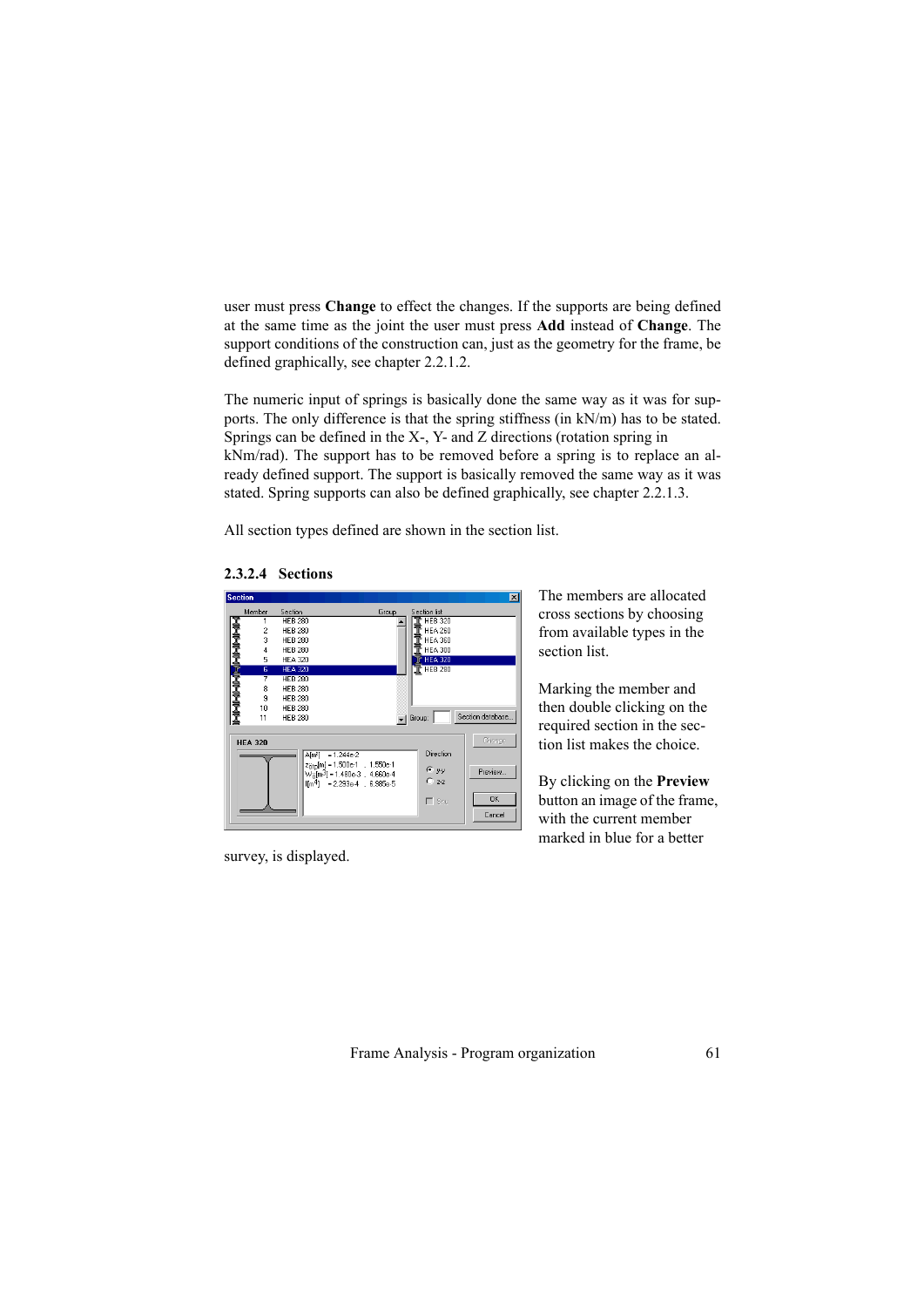user must press **Change** to effect the changes. If the supports are being defined at the same time as the joint the user must press **Add** instead of **Change**. The support conditions of the construction can, just as the geometry for the frame, be defined graphically, see chapter 2.2.1.2.

The numeric input of springs is basically done the same way as it was for supports. The only difference is that the spring stiffness (in kN/m) has to be stated. Springs can be defined in the X-, Y- and Z directions (rotation spring in kNm/rad). The support has to be removed before a spring is to replace an already defined support. The support is basically removed the same way as it was stated. Spring supports can also be defined graphically, see chapter 2.2.1.3.

All section types defined are shown in the section list.

### 2.3.2.4 Sections

The members are allocated cross sections by choosing from available types in the section list.

Marking the member and then double clicking on the required section in the section list makes the choice.

By clicking on the **Preview** button an image of the frame, with the current member marked in blue for a better survey, is displayed.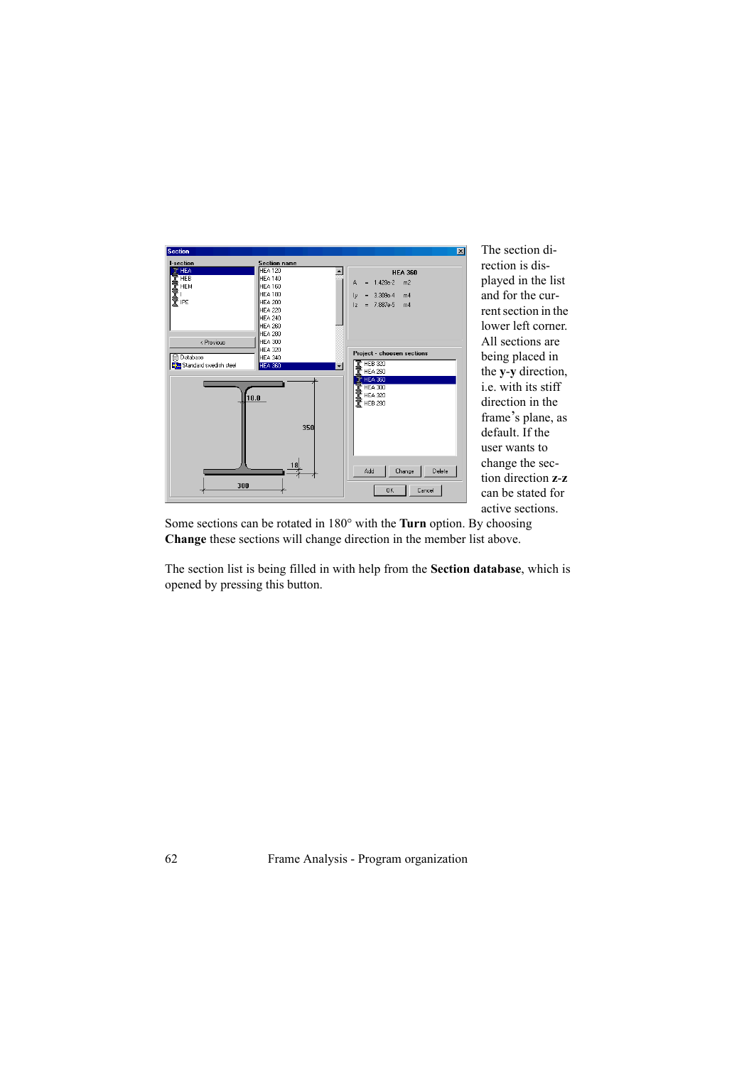The section direction is displayed in the list and for the current section in the lower left corner. All sections are being placed in the **y-y** direction, i.e. with its stiff direction in the frame's plane, as default. If the user wants to change the section direction **z-z** can be stated for active sections.

Some sections can be rotated in 180° with the **Turn** option. By choosing **Change** these sections will change direction in the member list above.

The section list is being filled in with help from the **Section database**, which is opened by pressing this button.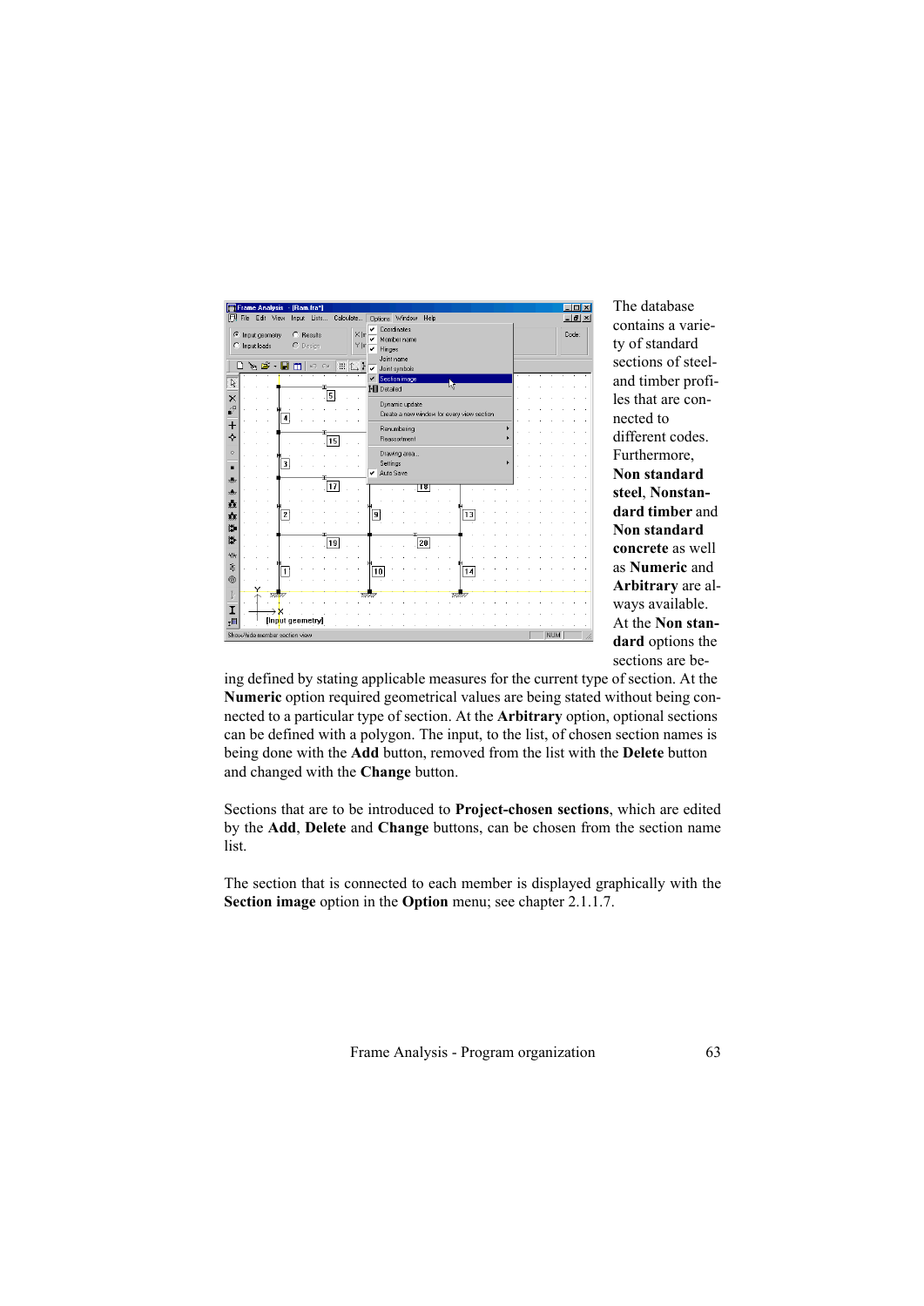The database contains a variety of standard sections of steel- and timber profiles that are connected to different codes. Furthermore, **Non standard steel**, **Nonstandard timber** and **Non standard concrete** as well as **Numeric** and **Arbitrary** are always available. At the **Non standard** options the sections are being defined by stating applicable measures for the current type of section. At the **Numeric** option required geometrical values are being stated without being connected to a particular type of section. At the **Arbitrary** option, optional sections can be defined with a polygon. The input, to the list, of chosen section names is being done with the **Add** button, removed from the list with the **Delete** button and changed with the **Change** button.

Sections that are to be introduced to **Project-chosen sections**, which are edited by the **Add**, **Delete** and **Change** buttons, can be chosen from the section name list.

The section that is connected to each member is displayed graphically with the **Section image** option in the **Option** menu; see chapter 2.1.1.7.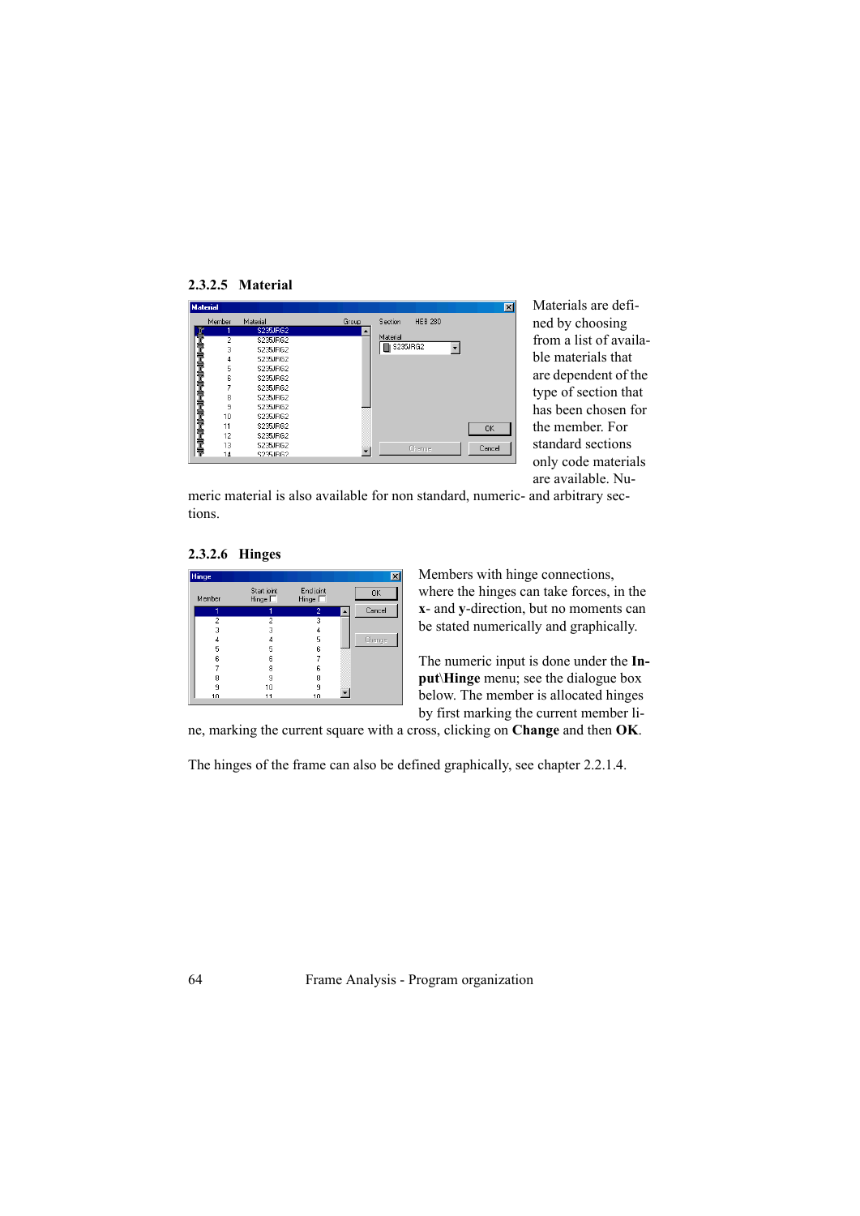### 2.3.2.5 Material

Materials are defined by choosing from a list of available materials that are dependent of the type of section that has been chosen for the member. For standard sections only code materials are available. Numeric material is also available for non standard, numeric- and arbitrary sections.

### 2.3.2.6 Hinges

Members with hinge connections, where the hinges can take forces, in the **x**- and **y**-direction, but no moments can be stated numerically and graphically.

The numeric input is done under the **Input\Hinge** menu; see the dialogue box below. The member is allocated hinges by first marking the current member line, marking the current square with a cross, clicking on **Change** and then **OK**.

The hinges of the frame can also be defined graphically, see chapter 2.2.1.4.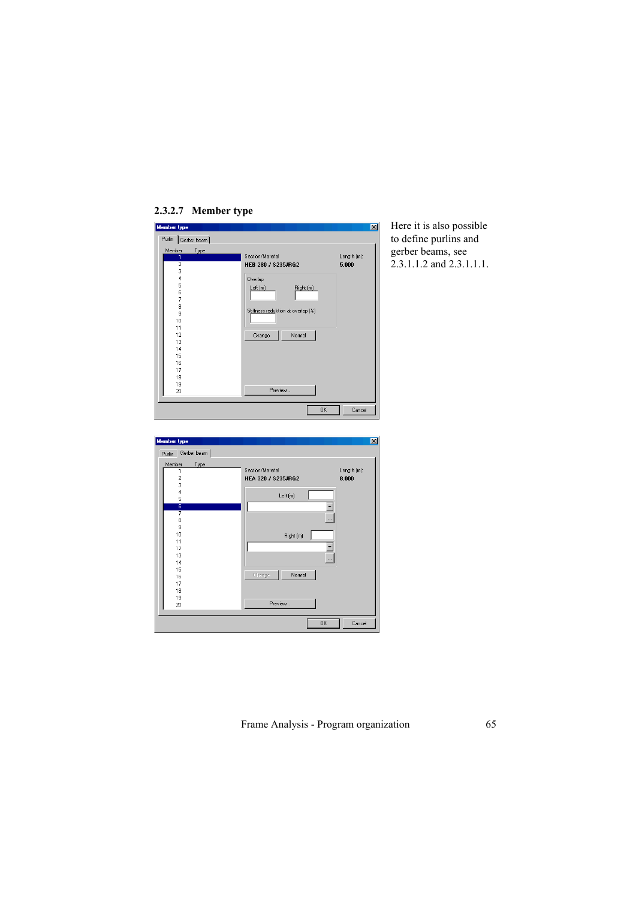### 2.3.2.7 Member type

Here it is also possible to define purlins and gerber beams, see 2.3.1.1.2 and 2.3.1.1.1.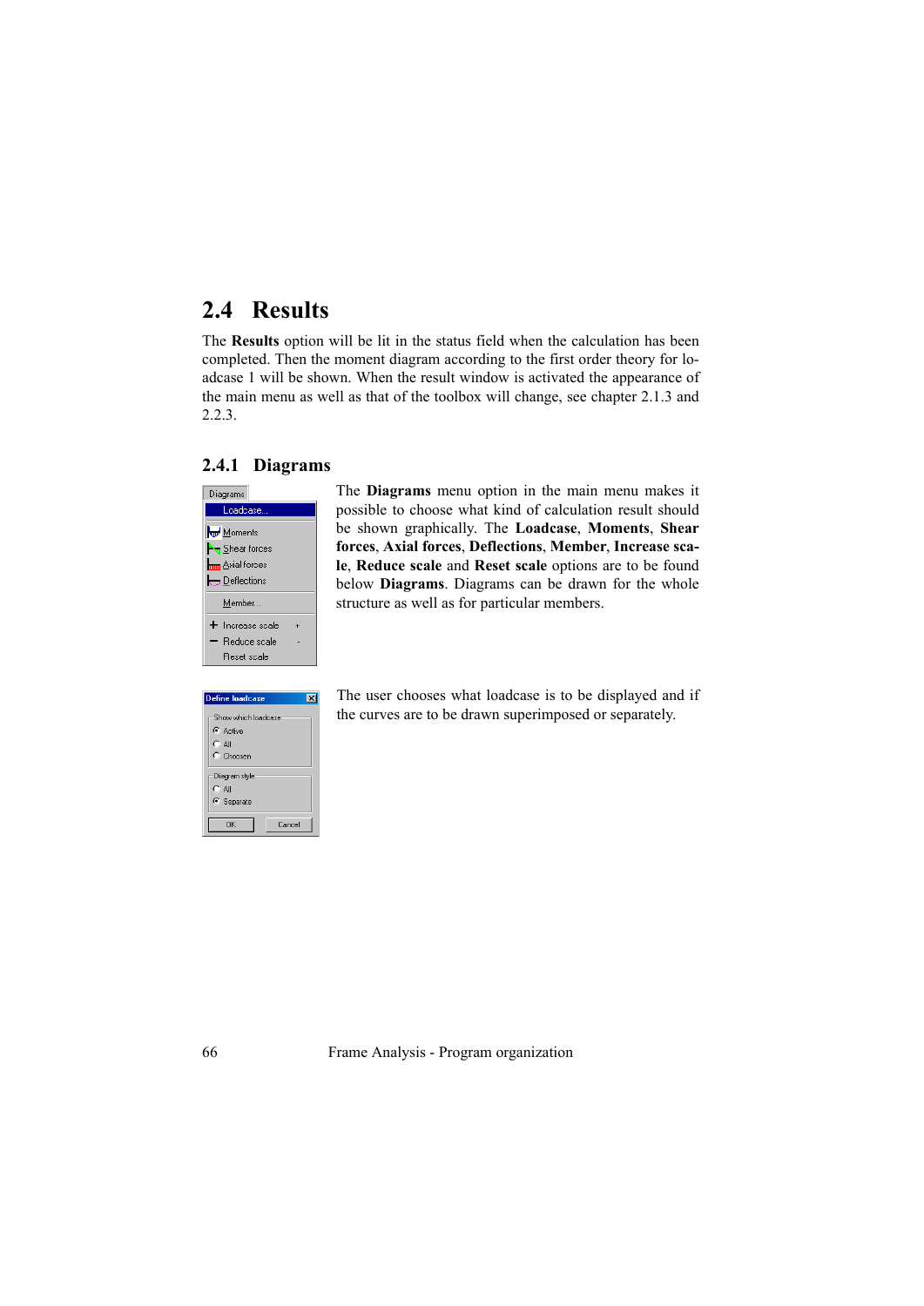## 2.4 Results

The **Results** option will be lit in the status field when the calculation has been completed. Then the moment diagram according to the first order theory for loadcase 1 will be shown. When the result window is activated the appearance of the main menu as well as that of the toolbox will change, see chapter 2.1.3 and 2.2.3.

### 2.4.1 Diagrams

The **Diagrams** menu option in the main menu makes it possible to choose what kind of calculation result should be shown graphically. The **Loadcase**, **Moments**, **Shear forces**, **Axial forces**, **Deflections**, **Member**, **Increase scale**, **Reduce scale** and **Reset scale** options are to be found below **Diagrams**. Diagrams can be drawn for the whole structure as well as for particular members.

The user chooses what loadcase is to be displayed and if the curves are to be drawn superimposed or separately.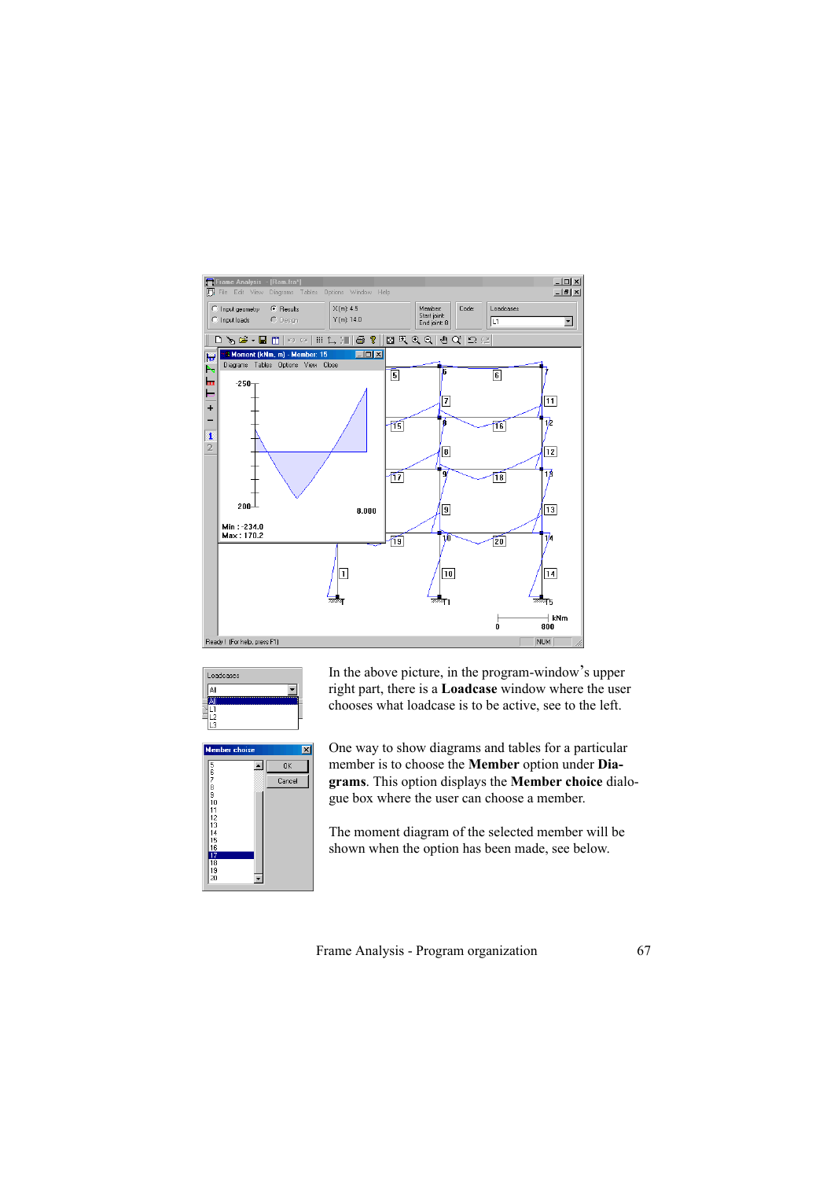In the above picture, in the program-window's upper right part, there is a **Loadcase** window where the user chooses what loadcase is to be active, see to the left.

One way to show diagrams and tables for a particular member is to choose the **Member** option under **Diagrams**. This option displays the **Member choice** dialogue box where the user can choose a member.

The moment diagram of the selected member will be shown when the option has been made, see below.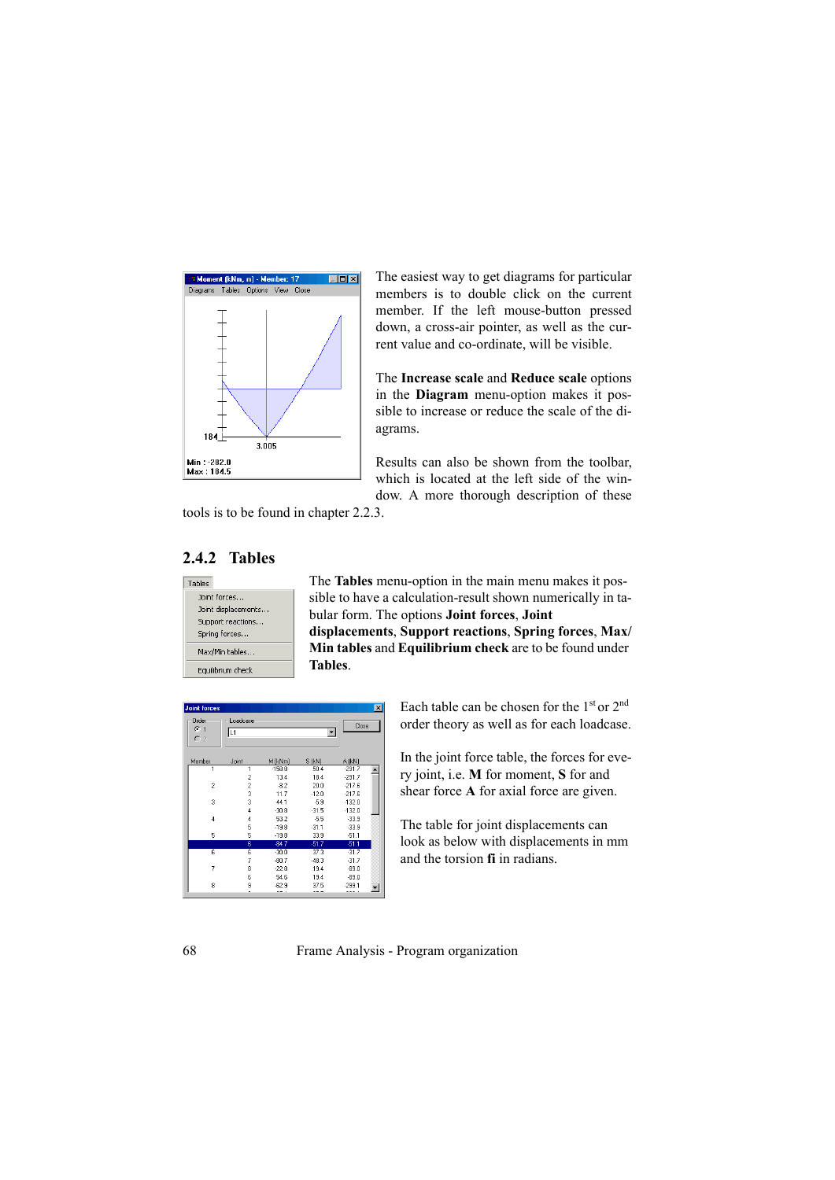The easiest way to get diagrams for particular members is to double click on the current member. If the left mouse-button pressed down, a cross-air pointer, as well as the current value and co-ordinate, will be visible.

The **Increase scale** and **Reduce scale** options in the **Diagram** menu-option makes it possible to increase or reduce the scale of the diagrams.

Results can also be shown from the toolbar, which is located at the left side of the window. A more thorough description of these tools is to be found in chapter 2.2.3.

## 2.4.2 Tables

The **Tables** menu-option in the main menu makes it possible to have a calculation-result shown numerically in tabular form. The options **Joint forces**, **Joint displacements**, **Support reactions**, **Spring forces**, **Max/ Min tables** and **Equilibrium check** are to be found under **Tables**.

Each table can be chosen for the 1[st] or 2[nd] order theory as well as for each loadcase.

In the joint force table, the forces for every joint, i.e. **M** for moment, **S** for and shear force **A** for axial force are given.

The table for joint displacements can look as below with displacements in mm and the torsion **fi** in radians.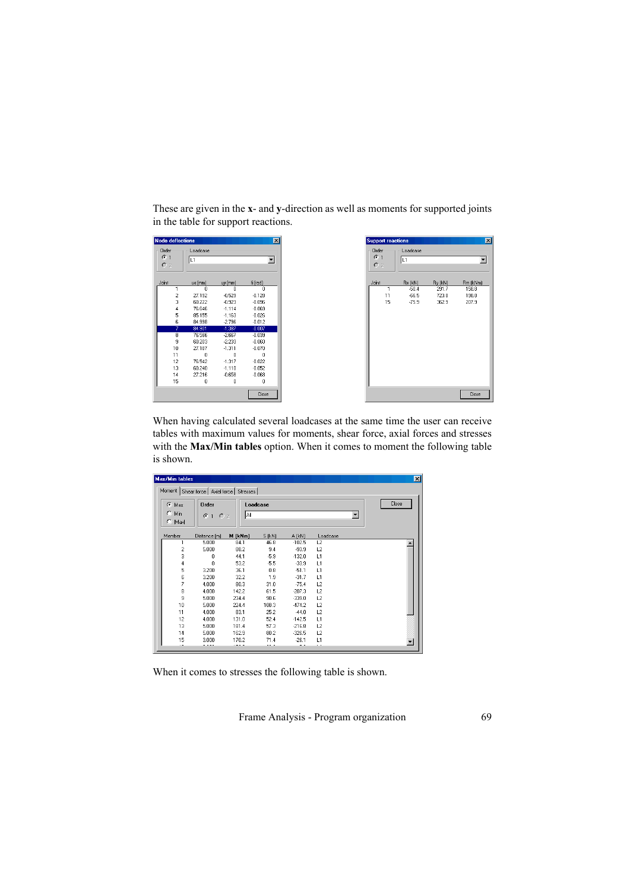These are given in the **x**- and **y**-direction as well as moments for supported joints in the table for support reactions.

**Node deflections** — Order: 1, Loadcase: L1

| Joint | ux (mm) | uy (mm) | fi (rad) |
|---|---|---|---|
| 1 | 0 | 0 | 0 |
| 2 | 27.192 | -0.529 | -0.128 |
| 3 | 60.222 | -0.923 | -0.096 |
| 4 | 76.646 | -1.114 | -0.069 |
| 5 | 85.155 | -1.163 | -0.026 |
| 6 | 84.998 | -2.796 | -0.012 |
| 7 | 84.901 | -1.387 | -0.007 |
| 8 | 76.566 | -2.667 | -0.039 |
| 9 | 60.203 | -2.233 | -0.060 |
| 10 | 27.187 | -1.311 | -0.070 |
| 11 | 0 | 0 | 0 |
| 12 | 76.542 | -1.317 | -0.022 |
| 13 | 60.240 | -1.110 | -0.052 |
| 14 | 27.216 | -0.658 | -0.068 |
| 15 | 0 | 0 | 0 |

**Support reactions** — Order: 1, Loadcase: L1

| Joint | Rx (kN) | Ry (kN) | Rm (kNm) |
|---|---|---|---|
| 1 | -50.4 | 291.7 | 158.8 |
| 11 | -66.5 | 723.0 | 198.8 |
| 15 | -75.9 | 362.9 | 207.9 |

When having calculated several loadcases at the same time the user can receive tables with maximum values for moments, shear force, axial forces and stresses with the **Max/Min tables** option. When it comes to moment the following table is shown.

**Max/Min tables** — Moment | Shear force | Axial force | Stresses; Max; Order: 1; Loadcase: All

| Member | Distance (m) | M (kNm) | S (kN) | A (kN) | Loadcase |
|---|---|---|---|---|---|
| 1 | 5.000 | 84.1 | 46.8 | -102.5 | L2 |
| 2 | 5.000 | 88.2 | 9.4 | -93.9 | L2 |
| 3 | 0 | 44.1 | 5.9 | -132.0 | L1 |
| 4 | 0 | 53.2 | 5.5 | -33.9 | L1 |
| 5 | 3.200 | 36.1 | 0.8 | -51.1 | L1 |
| 6 | 3.200 | 32.2 | 1.9 | -31.7 | L1 |
| 7 | 4.000 | 80.3 | 31.0 | -75.4 | L2 |
| 8 | 4.000 | 142.2 | 61.5 | -207.3 | L2 |
| 9 | 5.000 | 234.4 | 90.6 | -339.0 | L2 |
| 10 | 5.000 | 224.4 | 108.3 | -474.2 | L2 |
| 11 | 4.000 | 83.1 | 25.2 | -44.0 | L2 |
| 12 | 4.000 | 131.0 | 52.4 | -142.5 | L1 |
| 13 | 5.000 | 181.4 | 57.3 | -216.8 | L2 |
| 14 | 5.000 | 162.9 | 80.2 | -326.5 | L2 |
| 15 | 3.000 | 170.2 | 71.4 | -26.1 | L1 |

When it comes to stresses the following table is shown.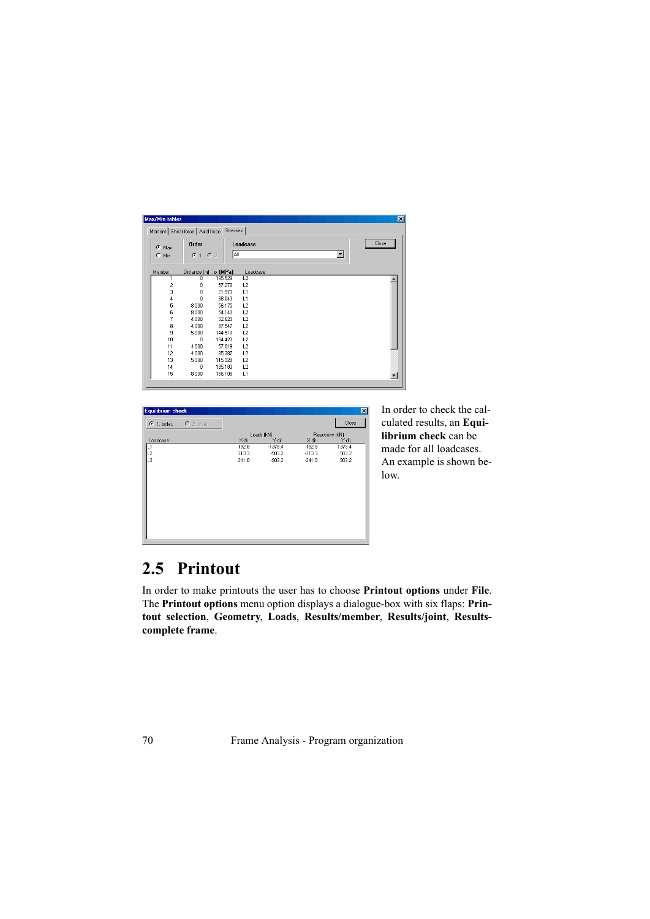In order to check the calculated results, an **Equilibrium check** can be made for all loadcases. An example is shown below.

## 2.5 Printout

In order to make printouts the user has to choose **Printout options** under **File**. The **Printout options** menu option displays a dialogue-box with six flaps: **Printout selection**, **Geometry**, **Loads**, **Results/member**, **Results/joint**, **Results-complete frame**.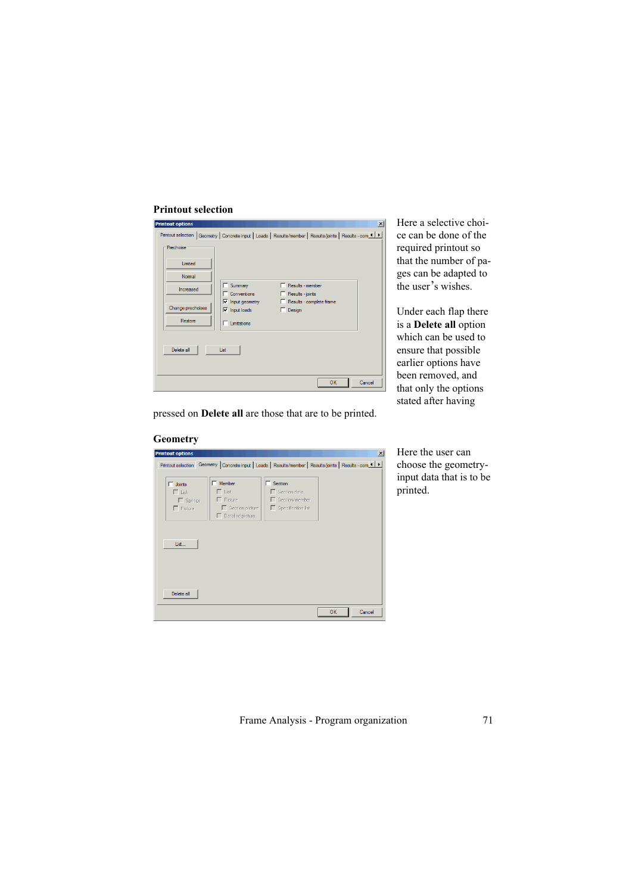**Printout selection**

Here a selective choice can be done of the required printout so that the number of pages can be adapted to the user's wishes.

Under each flap there is a **Delete all** option which can be used to ensure that possible earlier options have been removed, and that only the options stated after having pressed on **Delete all** are those that are to be printed.

**Geometry**

Here the user can choose the geometry-input data that is to be printed.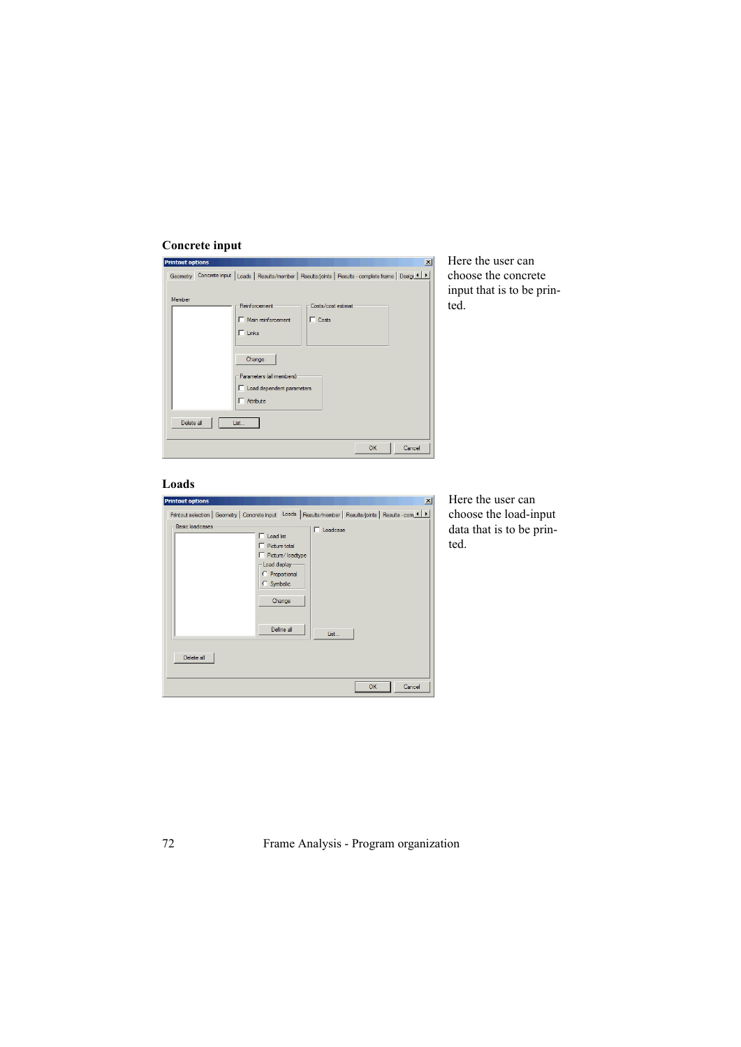## Concrete input

Here the user can choose the concrete input that is to be printed.

## Loads

Here the user can choose the load-input data that is to be printed.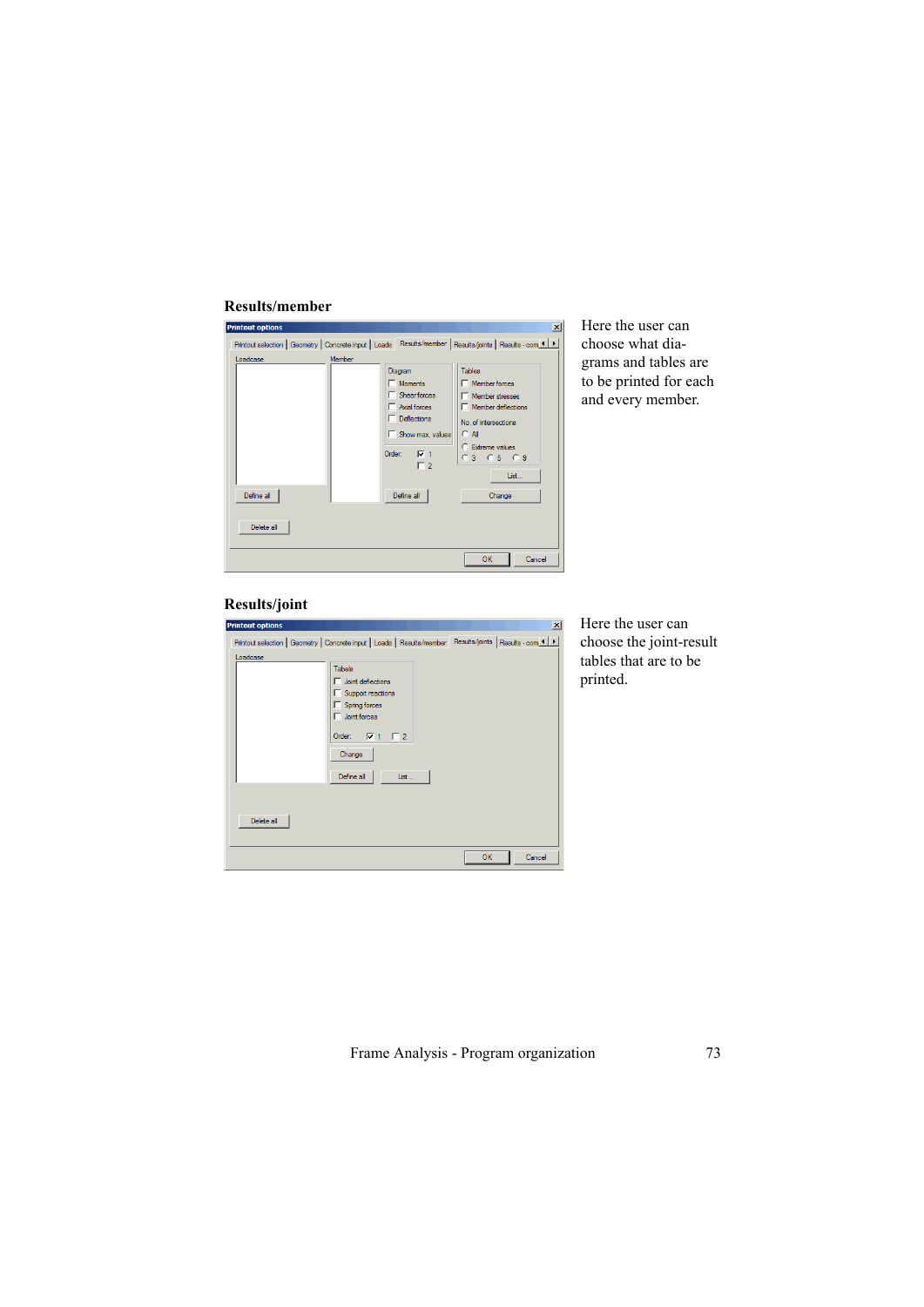## Results/member

Here the user can choose what diagrams and tables are to be printed for each and every member.

## Results/joint

Here the user can choose the joint-result tables that are to be printed.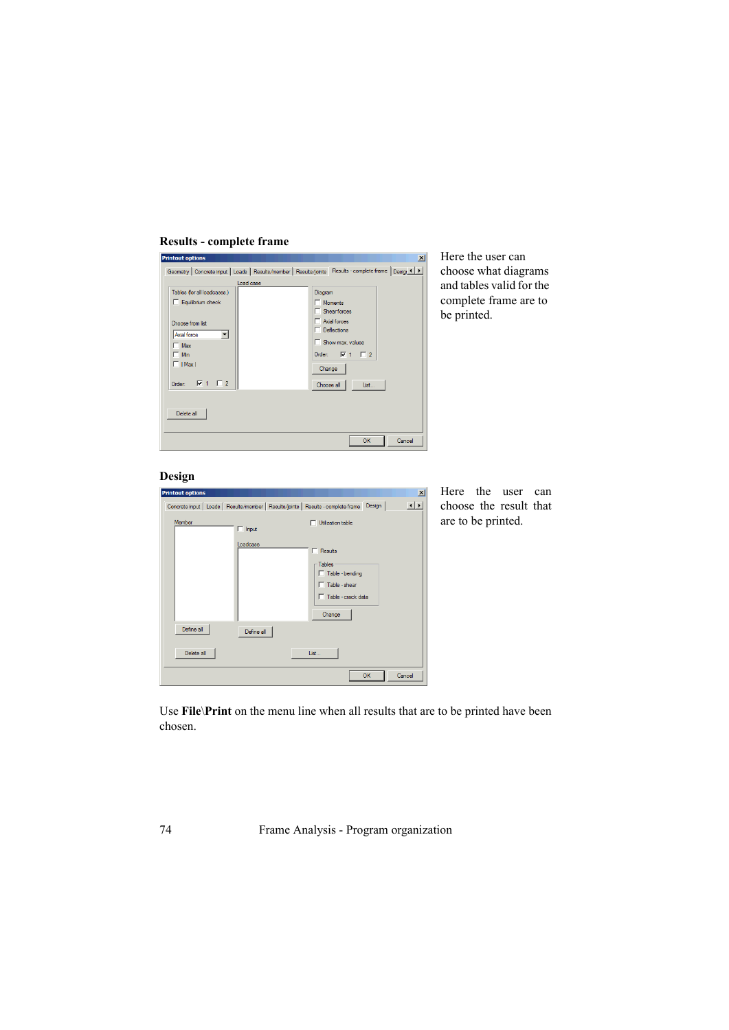**Results - complete frame**

Here the user can choose what diagrams and tables valid for the complete frame are to be printed.

**Design**

Here the user can choose the result that are to be printed.

Use **File**\**Print** on the menu line when all results that are to be printed have been chosen.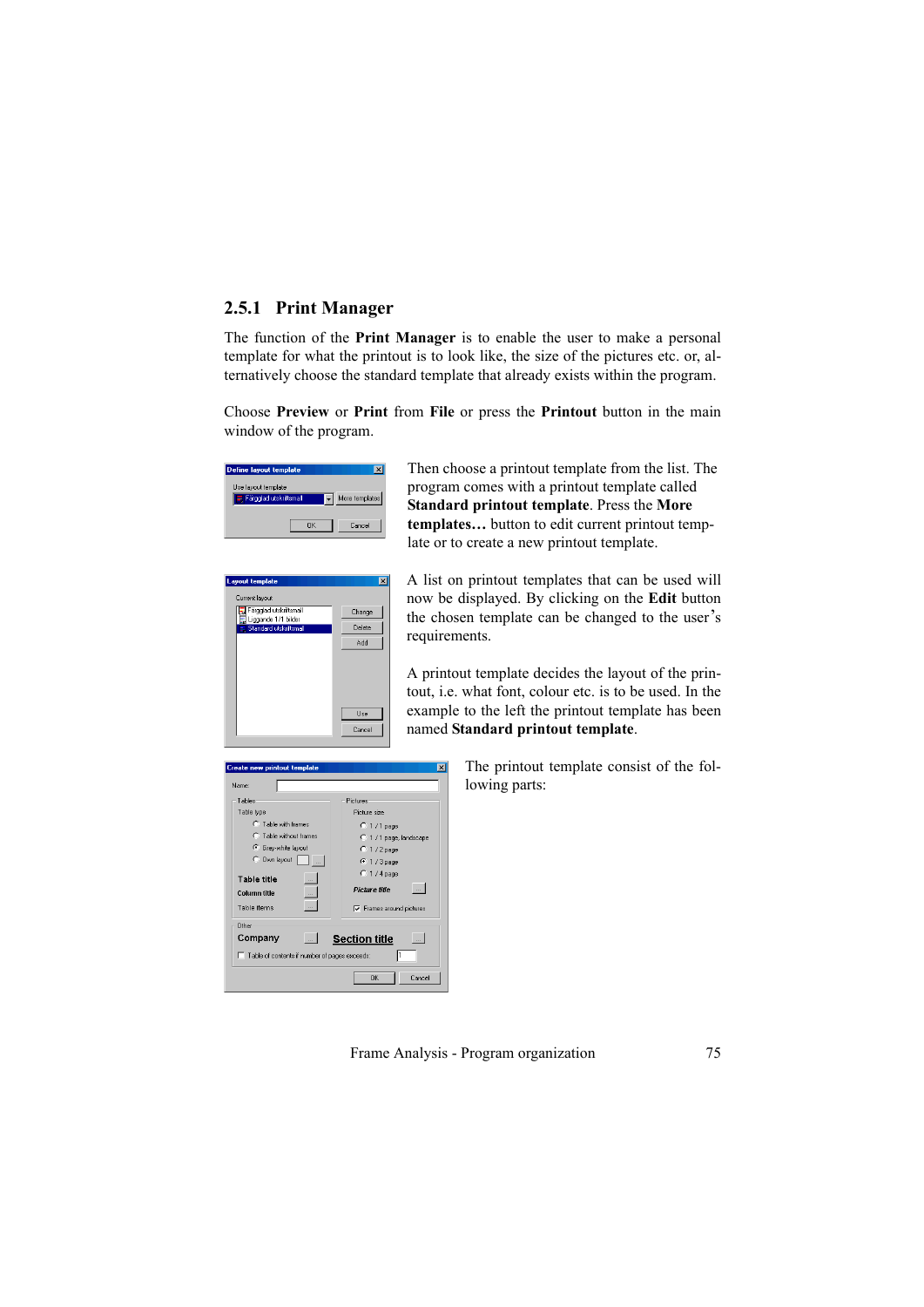### 2.5.1 Print Manager

The function of the **Print Manager** is to enable the user to make a personal template for what the printout is to look like, the size of the pictures etc. or, alternatively choose the standard template that already exists within the program.

Choose **Preview** or **Print** from **File** or press the **Printout** button in the main window of the program.

Then choose a printout template from the list. The program comes with a printout template called **Standard printout template**. Press the **More templates…** button to edit current printout template or to create a new printout template.

A list on printout templates that can be used will now be displayed. By clicking on the **Edit** button the chosen template can be changed to the user's requirements.

A printout template decides the layout of the printout, i.e. what font, colour etc. is to be used. In the example to the left the printout template has been named **Standard printout template**.

The printout template consist of the following parts: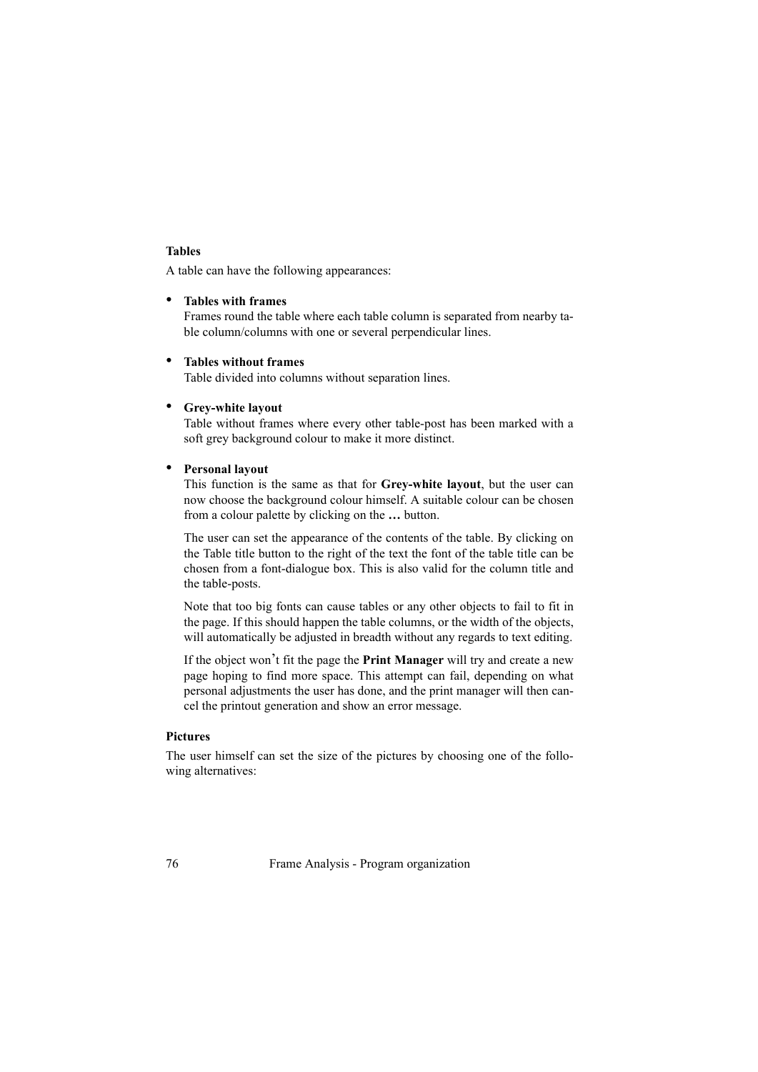### Tables

A table can have the following appearances:

- **Tables with frames**
  Frames round the table where each table column is separated from nearby table column/columns with one or several perpendicular lines.

- **Tables without frames**
  Table divided into columns without separation lines.

- **Grey-white layout**
  Table without frames where every other table-post has been marked with a soft grey background colour to make it more distinct.

- **Personal layout**
  This function is the same as that for **Grey-white layout**, but the user can now choose the background colour himself. A suitable colour can be chosen from a colour palette by clicking on the **…** button.

  The user can set the appearance of the contents of the table. By clicking on the Table title button to the right of the text the font of the table title can be chosen from a font-dialogue box. This is also valid for the column title and the table-posts.

  Note that too big fonts can cause tables or any other objects to fail to fit in the page. If this should happen the table columns, or the width of the objects, will automatically be adjusted in breadth without any regards to text editing.

  If the object won't fit the page the **Print Manager** will try and create a new page hoping to find more space. This attempt can fail, depending on what personal adjustments the user has done, and the print manager will then cancel the printout generation and show an error message.

### Pictures

The user himself can set the size of the pictures by choosing one of the following alternatives: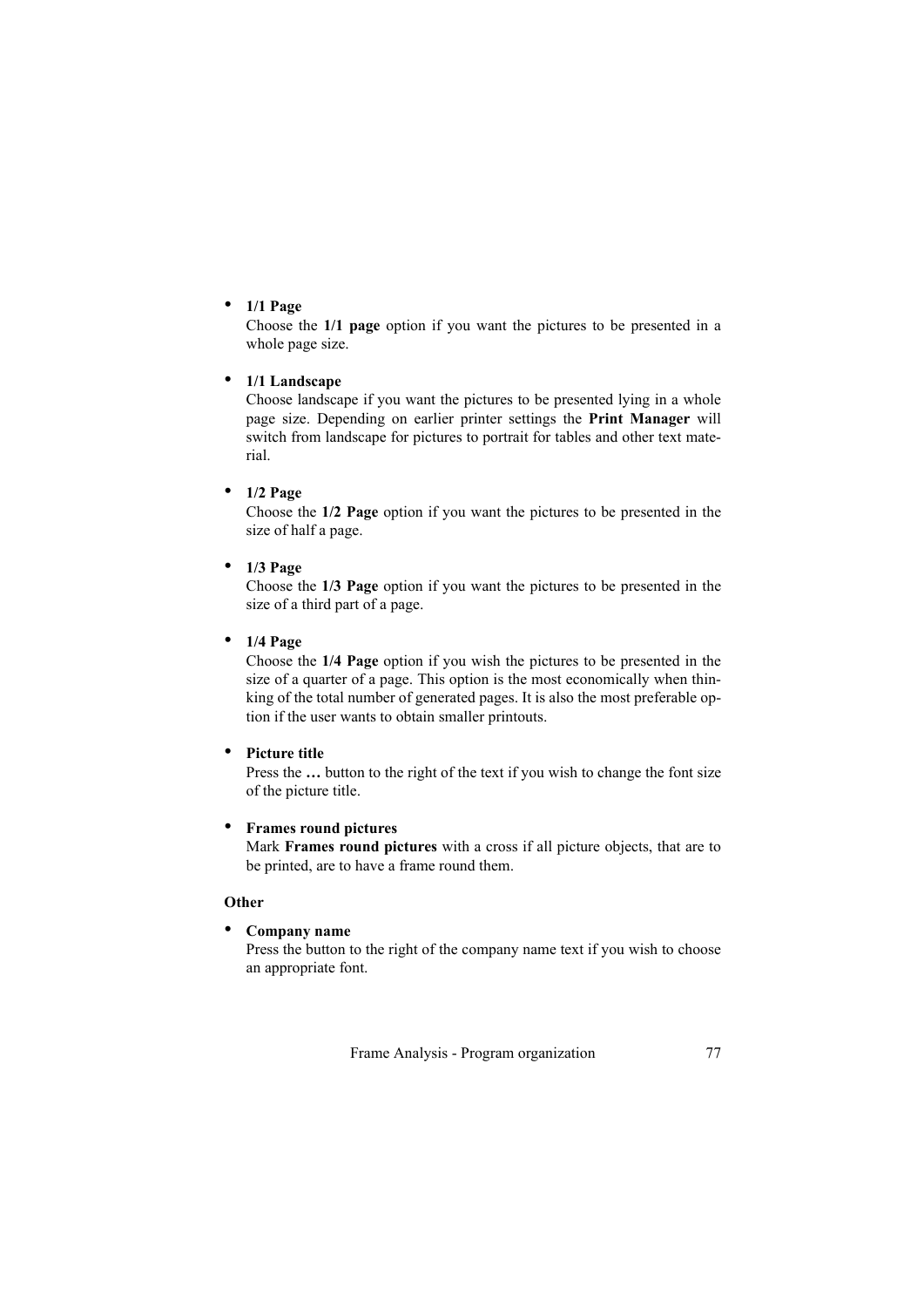- **1/1 Page**
  Choose the **1/1 page** option if you want the pictures to be presented in a whole page size.

- **1/1 Landscape**
  Choose landscape if you want the pictures to be presented lying in a whole page size. Depending on earlier printer settings the **Print Manager** will switch from landscape for pictures to portrait for tables and other text material.

- **1/2 Page**
  Choose the **1/2 Page** option if you want the pictures to be presented in the size of half a page.

- **1/3 Page**
  Choose the **1/3 Page** option if you want the pictures to be presented in the size of a third part of a page.

- **1/4 Page**
  Choose the **1/4 Page** option if you wish the pictures to be presented in the size of a quarter of a page. This option is the most economically when thinking of the total number of generated pages. It is also the most preferable option if the user wants to obtain smaller printouts.

- **Picture title**
  Press the **…** button to the right of the text if you wish to change the font size of the picture title.

- **Frames round pictures**
  Mark **Frames round pictures** with a cross if all picture objects, that are to be printed, are to have a frame round them.

**Other**

- **Company name**
  Press the button to the right of the company name text if you wish to choose an appropriate font.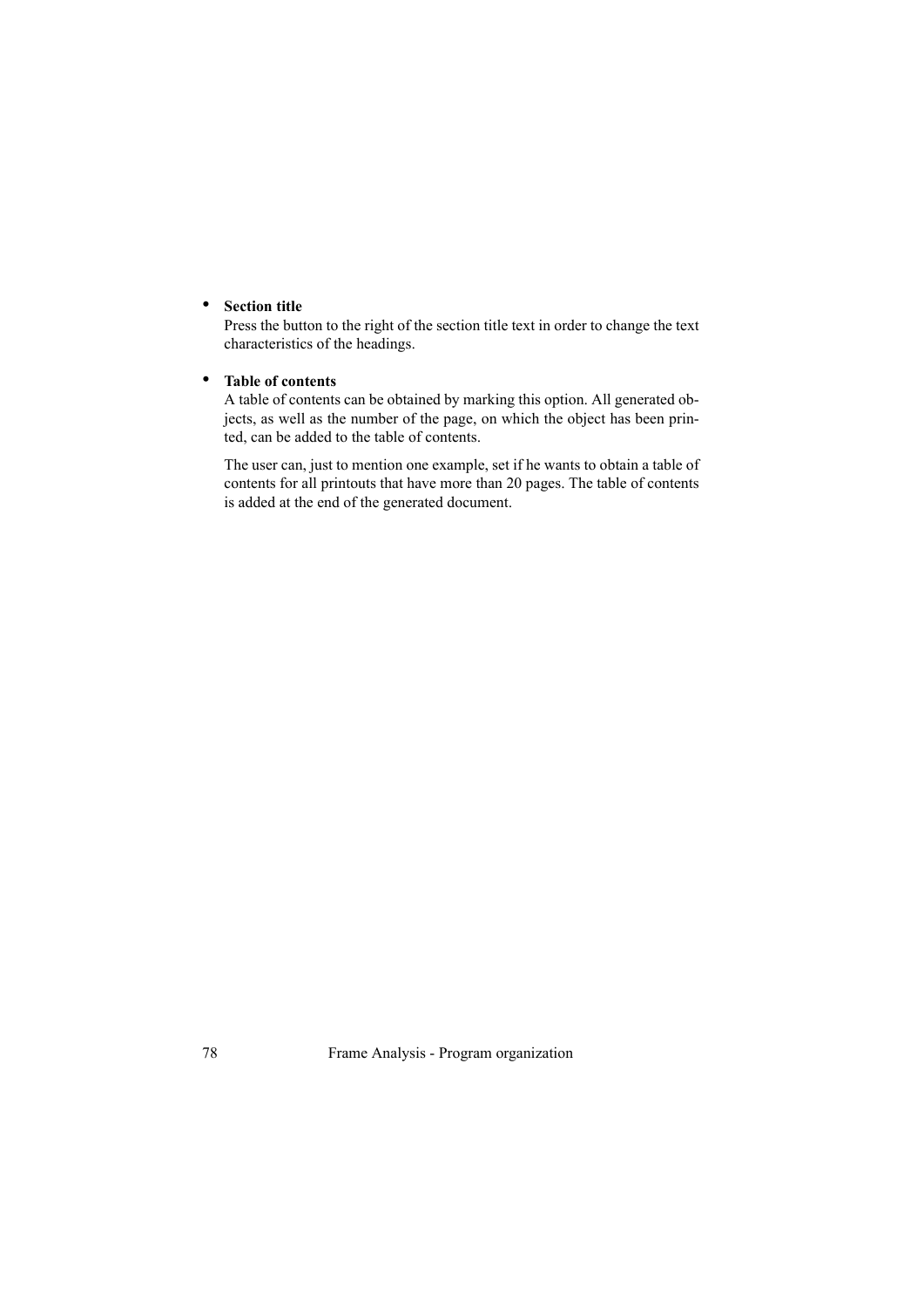- **Section title**
  Press the button to the right of the section title text in order to change the text characteristics of the headings.

- **Table of contents**
  A table of contents can be obtained by marking this option. All generated objects, as well as the number of the page, on which the object has been printed, can be added to the table of contents.

  The user can, just to mention one example, set if he wants to obtain a table of contents for all printouts that have more than 20 pages. The table of contents is added at the end of the generated document.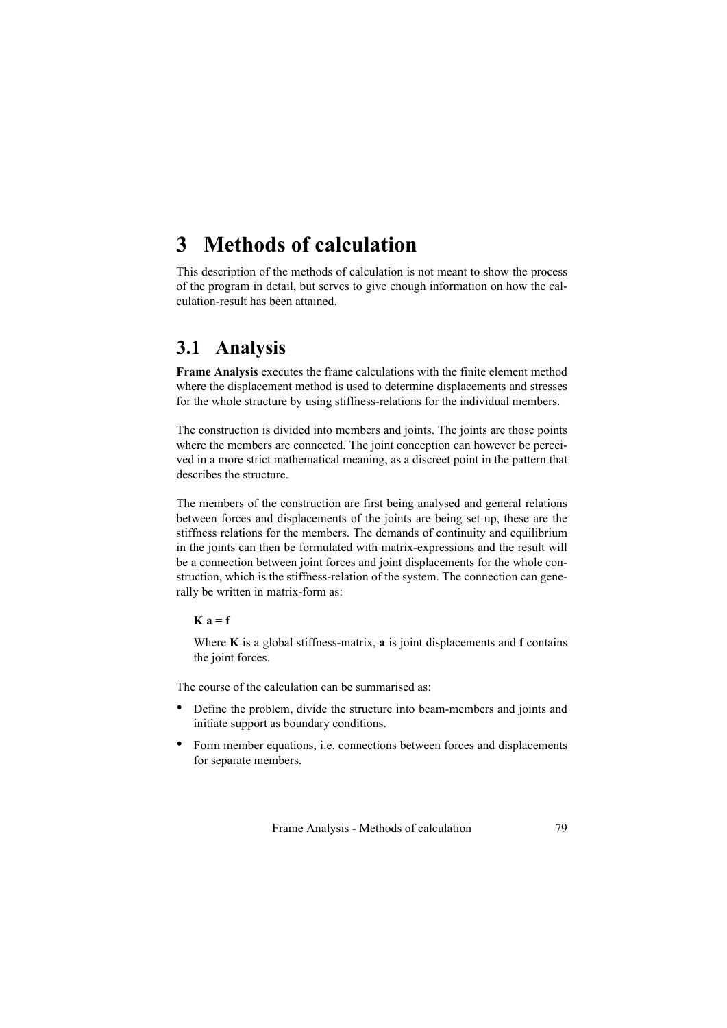# 3 Methods of calculation

This description of the methods of calculation is not meant to show the process of the program in detail, but serves to give enough information on how the calculation-result has been attained.

## 3.1 Analysis

**Frame Analysis** executes the frame calculations with the finite element method where the displacement method is used to determine displacements and stresses for the whole structure by using stiffness-relations for the individual members.

The construction is divided into members and joints. The joints are those points where the members are connected. The joint conception can however be perceived in a more strict mathematical meaning, as a discreet point in the pattern that describes the structure.

The members of the construction are first being analysed and general relations between forces and displacements of the joints are being set up, these are the stiffness relations for the members. The demands of continuity and equilibrium in the joints can then be formulated with matrix-expressions and the result will be a connection between joint forces and joint displacements for the whole construction, which is the stiffness-relation of the system. The connection can generally be written in matrix-form as:

$$\mathbf{K}\,\mathbf{a} = \mathbf{f}$$

Where **K** is a global stiffness-matrix, **a** is joint displacements and **f** contains the joint forces.

The course of the calculation can be summarised as:

- Define the problem, divide the structure into beam-members and joints and initiate support as boundary conditions.
- Form member equations, i.e. connections between forces and displacements for separate members.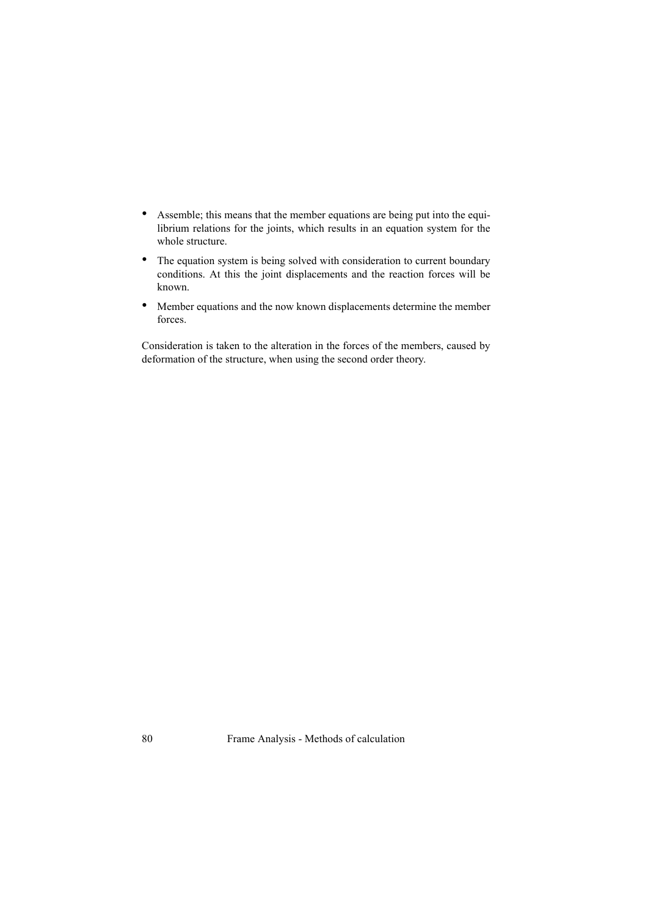- Assemble; this means that the member equations are being put into the equilibrium relations for the joints, which results in an equation system for the whole structure.
- The equation system is being solved with consideration to current boundary conditions. At this the joint displacements and the reaction forces will be known.
- Member equations and the now known displacements determine the member forces.

Consideration is taken to the alteration in the forces of the members, caused by deformation of the structure, when using the second order theory.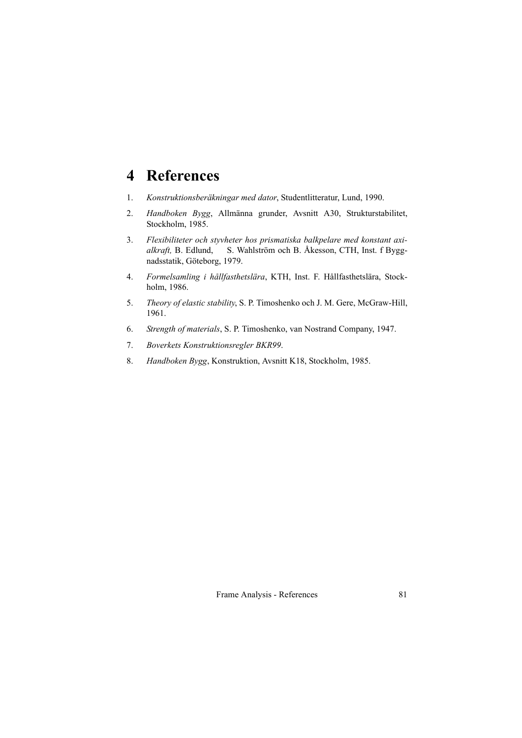# 4 References

1. *Konstruktionsberäkningar med dator*, Studentlitteratur, Lund, 1990.
2. *Handboken Bygg*, Allmänna grunder, Avsnitt A30, Strukturstabilitet, Stockholm, 1985.
3. *Flexibiliteter och styvheter hos prismatiska balkpelare med konstant axialkraft,* B. Edlund, S. Wahlström och B. Åkesson, CTH, Inst. f Byggnadsstatik, Göteborg, 1979.
4. *Formelsamling i hållfasthetslära*, KTH, Inst. F. Hållfasthetslära, Stockholm, 1986.
5. *Theory of elastic stability*, S. P. Timoshenko och J. M. Gere, McGraw-Hill, 1961.
6. *Strength of materials*, S. P. Timoshenko, van Nostrand Company, 1947.
7. *Boverkets Konstruktionsregler BKR99*.
8. *Handboken Bygg*, Konstruktion, Avsnitt K18, Stockholm, 1985.